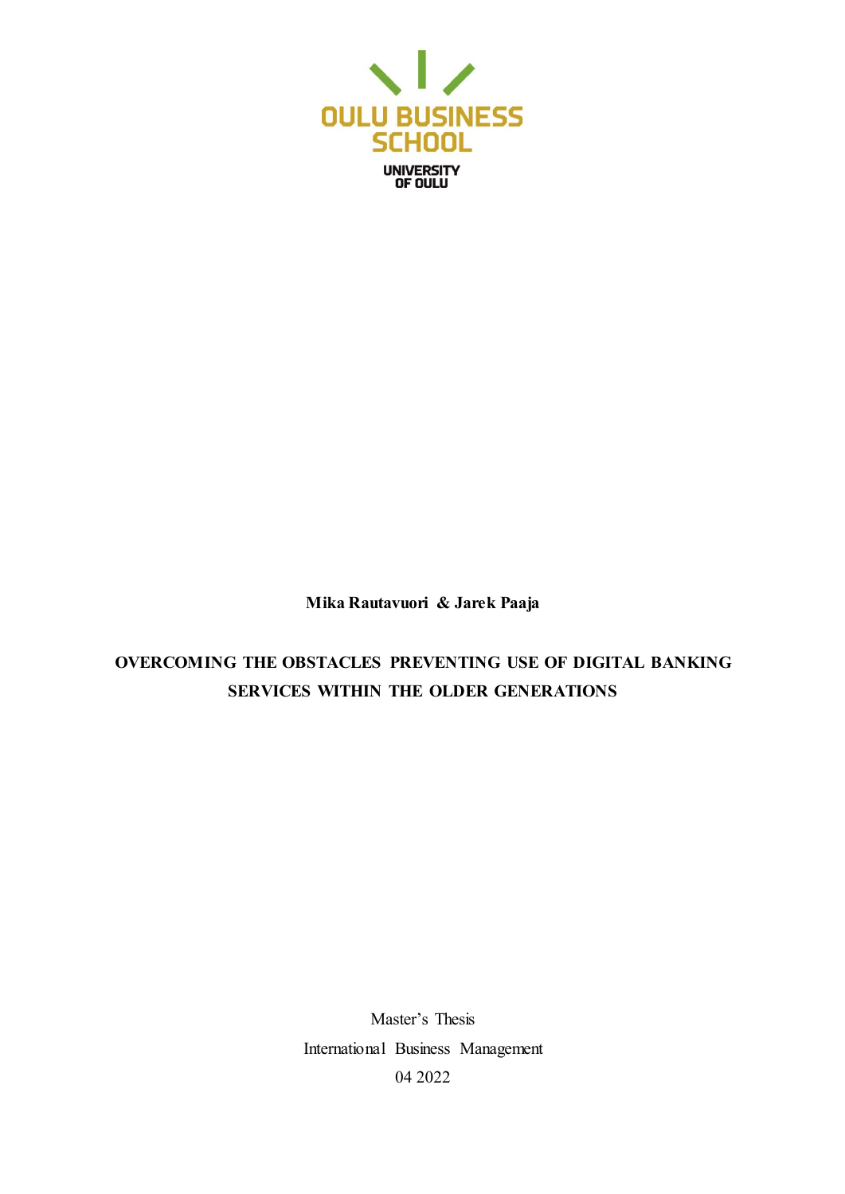OULU BUSINESS SCHOOL

UNIVERSITY OF OULU

**Mika Rautavuori & Jarek Paaja**

**OVERCOMING THE OBSTACLES PREVENTING USE OF DIGITAL BANKING SERVICES WITHIN THE OLDER GENERATIONS**

Master's Thesis

International Business Management

04 2022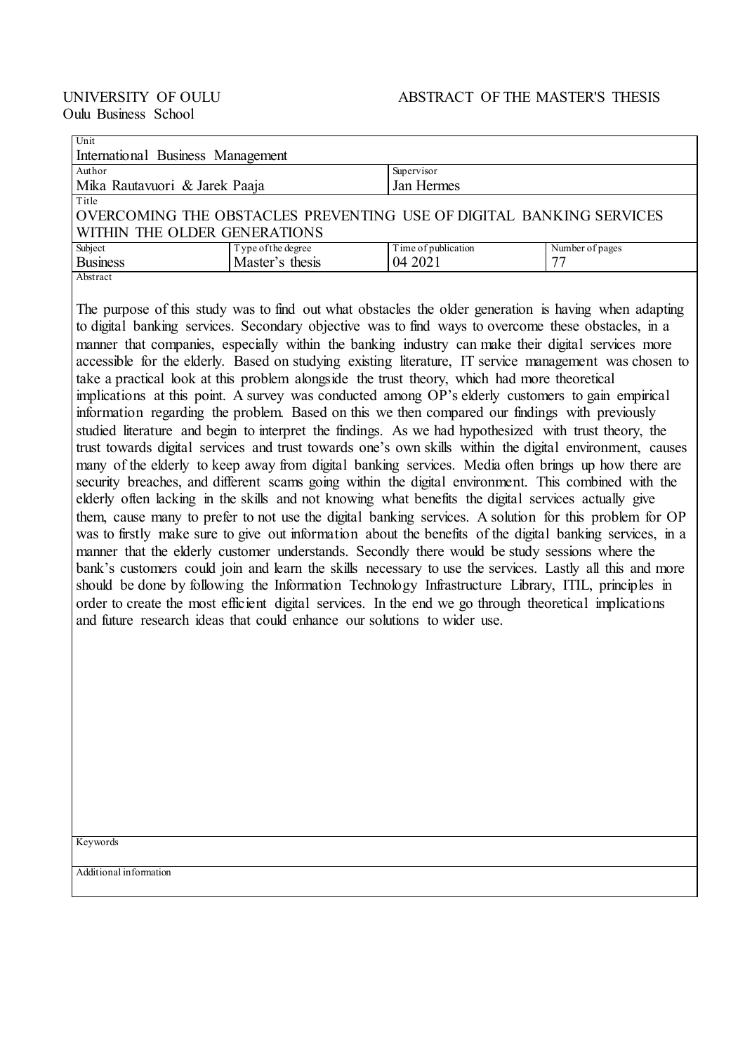UNIVERSITY OF OULU  
Oulu Business School

ABSTRACT OF THE MASTER'S THESIS

| Unit | | | |
|---|---|---|---|
| International Business Management | | | |
| Author | | Supervisor | |
| Mika Rautavuori & Jarek Paaja | | Jan Hermes | |
| Title | | | |
| OVERCOMING THE OBSTACLES PREVENTING USE OF DIGITAL BANKING SERVICES WITHIN THE OLDER GENERATIONS | | | |
| Subject | Type of the degree | Time of publication | Number of pages |
| Business | Master's thesis | 04 2021 | 77 |

Abstract

The purpose of this study was to find out what obstacles the older generation is having when adapting to digital banking services. Secondary objective was to find ways to overcome these obstacles, in a manner that companies, especially within the banking industry can make their digital services more accessible for the elderly. Based on studying existing literature, IT service management was chosen to take a practical look at this problem alongside the trust theory, which had more theoretical implications at this point. A survey was conducted among OP's elderly customers to gain empirical information regarding the problem. Based on this we then compared our findings with previously studied literature and begin to interpret the findings. As we had hypothesized with trust theory, the trust towards digital services and trust towards one's own skills within the digital environment, causes many of the elderly to keep away from digital banking services. Media often brings up how there are security breaches, and different scams going within the digital environment. This combined with the elderly often lacking in the skills and not knowing what benefits the digital services actually give them, cause many to prefer to not use the digital banking services. A solution for this problem for OP was to firstly make sure to give out information about the benefits of the digital banking services, in a manner that the elderly customer understands. Secondly there would be study sessions where the bank's customers could join and learn the skills necessary to use the services. Lastly all this and more should be done by following the Information Technology Infrastructure Library, ITIL, principles in order to create the most efficient digital services. In the end we go through theoretical implications and future research ideas that could enhance our solutions to wider use.

Keywords

Additional information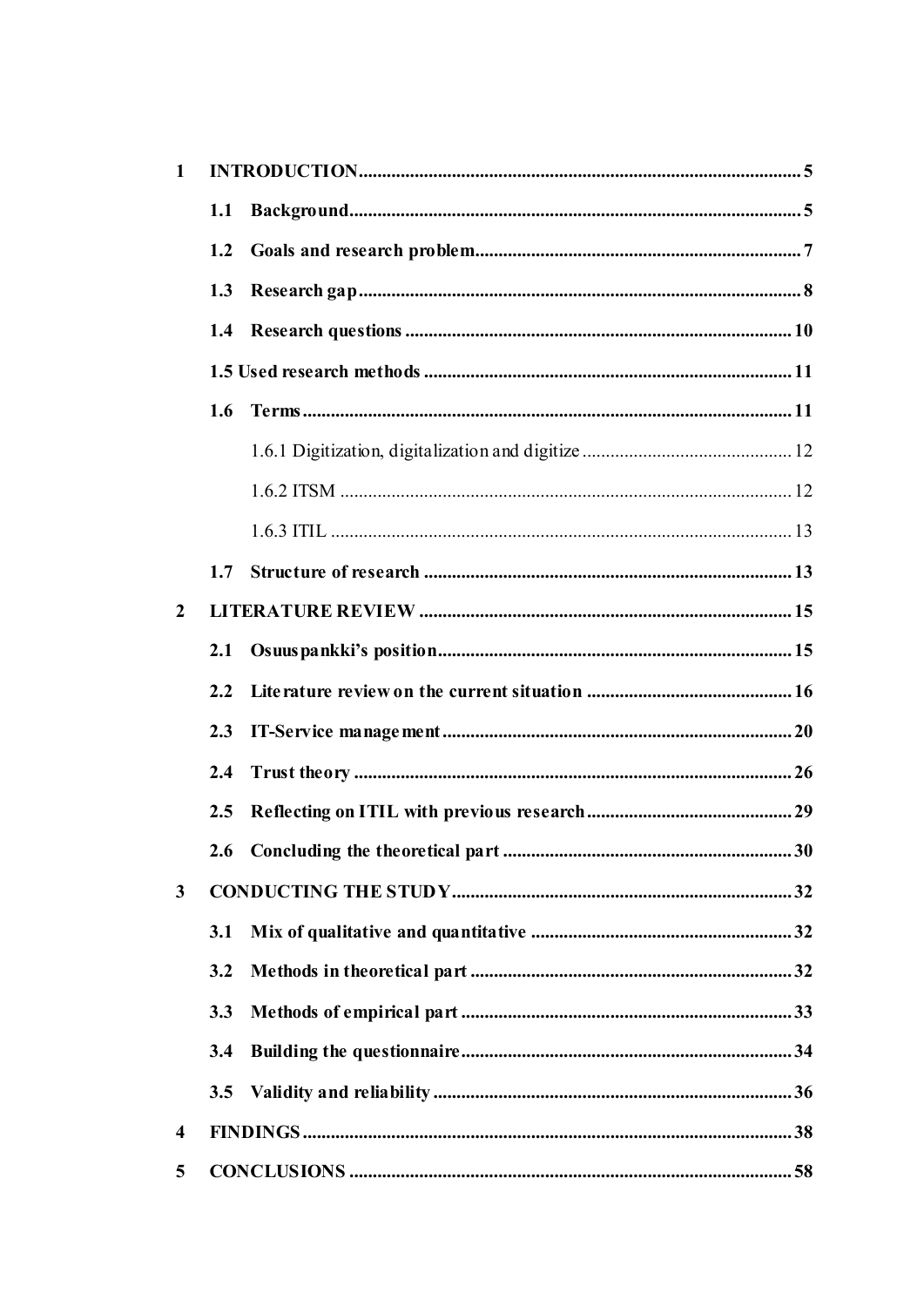1 INTRODUCTION ........ 5

1.1 Background ........ 5

1.2 Goals and research problem ........ 7

1.3 Research gap ........ 8

1.4 Research questions ........ 10

1.5 Used research methods ........ 11

1.6 Terms ........ 11

1.6.1 Digitization, digitalization and digitize ........ 12

1.6.2 ITSM ........ 12

1.6.3 ITIL ........ 13

1.7 Structure of research ........ 13

2 LITERATURE REVIEW ........ 15

2.1 Osuuspankki's position ........ 15

2.2 Literature review on the current situation ........ 16

2.3 IT-Service management ........ 20

2.4 Trust theory ........ 26

2.5 Reflecting on ITIL with previous research ........ 29

2.6 Concluding the theoretical part ........ 30

3 CONDUCTING THE STUDY ........ 32

3.1 Mix of qualitative and quantitative ........ 32

3.2 Methods in theoretical part ........ 32

3.3 Methods of empirical part ........ 33

3.4 Building the questionnaire ........ 34

3.5 Validity and reliability ........ 36

4 FINDINGS ........ 38

5 CONCLUSIONS ........ 58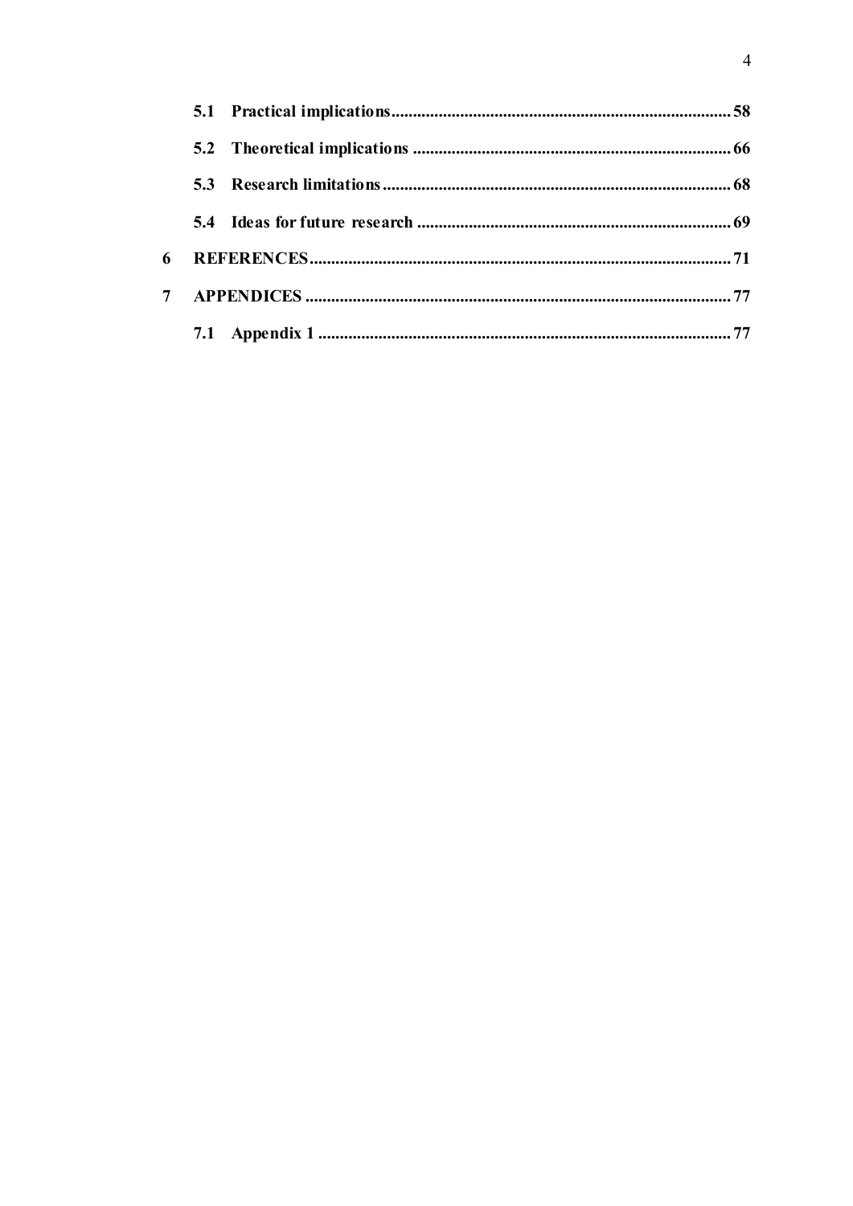**5.1 Practical implications** ............................................................................. 58

**5.2 Theoretical implications** ......................................................................... 66

**5.3 Research limitations** ................................................................................ 68

**5.4 Ideas for future research** ........................................................................ 69

**6 REFERENCES** ................................................................................................ 71

**7 APPENDICES** ................................................................................................. 77

**7.1 Appendix 1** ............................................................................................... 77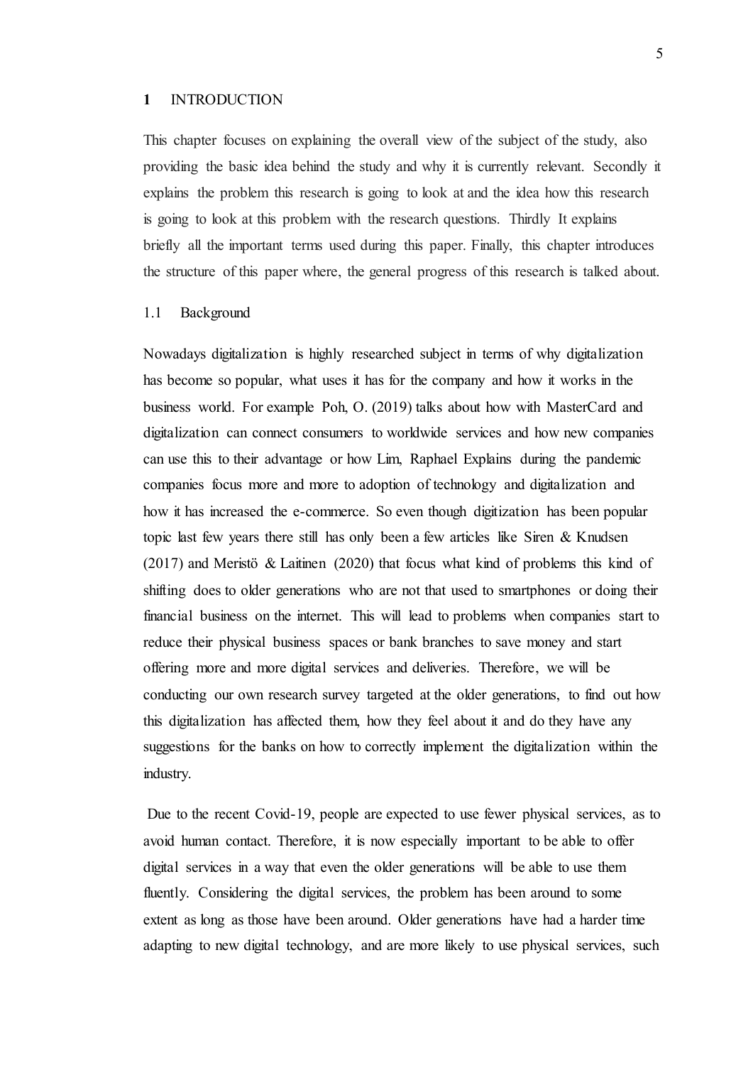# 1 INTRODUCTION

This chapter focuses on explaining the overall view of the subject of the study, also providing the basic idea behind the study and why it is currently relevant. Secondly it explains the problem this research is going to look at and the idea how this research is going to look at this problem with the research questions. Thirdly It explains briefly all the important terms used during this paper. Finally, this chapter introduces the structure of this paper where, the general progress of this research is talked about.

## 1.1 Background

Nowadays digitalization is highly researched subject in terms of why digitalization has become so popular, what uses it has for the company and how it works in the business world. For example Poh, O. (2019) talks about how with MasterCard and digitalization can connect consumers to worldwide services and how new companies can use this to their advantage or how Lim, Raphael Explains during the pandemic companies focus more and more to adoption of technology and digitalization and how it has increased the e-commerce. So even though digitization has been popular topic last few years there still has only been a few articles like Siren & Knudsen (2017) and Meristö & Laitinen (2020) that focus what kind of problems this kind of shifting does to older generations who are not that used to smartphones or doing their financial business on the internet. This will lead to problems when companies start to reduce their physical business spaces or bank branches to save money and start offering more and more digital services and deliveries. Therefore, we will be conducting our own research survey targeted at the older generations, to find out how this digitalization has affected them, how they feel about it and do they have any suggestions for the banks on how to correctly implement the digitalization within the industry.

Due to the recent Covid-19, people are expected to use fewer physical services, as to avoid human contact. Therefore, it is now especially important to be able to offer digital services in a way that even the older generations will be able to use them fluently. Considering the digital services, the problem has been around to some extent as long as those have been around. Older generations have had a harder time adapting to new digital technology, and are more likely to use physical services, such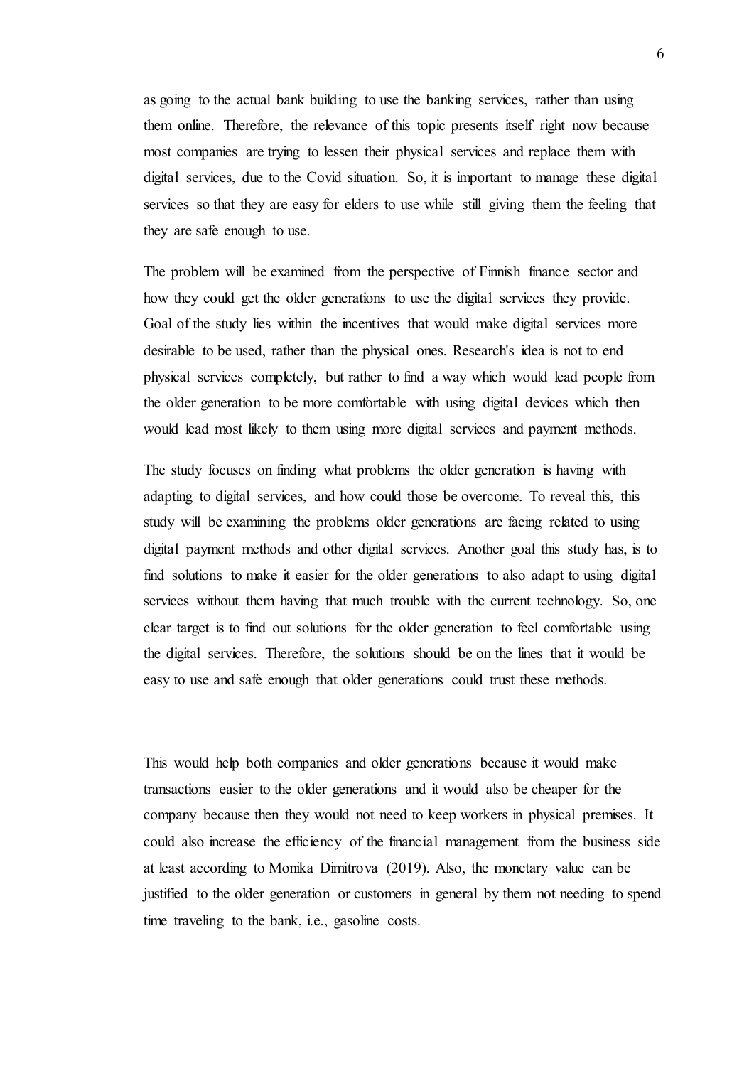as going to the actual bank building to use the banking services, rather than using them online. Therefore, the relevance of this topic presents itself right now because most companies are trying to lessen their physical services and replace them with digital services, due to the Covid situation. So, it is important to manage these digital services so that they are easy for elders to use while still giving them the feeling that they are safe enough to use.

The problem will be examined from the perspective of Finnish finance sector and how they could get the older generations to use the digital services they provide. Goal of the study lies within the incentives that would make digital services more desirable to be used, rather than the physical ones. Research's idea is not to end physical services completely, but rather to find a way which would lead people from the older generation to be more comfortable with using digital devices which then would lead most likely to them using more digital services and payment methods.

The study focuses on finding what problems the older generation is having with adapting to digital services, and how could those be overcome. To reveal this, this study will be examining the problems older generations are facing related to using digital payment methods and other digital services. Another goal this study has, is to find solutions to make it easier for the older generations to also adapt to using digital services without them having that much trouble with the current technology. So, one clear target is to find out solutions for the older generation to feel comfortable using the digital services. Therefore, the solutions should be on the lines that it would be easy to use and safe enough that older generations could trust these methods.

This would help both companies and older generations because it would make transactions easier to the older generations and it would also be cheaper for the company because then they would not need to keep workers in physical premises. It could also increase the efficiency of the financial management from the business side at least according to Monika Dimitrova (2019). Also, the monetary value can be justified to the older generation or customers in general by them not needing to spend time traveling to the bank, i.e., gasoline costs.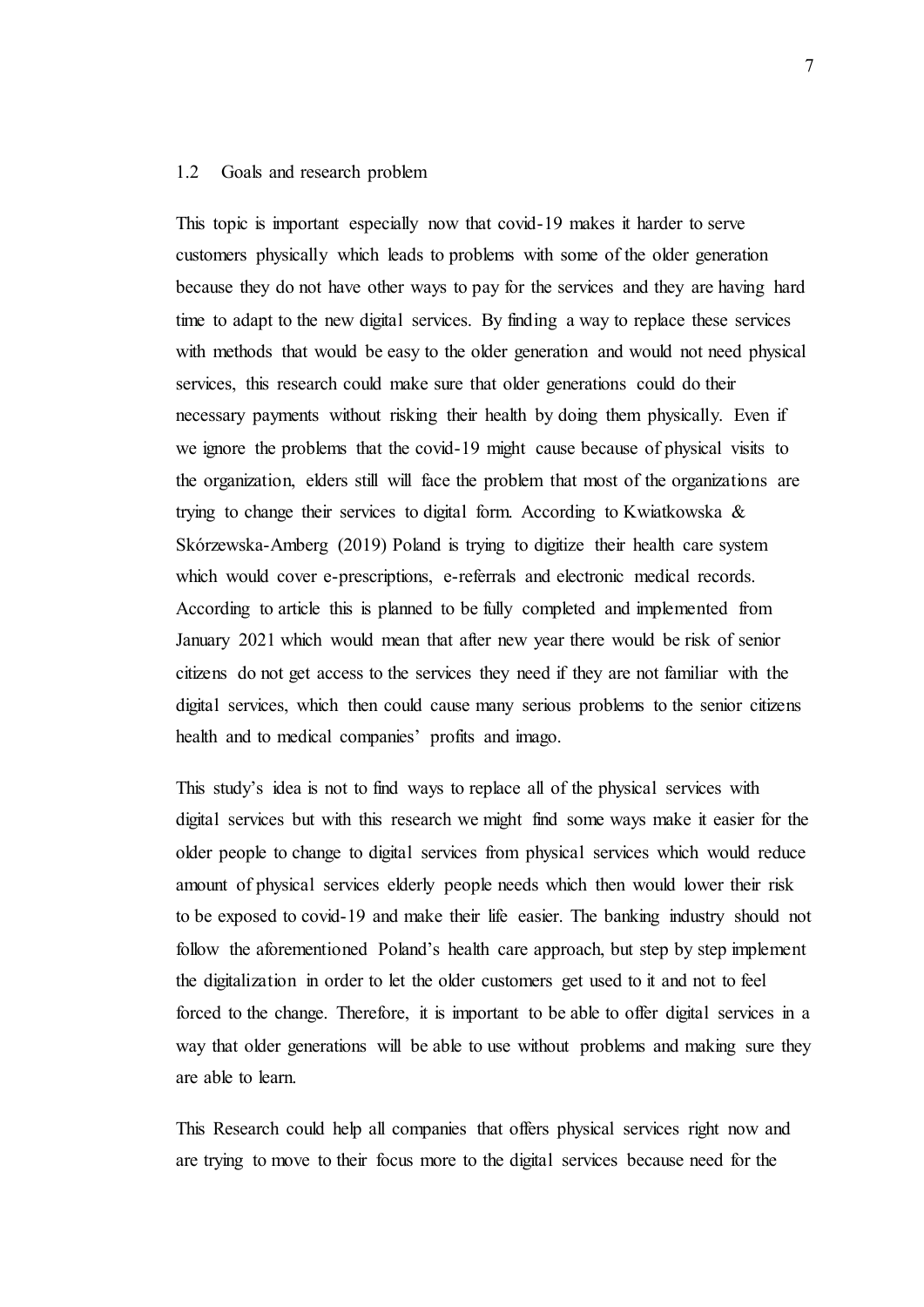## 1.2 Goals and research problem

This topic is important especially now that covid-19 makes it harder to serve customers physically which leads to problems with some of the older generation because they do not have other ways to pay for the services and they are having hard time to adapt to the new digital services. By finding a way to replace these services with methods that would be easy to the older generation and would not need physical services, this research could make sure that older generations could do their necessary payments without risking their health by doing them physically. Even if we ignore the problems that the covid-19 might cause because of physical visits to the organization, elders still will face the problem that most of the organizations are trying to change their services to digital form. According to Kwiatkowska & Skórzewska-Amberg (2019) Poland is trying to digitize their health care system which would cover e-prescriptions, e-referrals and electronic medical records. According to article this is planned to be fully completed and implemented from January 2021 which would mean that after new year there would be risk of senior citizens do not get access to the services they need if they are not familiar with the digital services, which then could cause many serious problems to the senior citizens health and to medical companies' profits and imago.

This study's idea is not to find ways to replace all of the physical services with digital services but with this research we might find some ways make it easier for the older people to change to digital services from physical services which would reduce amount of physical services elderly people needs which then would lower their risk to be exposed to covid-19 and make their life easier. The banking industry should not follow the aforementioned Poland's health care approach, but step by step implement the digitalization in order to let the older customers get used to it and not to feel forced to the change. Therefore, it is important to be able to offer digital services in a way that older generations will be able to use without problems and making sure they are able to learn.

This Research could help all companies that offers physical services right now and are trying to move to their focus more to the digital services because need for the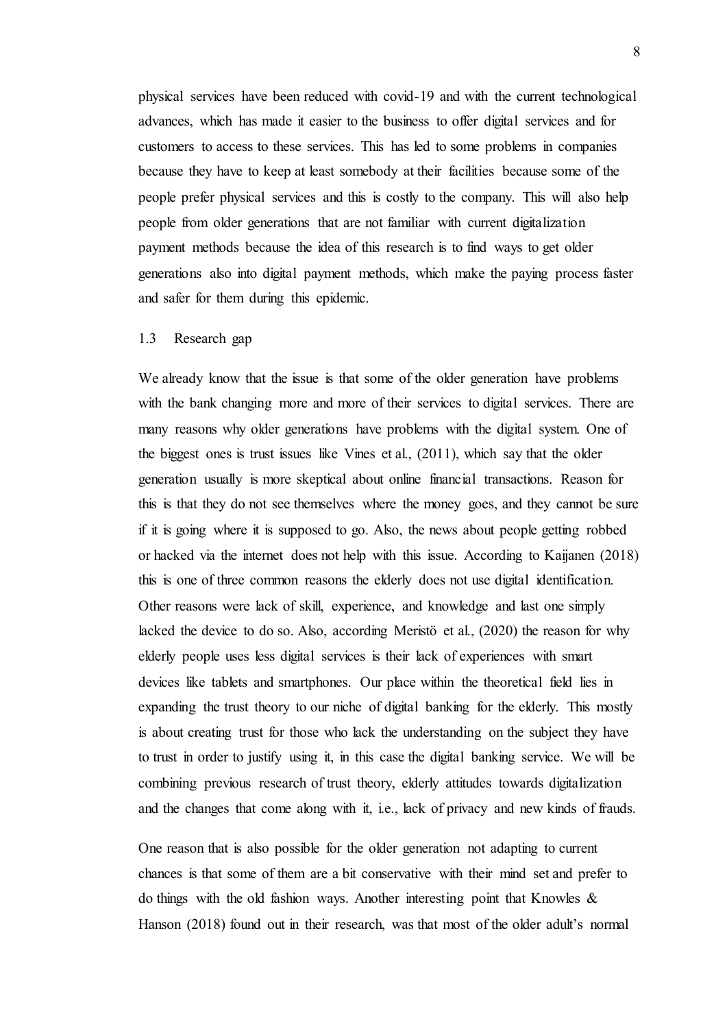physical services have been reduced with covid-19 and with the current technological advances, which has made it easier to the business to offer digital services and for customers to access to these services. This has led to some problems in companies because they have to keep at least somebody at their facilities because some of the people prefer physical services and this is costly to the company. This will also help people from older generations that are not familiar with current digitalization payment methods because the idea of this research is to find ways to get older generations also into digital payment methods, which make the paying process faster and safer for them during this epidemic.

## 1.3 Research gap

We already know that the issue is that some of the older generation have problems with the bank changing more and more of their services to digital services. There are many reasons why older generations have problems with the digital system. One of the biggest ones is trust issues like Vines et al., (2011), which say that the older generation usually is more skeptical about online financial transactions. Reason for this is that they do not see themselves where the money goes, and they cannot be sure if it is going where it is supposed to go. Also, the news about people getting robbed or hacked via the internet does not help with this issue. According to Kaijanen (2018) this is one of three common reasons the elderly does not use digital identification. Other reasons were lack of skill, experience, and knowledge and last one simply lacked the device to do so. Also, according Meristö et al., (2020) the reason for why elderly people uses less digital services is their lack of experiences with smart devices like tablets and smartphones. Our place within the theoretical field lies in expanding the trust theory to our niche of digital banking for the elderly. This mostly is about creating trust for those who lack the understanding on the subject they have to trust in order to justify using it, in this case the digital banking service. We will be combining previous research of trust theory, elderly attitudes towards digitalization and the changes that come along with it, i.e., lack of privacy and new kinds of frauds.

One reason that is also possible for the older generation not adapting to current chances is that some of them are a bit conservative with their mind set and prefer to do things with the old fashion ways. Another interesting point that Knowles & Hanson (2018) found out in their research, was that most of the older adult's normal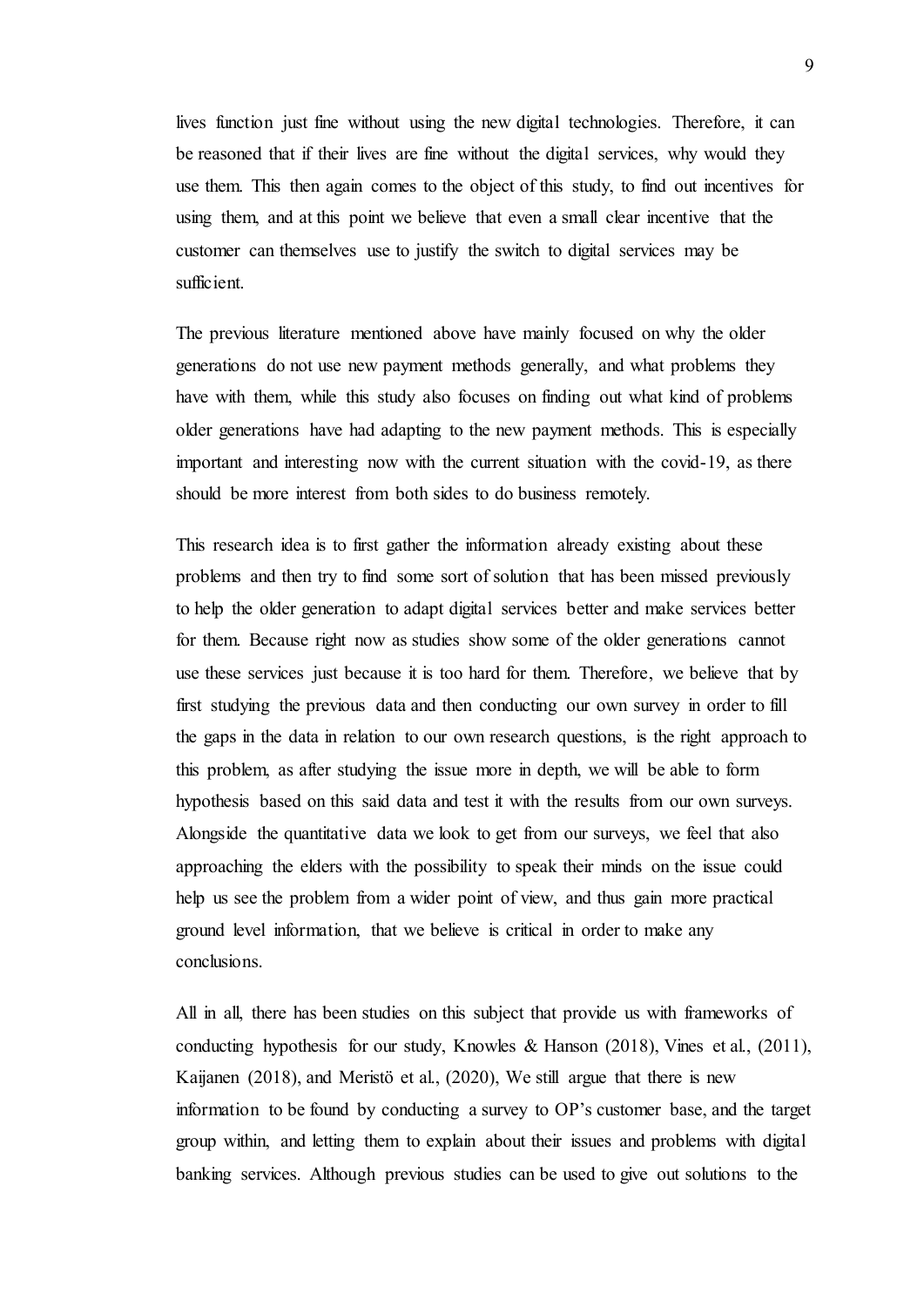lives function just fine without using the new digital technologies. Therefore, it can be reasoned that if their lives are fine without the digital services, why would they use them. This then again comes to the object of this study, to find out incentives for using them, and at this point we believe that even a small clear incentive that the customer can themselves use to justify the switch to digital services may be sufficient.

The previous literature mentioned above have mainly focused on why the older generations do not use new payment methods generally, and what problems they have with them, while this study also focuses on finding out what kind of problems older generations have had adapting to the new payment methods. This is especially important and interesting now with the current situation with the covid-19, as there should be more interest from both sides to do business remotely.

This research idea is to first gather the information already existing about these problems and then try to find some sort of solution that has been missed previously to help the older generation to adapt digital services better and make services better for them. Because right now as studies show some of the older generations cannot use these services just because it is too hard for them. Therefore, we believe that by first studying the previous data and then conducting our own survey in order to fill the gaps in the data in relation to our own research questions, is the right approach to this problem, as after studying the issue more in depth, we will be able to form hypothesis based on this said data and test it with the results from our own surveys. Alongside the quantitative data we look to get from our surveys, we feel that also approaching the elders with the possibility to speak their minds on the issue could help us see the problem from a wider point of view, and thus gain more practical ground level information, that we believe is critical in order to make any conclusions.

All in all, there has been studies on this subject that provide us with frameworks of conducting hypothesis for our study, Knowles & Hanson (2018), Vines et al., (2011), Kaijanen (2018), and Meristö et al., (2020), We still argue that there is new information to be found by conducting a survey to OP's customer base, and the target group within, and letting them to explain about their issues and problems with digital banking services. Although previous studies can be used to give out solutions to the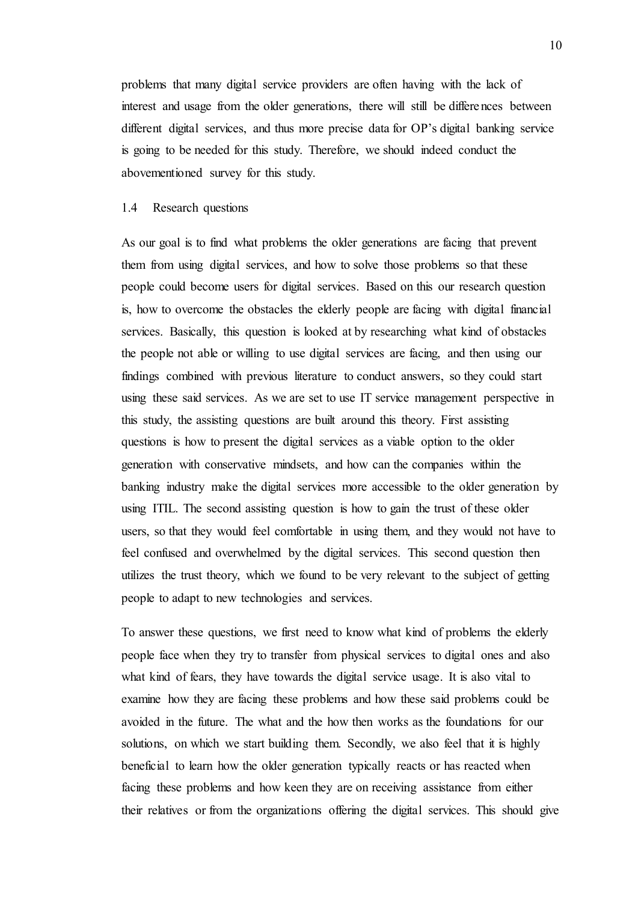problems that many digital service providers are often having with the lack of interest and usage from the older generations, there will still be differences between different digital services, and thus more precise data for OP's digital banking service is going to be needed for this study. Therefore, we should indeed conduct the abovementioned survey for this study.

### 1.4 Research questions

As our goal is to find what problems the older generations are facing that prevent them from using digital services, and how to solve those problems so that these people could become users for digital services. Based on this our research question is, how to overcome the obstacles the elderly people are facing with digital financial services. Basically, this question is looked at by researching what kind of obstacles the people not able or willing to use digital services are facing, and then using our findings combined with previous literature to conduct answers, so they could start using these said services. As we are set to use IT service management perspective in this study, the assisting questions are built around this theory. First assisting questions is how to present the digital services as a viable option to the older generation with conservative mindsets, and how can the companies within the banking industry make the digital services more accessible to the older generation by using ITIL. The second assisting question is how to gain the trust of these older users, so that they would feel comfortable in using them, and they would not have to feel confused and overwhelmed by the digital services. This second question then utilizes the trust theory, which we found to be very relevant to the subject of getting people to adapt to new technologies and services.

To answer these questions, we first need to know what kind of problems the elderly people face when they try to transfer from physical services to digital ones and also what kind of fears, they have towards the digital service usage. It is also vital to examine how they are facing these problems and how these said problems could be avoided in the future. The what and the how then works as the foundations for our solutions, on which we start building them. Secondly, we also feel that it is highly beneficial to learn how the older generation typically reacts or has reacted when facing these problems and how keen they are on receiving assistance from either their relatives or from the organizations offering the digital services. This should give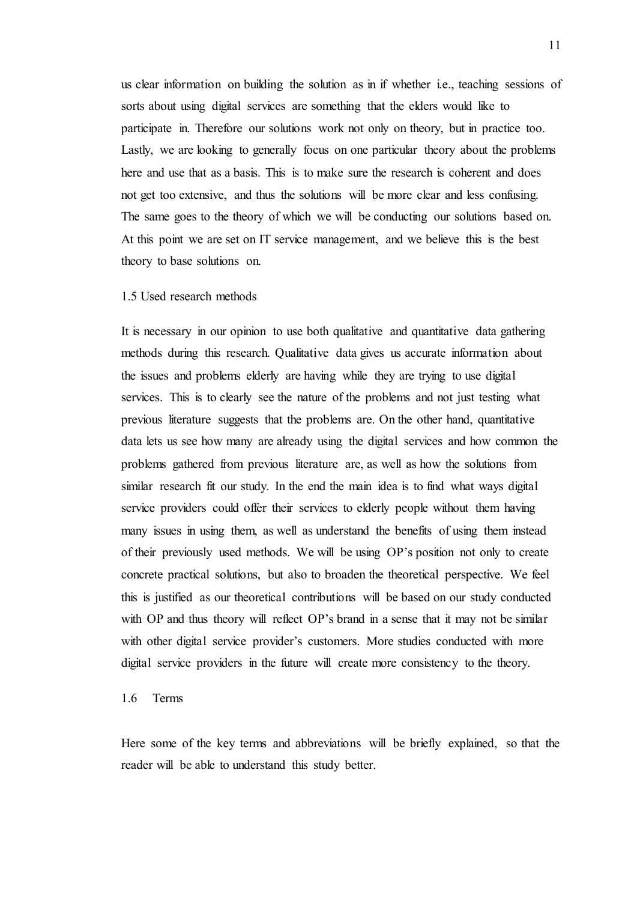us clear information on building the solution as in if whether i.e., teaching sessions of sorts about using digital services are something that the elders would like to participate in. Therefore our solutions work not only on theory, but in practice too. Lastly, we are looking to generally focus on one particular theory about the problems here and use that as a basis. This is to make sure the research is coherent and does not get too extensive, and thus the solutions will be more clear and less confusing. The same goes to the theory of which we will be conducting our solutions based on. At this point we are set on IT service management, and we believe this is the best theory to base solutions on.

## 1.5 Used research methods

It is necessary in our opinion to use both qualitative and quantitative data gathering methods during this research. Qualitative data gives us accurate information about the issues and problems elderly are having while they are trying to use digital services. This is to clearly see the nature of the problems and not just testing what previous literature suggests that the problems are. On the other hand, quantitative data lets us see how many are already using the digital services and how common the problems gathered from previous literature are, as well as how the solutions from similar research fit our study. In the end the main idea is to find what ways digital service providers could offer their services to elderly people without them having many issues in using them, as well as understand the benefits of using them instead of their previously used methods. We will be using OP's position not only to create concrete practical solutions, but also to broaden the theoretical perspective. We feel this is justified as our theoretical contributions will be based on our study conducted with OP and thus theory will reflect OP's brand in a sense that it may not be similar with other digital service provider's customers. More studies conducted with more digital service providers in the future will create more consistency to the theory.

## 1.6 Terms

Here some of the key terms and abbreviations will be briefly explained, so that the reader will be able to understand this study better.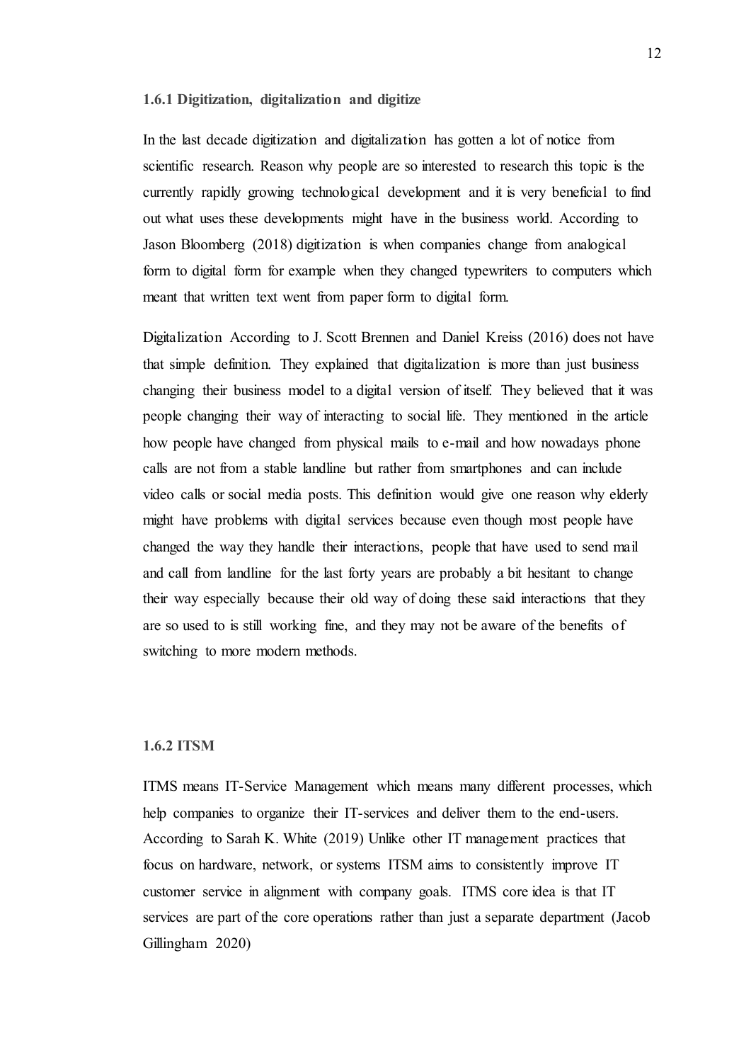### 1.6.1 Digitization, digitalization and digitize

In the last decade digitization and digitalization has gotten a lot of notice from scientific research. Reason why people are so interested to research this topic is the currently rapidly growing technological development and it is very beneficial to find out what uses these developments might have in the business world. According to Jason Bloomberg (2018) digitization is when companies change from analogical form to digital form for example when they changed typewriters to computers which meant that written text went from paper form to digital form.

Digitalization According to J. Scott Brennen and Daniel Kreiss (2016) does not have that simple definition. They explained that digitalization is more than just business changing their business model to a digital version of itself. They believed that it was people changing their way of interacting to social life. They mentioned in the article how people have changed from physical mails to e-mail and how nowadays phone calls are not from a stable landline but rather from smartphones and can include video calls or social media posts. This definition would give one reason why elderly might have problems with digital services because even though most people have changed the way they handle their interactions, people that have used to send mail and call from landline for the last forty years are probably a bit hesitant to change their way especially because their old way of doing these said interactions that they are so used to is still working fine, and they may not be aware of the benefits of switching to more modern methods.

### 1.6.2 ITSM

ITMS means IT-Service Management which means many different processes, which help companies to organize their IT-services and deliver them to the end-users. According to Sarah K. White (2019) Unlike other IT management practices that focus on hardware, network, or systems ITSM aims to consistently improve IT customer service in alignment with company goals. ITMS core idea is that IT services are part of the core operations rather than just a separate department (Jacob Gillingham 2020)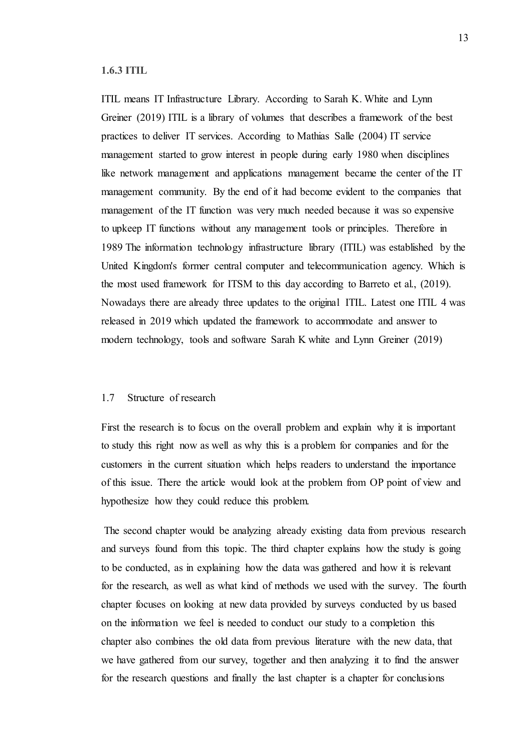### 1.6.3 ITIL

ITIL means IT Infrastructure Library. According to Sarah K. White and Lynn Greiner (2019) ITIL is a library of volumes that describes a framework of the best practices to deliver IT services. According to Mathias Salle (2004) IT service management started to grow interest in people during early 1980 when disciplines like network management and applications management became the center of the IT management community. By the end of it had become evident to the companies that management of the IT function was very much needed because it was so expensive to upkeep IT functions without any management tools or principles. Therefore in 1989 The information technology infrastructure library (ITIL) was established by the United Kingdom's former central computer and telecommunication agency. Which is the most used framework for ITSM to this day according to Barreto et al., (2019). Nowadays there are already three updates to the original ITIL. Latest one ITIL 4 was released in 2019 which updated the framework to accommodate and answer to modern technology, tools and software Sarah K white and Lynn Greiner (2019)

## 1.7 Structure of research

First the research is to focus on the overall problem and explain why it is important to study this right now as well as why this is a problem for companies and for the customers in the current situation which helps readers to understand the importance of this issue. There the article would look at the problem from OP point of view and hypothesize how they could reduce this problem.

The second chapter would be analyzing already existing data from previous research and surveys found from this topic. The third chapter explains how the study is going to be conducted, as in explaining how the data was gathered and how it is relevant for the research, as well as what kind of methods we used with the survey. The fourth chapter focuses on looking at new data provided by surveys conducted by us based on the information we feel is needed to conduct our study to a completion this chapter also combines the old data from previous literature with the new data, that we have gathered from our survey, together and then analyzing it to find the answer for the research questions and finally the last chapter is a chapter for conclusions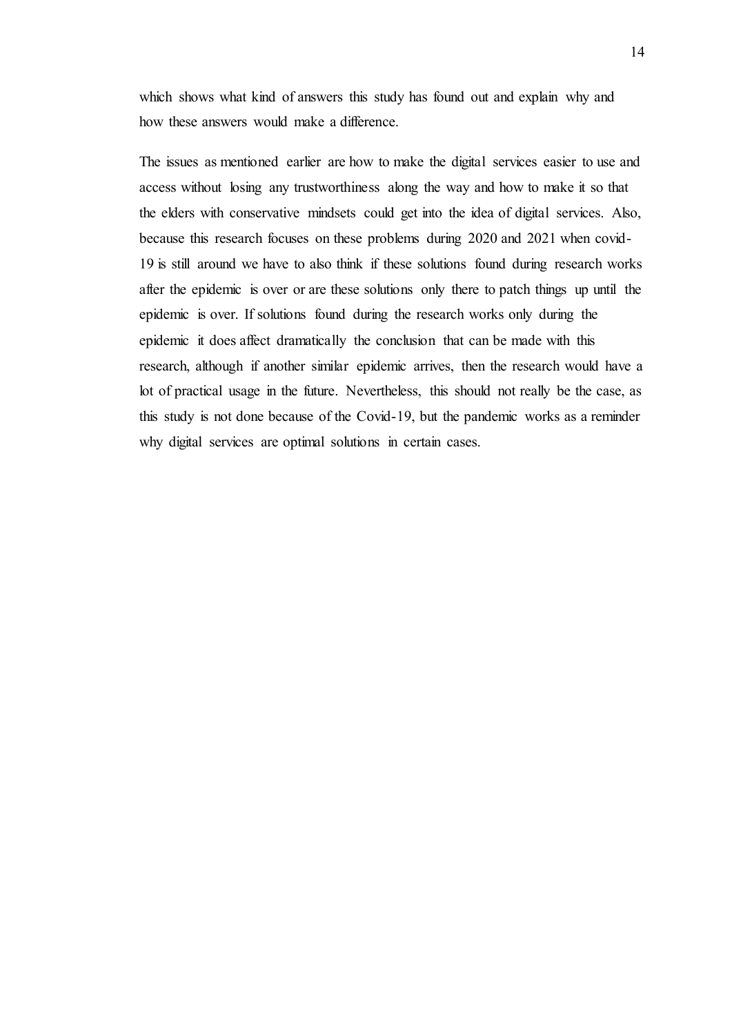which shows what kind of answers this study has found out and explain why and how these answers would make a difference.

The issues as mentioned earlier are how to make the digital services easier to use and access without losing any trustworthiness along the way and how to make it so that the elders with conservative mindsets could get into the idea of digital services. Also, because this research focuses on these problems during 2020 and 2021 when covid-19 is still around we have to also think if these solutions found during research works after the epidemic is over or are these solutions only there to patch things up until the epidemic is over. If solutions found during the research works only during the epidemic it does affect dramatically the conclusion that can be made with this research, although if another similar epidemic arrives, then the research would have a lot of practical usage in the future. Nevertheless, this should not really be the case, as this study is not done because of the Covid-19, but the pandemic works as a reminder why digital services are optimal solutions in certain cases.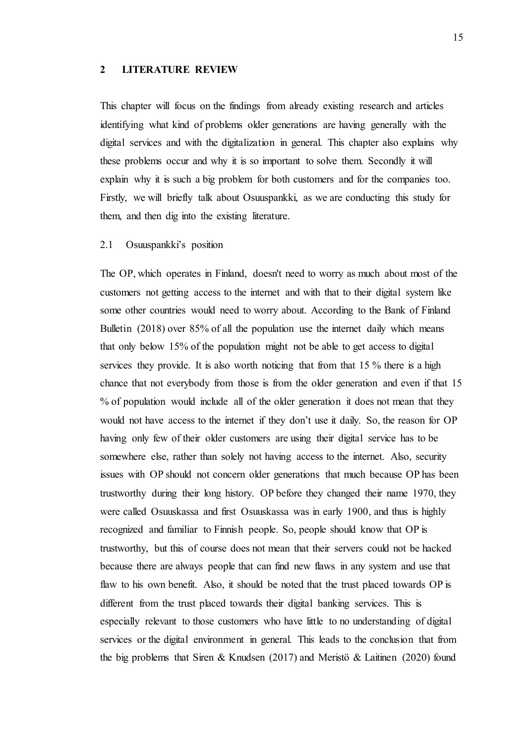# 2 LITERATURE REVIEW

This chapter will focus on the findings from already existing research and articles identifying what kind of problems older generations are having generally with the digital services and with the digitalization in general. This chapter also explains why these problems occur and why it is so important to solve them. Secondly it will explain why it is such a big problem for both customers and for the companies too. Firstly, we will briefly talk about Osuuspankki, as we are conducting this study for them, and then dig into the existing literature.

## 2.1 Osuuspankki's position

The OP, which operates in Finland, doesn't need to worry as much about most of the customers not getting access to the internet and with that to their digital system like some other countries would need to worry about. According to the Bank of Finland Bulletin (2018) over 85% of all the population use the internet daily which means that only below 15% of the population might not be able to get access to digital services they provide. It is also worth noticing that from that 15 % there is a high chance that not everybody from those is from the older generation and even if that 15 % of population would include all of the older generation it does not mean that they would not have access to the internet if they don't use it daily. So, the reason for OP having only few of their older customers are using their digital service has to be somewhere else, rather than solely not having access to the internet. Also, security issues with OP should not concern older generations that much because OP has been trustworthy during their long history. OP before they changed their name 1970, they were called Osuuskassa and first Osuuskassa was in early 1900, and thus is highly recognized and familiar to Finnish people. So, people should know that OP is trustworthy, but this of course does not mean that their servers could not be hacked because there are always people that can find new flaws in any system and use that flaw to his own benefit. Also, it should be noted that the trust placed towards OP is different from the trust placed towards their digital banking services. This is especially relevant to those customers who have little to no understanding of digital services or the digital environment in general. This leads to the conclusion that from the big problems that Siren & Knudsen (2017) and Meristö & Laitinen (2020) found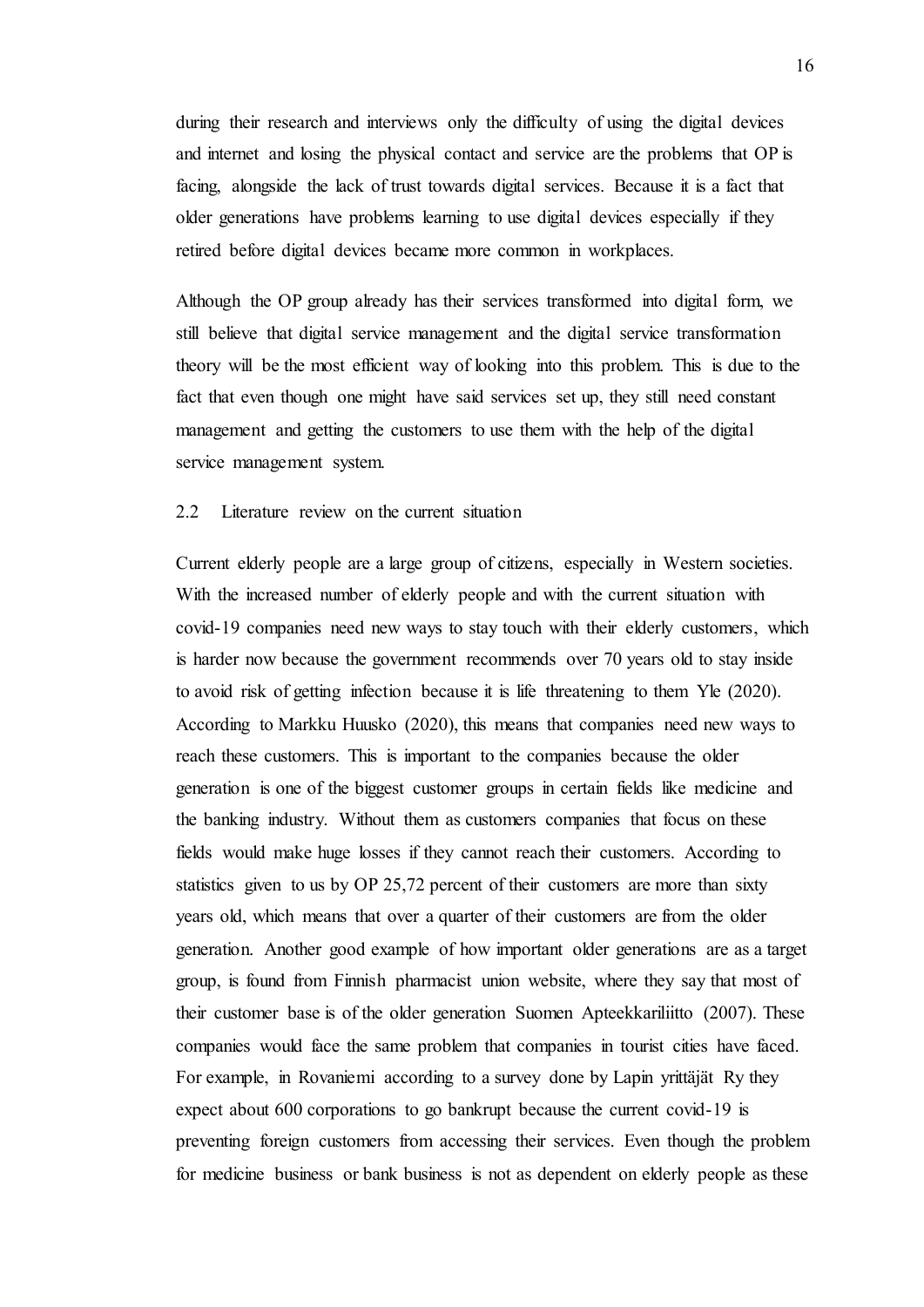during their research and interviews only the difficulty of using the digital devices and internet and losing the physical contact and service are the problems that OP is facing, alongside the lack of trust towards digital services. Because it is a fact that older generations have problems learning to use digital devices especially if they retired before digital devices became more common in workplaces.

Although the OP group already has their services transformed into digital form, we still believe that digital service management and the digital service transformation theory will be the most efficient way of looking into this problem. This is due to the fact that even though one might have said services set up, they still need constant management and getting the customers to use them with the help of the digital service management system.

## 2.2 Literature review on the current situation

Current elderly people are a large group of citizens, especially in Western societies. With the increased number of elderly people and with the current situation with covid-19 companies need new ways to stay touch with their elderly customers, which is harder now because the government recommends over 70 years old to stay inside to avoid risk of getting infection because it is life threatening to them Yle (2020). According to Markku Huusko (2020), this means that companies need new ways to reach these customers. This is important to the companies because the older generation is one of the biggest customer groups in certain fields like medicine and the banking industry. Without them as customers companies that focus on these fields would make huge losses if they cannot reach their customers. According to statistics given to us by OP 25,72 percent of their customers are more than sixty years old, which means that over a quarter of their customers are from the older generation. Another good example of how important older generations are as a target group, is found from Finnish pharmacist union website, where they say that most of their customer base is of the older generation Suomen Apteekkariliitto (2007). These companies would face the same problem that companies in tourist cities have faced. For example, in Rovaniemi according to a survey done by Lapin yrittäjät Ry they expect about 600 corporations to go bankrupt because the current covid-19 is preventing foreign customers from accessing their services. Even though the problem for medicine business or bank business is not as dependent on elderly people as these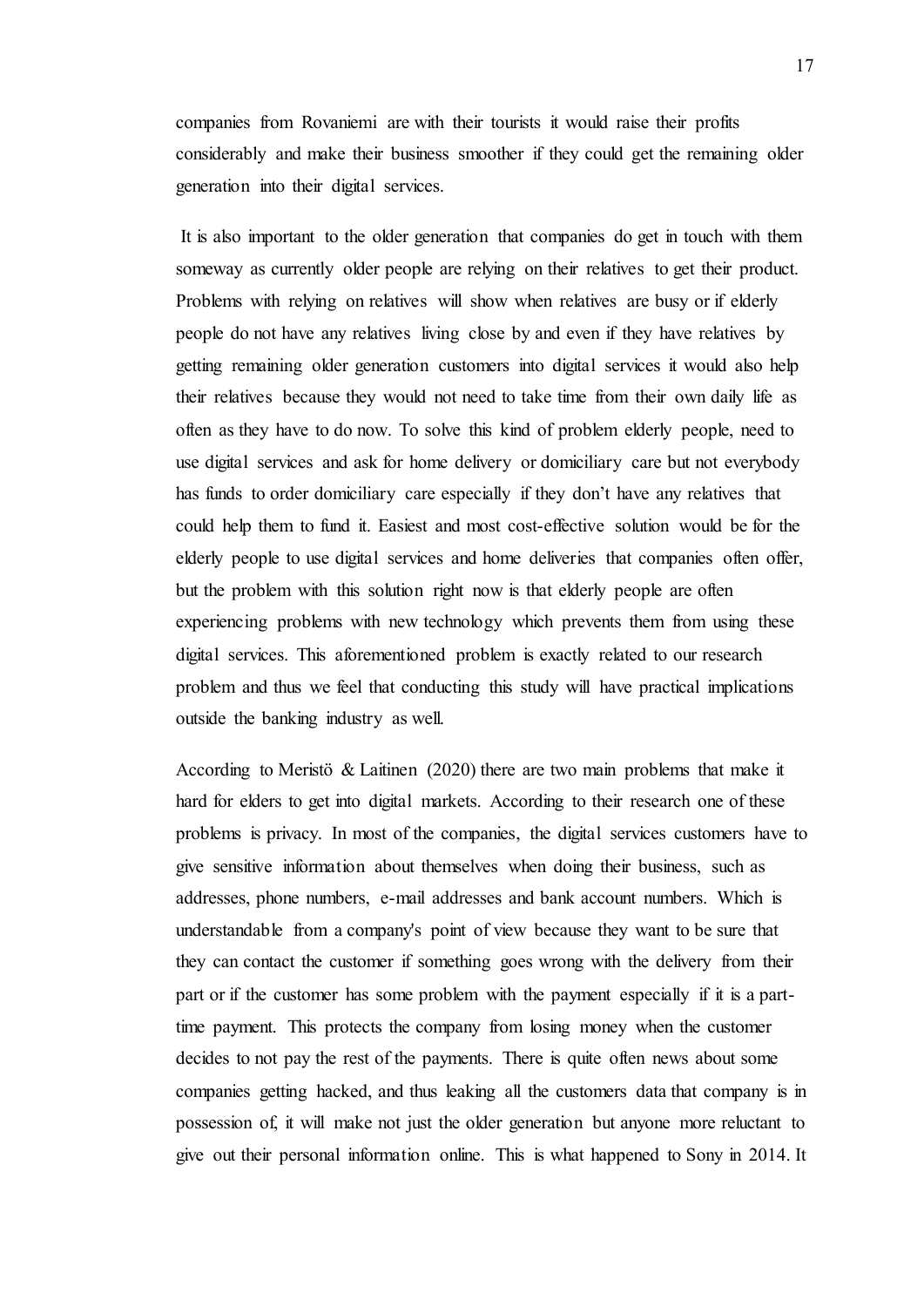companies from Rovaniemi are with their tourists it would raise their profits considerably and make their business smoother if they could get the remaining older generation into their digital services.

It is also important to the older generation that companies do get in touch with them someway as currently older people are relying on their relatives to get their product. Problems with relying on relatives will show when relatives are busy or if elderly people do not have any relatives living close by and even if they have relatives by getting remaining older generation customers into digital services it would also help their relatives because they would not need to take time from their own daily life as often as they have to do now. To solve this kind of problem elderly people, need to use digital services and ask for home delivery or domiciliary care but not everybody has funds to order domiciliary care especially if they don't have any relatives that could help them to fund it. Easiest and most cost-effective solution would be for the elderly people to use digital services and home deliveries that companies often offer, but the problem with this solution right now is that elderly people are often experiencing problems with new technology which prevents them from using these digital services. This aforementioned problem is exactly related to our research problem and thus we feel that conducting this study will have practical implications outside the banking industry as well.

According to Meristö & Laitinen (2020) there are two main problems that make it hard for elders to get into digital markets. According to their research one of these problems is privacy. In most of the companies, the digital services customers have to give sensitive information about themselves when doing their business, such as addresses, phone numbers, e-mail addresses and bank account numbers. Which is understandable from a company's point of view because they want to be sure that they can contact the customer if something goes wrong with the delivery from their part or if the customer has some problem with the payment especially if it is a part-time payment. This protects the company from losing money when the customer decides to not pay the rest of the payments. There is quite often news about some companies getting hacked, and thus leaking all the customers data that company is in possession of, it will make not just the older generation but anyone more reluctant to give out their personal information online. This is what happened to Sony in 2014. It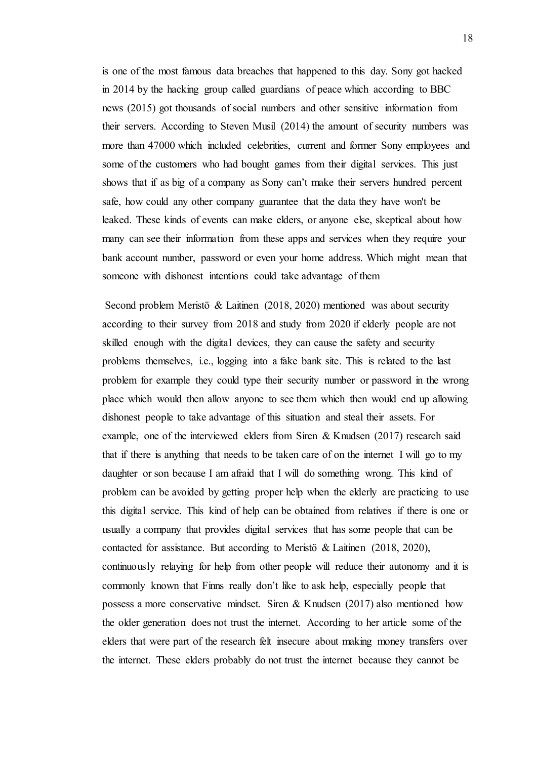is one of the most famous data breaches that happened to this day. Sony got hacked in 2014 by the hacking group called guardians of peace which according to BBC news (2015) got thousands of social numbers and other sensitive information from their servers. According to Steven Musil (2014) the amount of security numbers was more than 47000 which included celebrities, current and former Sony employees and some of the customers who had bought games from their digital services. This just shows that if as big of a company as Sony can't make their servers hundred percent safe, how could any other company guarantee that the data they have won't be leaked. These kinds of events can make elders, or anyone else, skeptical about how many can see their information from these apps and services when they require your bank account number, password or even your home address. Which might mean that someone with dishonest intentions could take advantage of them

Second problem Meristö & Laitinen (2018, 2020) mentioned was about security according to their survey from 2018 and study from 2020 if elderly people are not skilled enough with the digital devices, they can cause the safety and security problems themselves, i.e., logging into a fake bank site. This is related to the last problem for example they could type their security number or password in the wrong place which would then allow anyone to see them which then would end up allowing dishonest people to take advantage of this situation and steal their assets. For example, one of the interviewed elders from Siren & Knudsen (2017) research said that if there is anything that needs to be taken care of on the internet I will go to my daughter or son because I am afraid that I will do something wrong. This kind of problem can be avoided by getting proper help when the elderly are practicing to use this digital service. This kind of help can be obtained from relatives if there is one or usually a company that provides digital services that has some people that can be contacted for assistance. But according to Meristö & Laitinen (2018, 2020), continuously relaying for help from other people will reduce their autonomy and it is commonly known that Finns really don't like to ask help, especially people that possess a more conservative mindset. Siren & Knudsen (2017) also mentioned how the older generation does not trust the internet. According to her article some of the elders that were part of the research felt insecure about making money transfers over the internet. These elders probably do not trust the internet because they cannot be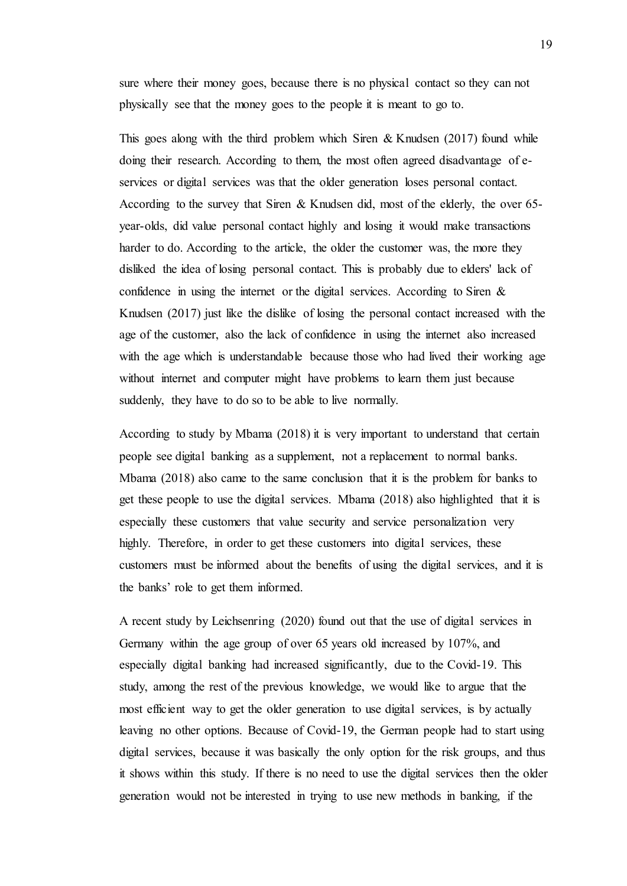sure where their money goes, because there is no physical contact so they can not physically see that the money goes to the people it is meant to go to.

This goes along with the third problem which Siren & Knudsen (2017) found while doing their research. According to them, the most often agreed disadvantage of e-services or digital services was that the older generation loses personal contact. According to the survey that Siren & Knudsen did, most of the elderly, the over 65-year-olds, did value personal contact highly and losing it would make transactions harder to do. According to the article, the older the customer was, the more they disliked the idea of losing personal contact. This is probably due to elders' lack of confidence in using the internet or the digital services. According to Siren & Knudsen (2017) just like the dislike of losing the personal contact increased with the age of the customer, also the lack of confidence in using the internet also increased with the age which is understandable because those who had lived their working age without internet and computer might have problems to learn them just because suddenly, they have to do so to be able to live normally.

According to study by Mbama (2018) it is very important to understand that certain people see digital banking as a supplement, not a replacement to normal banks. Mbama (2018) also came to the same conclusion that it is the problem for banks to get these people to use the digital services. Mbama (2018) also highlighted that it is especially these customers that value security and service personalization very highly. Therefore, in order to get these customers into digital services, these customers must be informed about the benefits of using the digital services, and it is the banks' role to get them informed.

A recent study by Leichsenring (2020) found out that the use of digital services in Germany within the age group of over 65 years old increased by 107%, and especially digital banking had increased significantly, due to the Covid-19. This study, among the rest of the previous knowledge, we would like to argue that the most efficient way to get the older generation to use digital services, is by actually leaving no other options. Because of Covid-19, the German people had to start using digital services, because it was basically the only option for the risk groups, and thus it shows within this study. If there is no need to use the digital services then the older generation would not be interested in trying to use new methods in banking, if the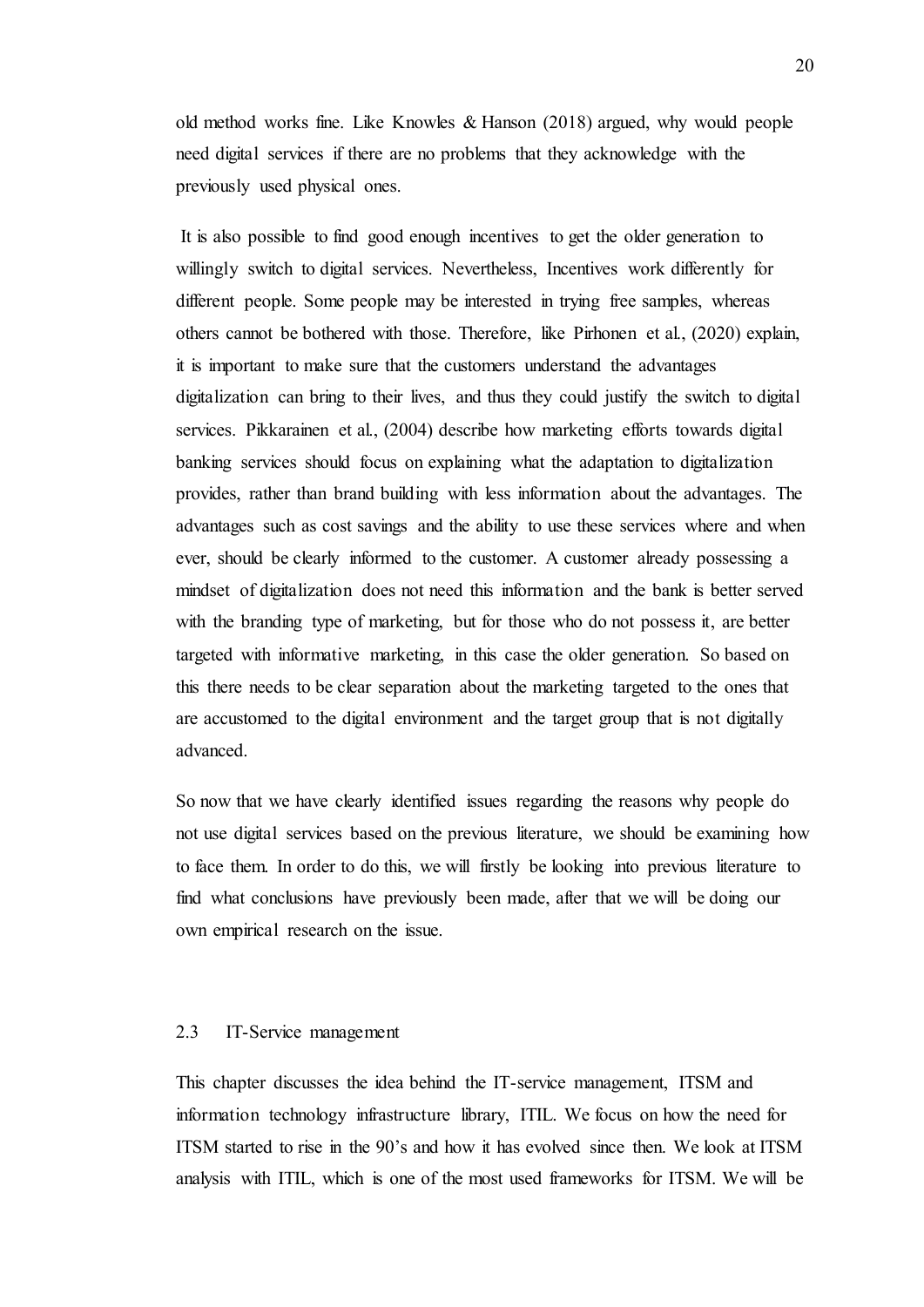old method works fine. Like Knowles & Hanson (2018) argued, why would people need digital services if there are no problems that they acknowledge with the previously used physical ones.

It is also possible to find good enough incentives to get the older generation to willingly switch to digital services. Nevertheless, Incentives work differently for different people. Some people may be interested in trying free samples, whereas others cannot be bothered with those. Therefore, like Pirhonen et al., (2020) explain, it is important to make sure that the customers understand the advantages digitalization can bring to their lives, and thus they could justify the switch to digital services. Pikkarainen et al., (2004) describe how marketing efforts towards digital banking services should focus on explaining what the adaptation to digitalization provides, rather than brand building with less information about the advantages. The advantages such as cost savings and the ability to use these services where and when ever, should be clearly informed to the customer. A customer already possessing a mindset of digitalization does not need this information and the bank is better served with the branding type of marketing, but for those who do not possess it, are better targeted with informative marketing, in this case the older generation. So based on this there needs to be clear separation about the marketing targeted to the ones that are accustomed to the digital environment and the target group that is not digitally advanced.

So now that we have clearly identified issues regarding the reasons why people do not use digital services based on the previous literature, we should be examining how to face them. In order to do this, we will firstly be looking into previous literature to find what conclusions have previously been made, after that we will be doing our own empirical research on the issue.

### 2.3 IT-Service management

This chapter discusses the idea behind the IT-service management, ITSM and information technology infrastructure library, ITIL. We focus on how the need for ITSM started to rise in the 90's and how it has evolved since then. We look at ITSM analysis with ITIL, which is one of the most used frameworks for ITSM. We will be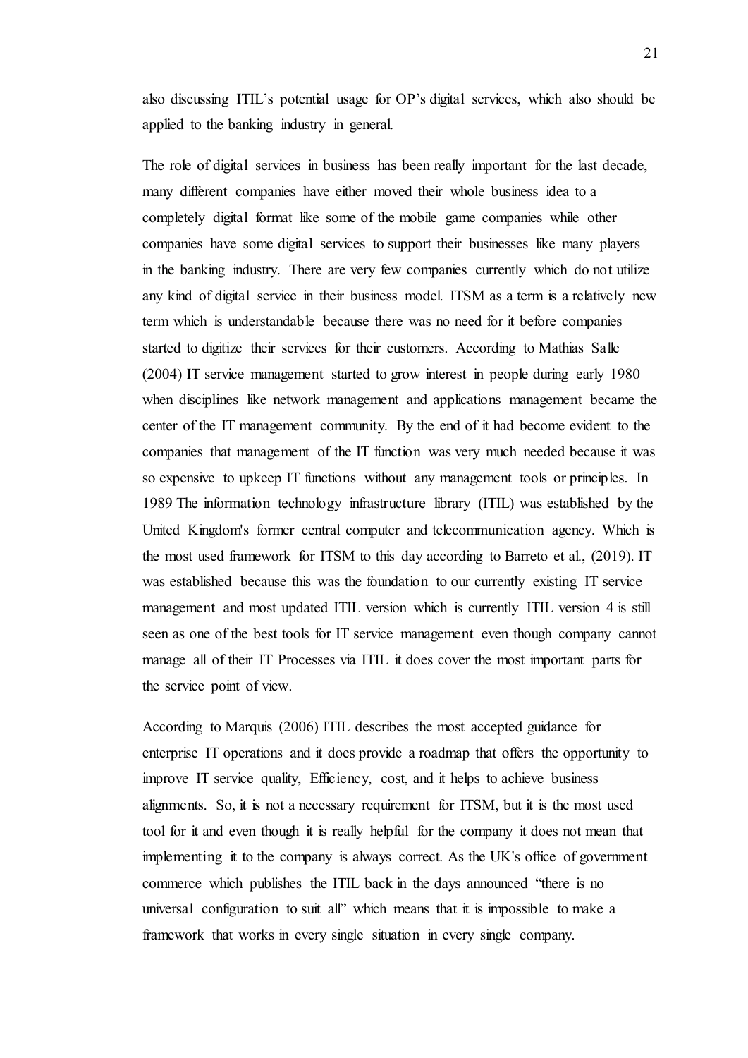also discussing ITIL's potential usage for OP's digital services, which also should be applied to the banking industry in general.

The role of digital services in business has been really important for the last decade, many different companies have either moved their whole business idea to a completely digital format like some of the mobile game companies while other companies have some digital services to support their businesses like many players in the banking industry. There are very few companies currently which do not utilize any kind of digital service in their business model. ITSM as a term is a relatively new term which is understandable because there was no need for it before companies started to digitize their services for their customers. According to Mathias Salle (2004) IT service management started to grow interest in people during early 1980 when disciplines like network management and applications management became the center of the IT management community. By the end of it had become evident to the companies that management of the IT function was very much needed because it was so expensive to upkeep IT functions without any management tools or principles. In 1989 The information technology infrastructure library (ITIL) was established by the United Kingdom's former central computer and telecommunication agency. Which is the most used framework for ITSM to this day according to Barreto et al., (2019). IT was established because this was the foundation to our currently existing IT service management and most updated ITIL version which is currently ITIL version 4 is still seen as one of the best tools for IT service management even though company cannot manage all of their IT Processes via ITIL it does cover the most important parts for the service point of view.

According to Marquis (2006) ITIL describes the most accepted guidance for enterprise IT operations and it does provide a roadmap that offers the opportunity to improve IT service quality, Efficiency, cost, and it helps to achieve business alignments. So, it is not a necessary requirement for ITSM, but it is the most used tool for it and even though it is really helpful for the company it does not mean that implementing it to the company is always correct. As the UK's office of government commerce which publishes the ITIL back in the days announced "there is no universal configuration to suit all" which means that it is impossible to make a framework that works in every single situation in every single company.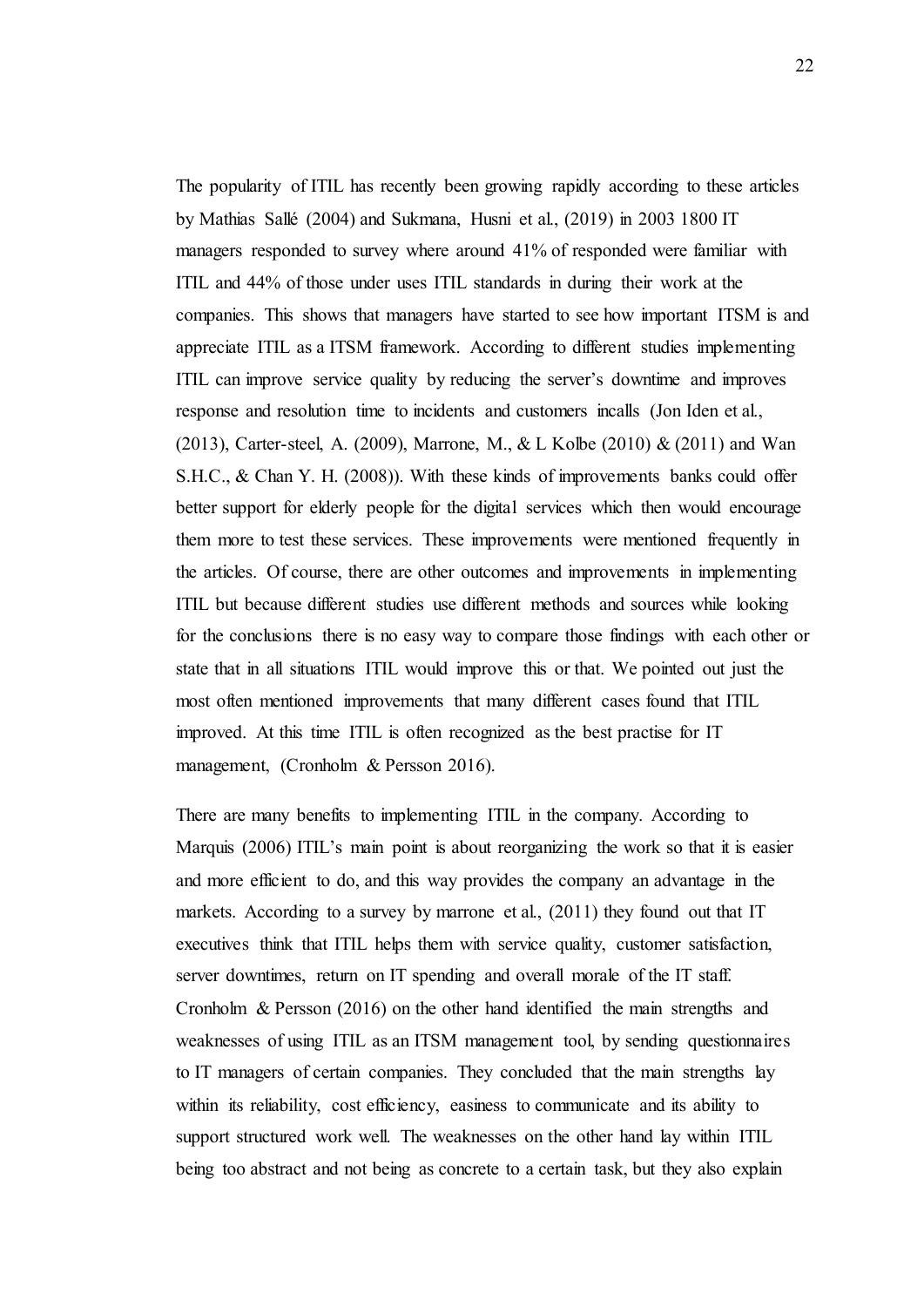The popularity of ITIL has recently been growing rapidly according to these articles by Mathias Sallé (2004) and Sukmana, Husni et al., (2019) in 2003 1800 IT managers responded to survey where around 41% of responded were familiar with ITIL and 44% of those under uses ITIL standards in during their work at the companies. This shows that managers have started to see how important ITSM is and appreciate ITIL as a ITSM framework. According to different studies implementing ITIL can improve service quality by reducing the server's downtime and improves response and resolution time to incidents and customers incalls (Jon Iden et al., (2013), Carter-steel, A. (2009), Marrone, M., & L Kolbe (2010) & (2011) and Wan S.H.C., & Chan Y. H. (2008)). With these kinds of improvements banks could offer better support for elderly people for the digital services which then would encourage them more to test these services. These improvements were mentioned frequently in the articles. Of course, there are other outcomes and improvements in implementing ITIL but because different studies use different methods and sources while looking for the conclusions there is no easy way to compare those findings with each other or state that in all situations ITIL would improve this or that. We pointed out just the most often mentioned improvements that many different cases found that ITIL improved. At this time ITIL is often recognized as the best practise for IT management, (Cronholm & Persson 2016).

There are many benefits to implementing ITIL in the company. According to Marquis (2006) ITIL's main point is about reorganizing the work so that it is easier and more efficient to do, and this way provides the company an advantage in the markets. According to a survey by marrone et al., (2011) they found out that IT executives think that ITIL helps them with service quality, customer satisfaction, server downtimes, return on IT spending and overall morale of the IT staff. Cronholm & Persson (2016) on the other hand identified the main strengths and weaknesses of using ITIL as an ITSM management tool, by sending questionnaires to IT managers of certain companies. They concluded that the main strengths lay within its reliability, cost efficiency, easiness to communicate and its ability to support structured work well. The weaknesses on the other hand lay within ITIL being too abstract and not being as concrete to a certain task, but they also explain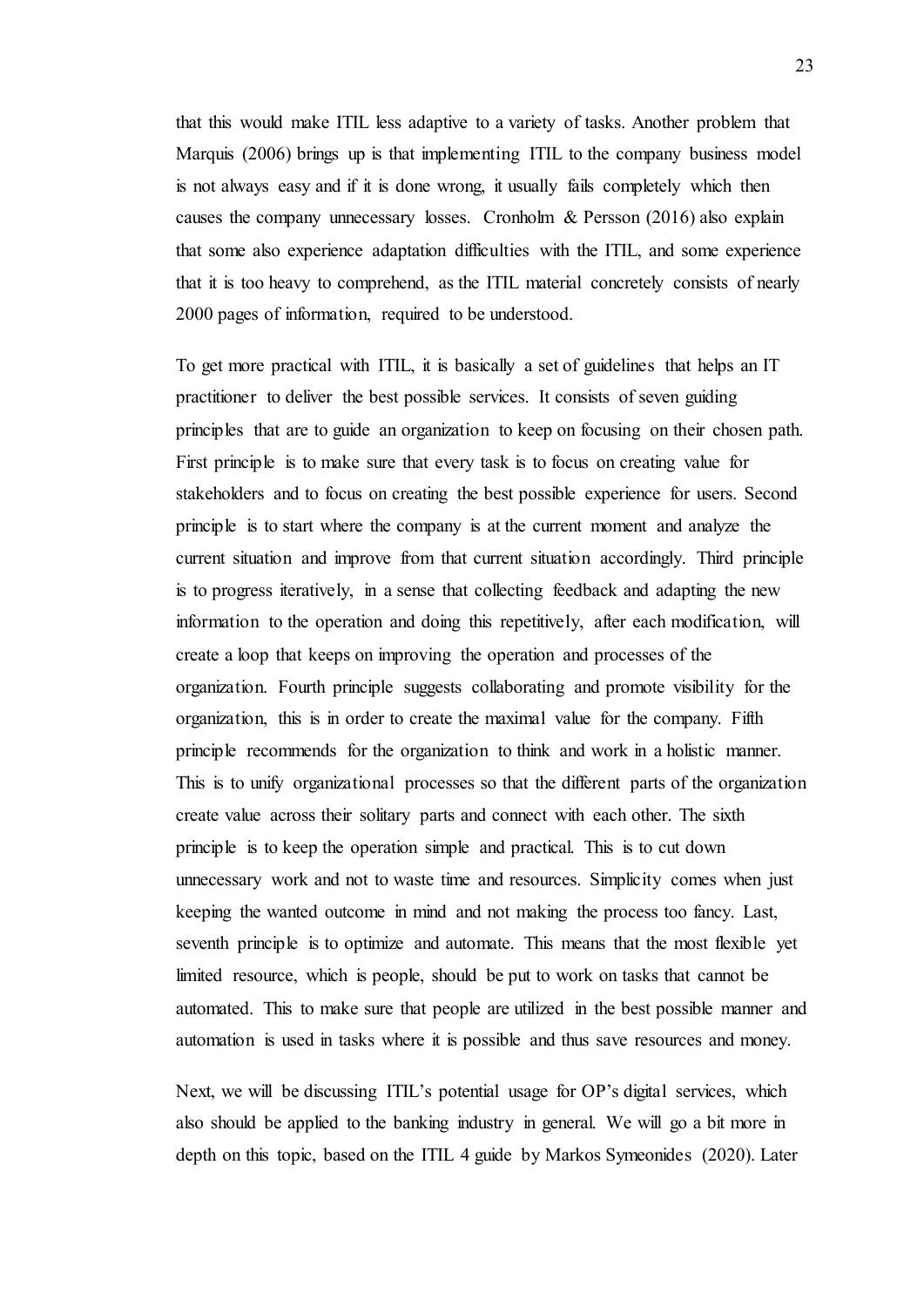that this would make ITIL less adaptive to a variety of tasks. Another problem that Marquis (2006) brings up is that implementing ITIL to the company business model is not always easy and if it is done wrong, it usually fails completely which then causes the company unnecessary losses. Cronholm & Persson (2016) also explain that some also experience adaptation difficulties with the ITIL, and some experience that it is too heavy to comprehend, as the ITIL material concretely consists of nearly 2000 pages of information, required to be understood.

To get more practical with ITIL, it is basically a set of guidelines that helps an IT practitioner to deliver the best possible services. It consists of seven guiding principles that are to guide an organization to keep on focusing on their chosen path. First principle is to make sure that every task is to focus on creating value for stakeholders and to focus on creating the best possible experience for users. Second principle is to start where the company is at the current moment and analyze the current situation and improve from that current situation accordingly. Third principle is to progress iteratively, in a sense that collecting feedback and adapting the new information to the operation and doing this repetitively, after each modification, will create a loop that keeps on improving the operation and processes of the organization. Fourth principle suggests collaborating and promote visibility for the organization, this is in order to create the maximal value for the company. Fifth principle recommends for the organization to think and work in a holistic manner. This is to unify organizational processes so that the different parts of the organization create value across their solitary parts and connect with each other. The sixth principle is to keep the operation simple and practical. This is to cut down unnecessary work and not to waste time and resources. Simplicity comes when just keeping the wanted outcome in mind and not making the process too fancy. Last, seventh principle is to optimize and automate. This means that the most flexible yet limited resource, which is people, should be put to work on tasks that cannot be automated. This to make sure that people are utilized in the best possible manner and automation is used in tasks where it is possible and thus save resources and money.

Next, we will be discussing ITIL's potential usage for OP's digital services, which also should be applied to the banking industry in general. We will go a bit more in depth on this topic, based on the ITIL 4 guide by Markos Symeonides (2020). Later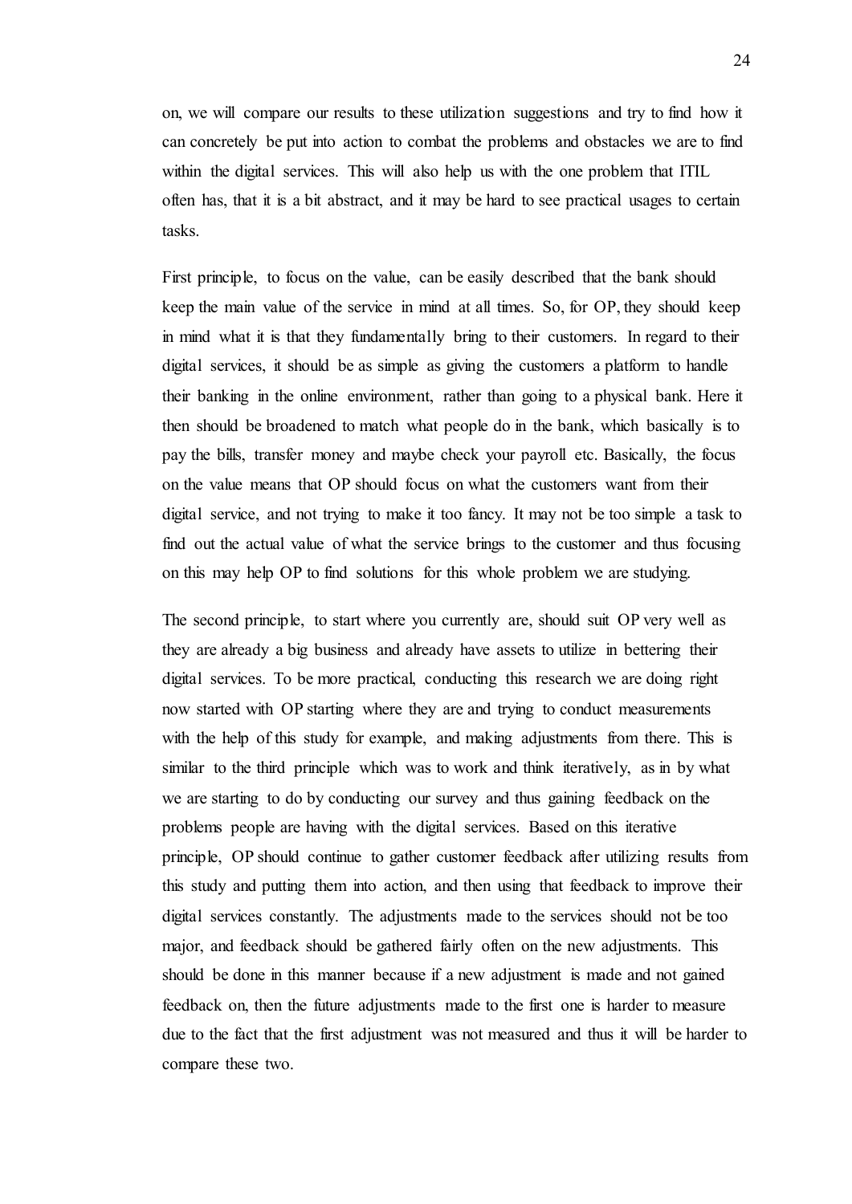on, we will compare our results to these utilization suggestions and try to find how it can concretely be put into action to combat the problems and obstacles we are to find within the digital services. This will also help us with the one problem that ITIL often has, that it is a bit abstract, and it may be hard to see practical usages to certain tasks.

First principle, to focus on the value, can be easily described that the bank should keep the main value of the service in mind at all times. So, for OP, they should keep in mind what it is that they fundamentally bring to their customers. In regard to their digital services, it should be as simple as giving the customers a platform to handle their banking in the online environment, rather than going to a physical bank. Here it then should be broadened to match what people do in the bank, which basically is to pay the bills, transfer money and maybe check your payroll etc. Basically, the focus on the value means that OP should focus on what the customers want from their digital service, and not trying to make it too fancy. It may not be too simple a task to find out the actual value of what the service brings to the customer and thus focusing on this may help OP to find solutions for this whole problem we are studying.

The second principle, to start where you currently are, should suit OP very well as they are already a big business and already have assets to utilize in bettering their digital services. To be more practical, conducting this research we are doing right now started with OP starting where they are and trying to conduct measurements with the help of this study for example, and making adjustments from there. This is similar to the third principle which was to work and think iteratively, as in by what we are starting to do by conducting our survey and thus gaining feedback on the problems people are having with the digital services. Based on this iterative principle, OP should continue to gather customer feedback after utilizing results from this study and putting them into action, and then using that feedback to improve their digital services constantly. The adjustments made to the services should not be too major, and feedback should be gathered fairly often on the new adjustments. This should be done in this manner because if a new adjustment is made and not gained feedback on, then the future adjustments made to the first one is harder to measure due to the fact that the first adjustment was not measured and thus it will be harder to compare these two.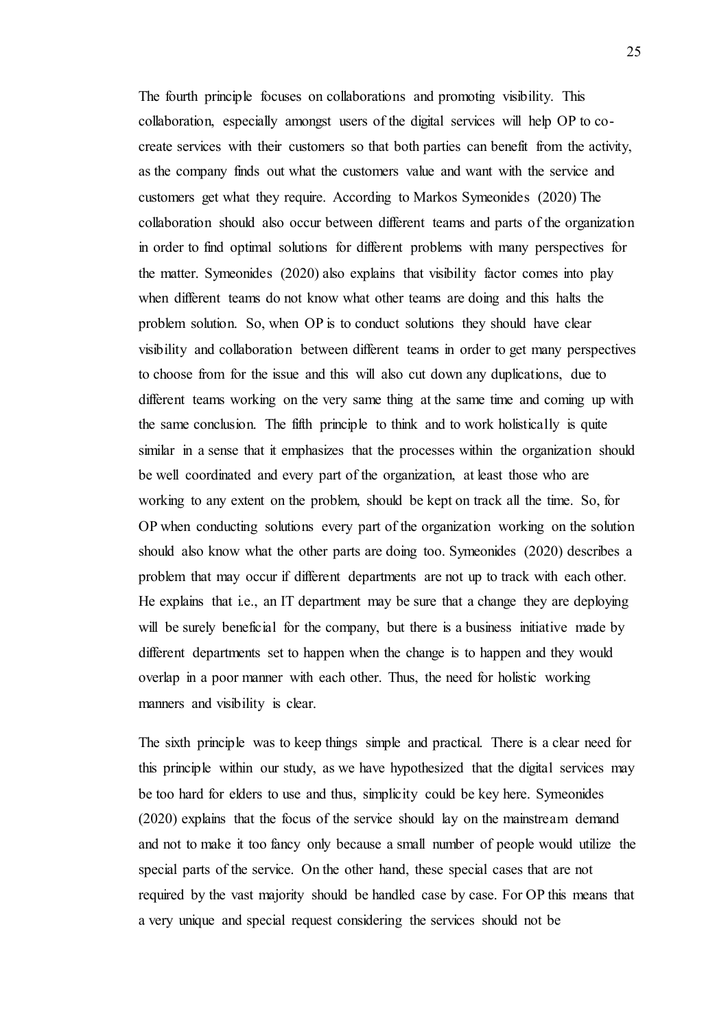The fourth principle focuses on collaborations and promoting visibility. This collaboration, especially amongst users of the digital services will help OP to co-create services with their customers so that both parties can benefit from the activity, as the company finds out what the customers value and want with the service and customers get what they require. According to Markos Symeonides (2020) The collaboration should also occur between different teams and parts of the organization in order to find optimal solutions for different problems with many perspectives for the matter. Symeonides (2020) also explains that visibility factor comes into play when different teams do not know what other teams are doing and this halts the problem solution. So, when OP is to conduct solutions they should have clear visibility and collaboration between different teams in order to get many perspectives to choose from for the issue and this will also cut down any duplications, due to different teams working on the very same thing at the same time and coming up with the same conclusion. The fifth principle to think and to work holistically is quite similar in a sense that it emphasizes that the processes within the organization should be well coordinated and every part of the organization, at least those who are working to any extent on the problem, should be kept on track all the time. So, for OP when conducting solutions every part of the organization working on the solution should also know what the other parts are doing too. Symeonides (2020) describes a problem that may occur if different departments are not up to track with each other. He explains that i.e., an IT department may be sure that a change they are deploying will be surely beneficial for the company, but there is a business initiative made by different departments set to happen when the change is to happen and they would overlap in a poor manner with each other. Thus, the need for holistic working manners and visibility is clear.

The sixth principle was to keep things simple and practical. There is a clear need for this principle within our study, as we have hypothesized that the digital services may be too hard for elders to use and thus, simplicity could be key here. Symeonides (2020) explains that the focus of the service should lay on the mainstream demand and not to make it too fancy only because a small number of people would utilize the special parts of the service. On the other hand, these special cases that are not required by the vast majority should be handled case by case. For OP this means that a very unique and special request considering the services should not be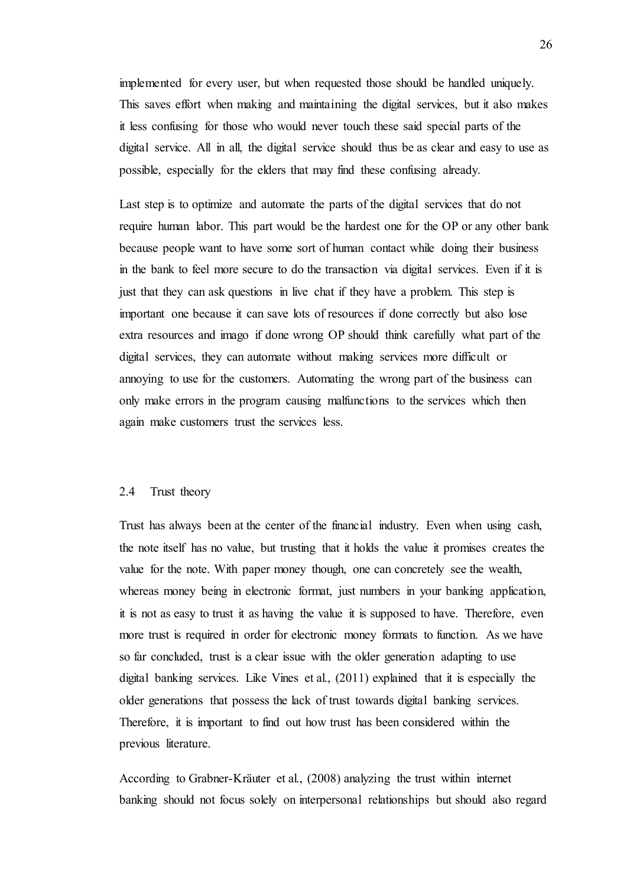implemented for every user, but when requested those should be handled uniquely. This saves effort when making and maintaining the digital services, but it also makes it less confusing for those who would never touch these said special parts of the digital service. All in all, the digital service should thus be as clear and easy to use as possible, especially for the elders that may find these confusing already.

Last step is to optimize and automate the parts of the digital services that do not require human labor. This part would be the hardest one for the OP or any other bank because people want to have some sort of human contact while doing their business in the bank to feel more secure to do the transaction via digital services. Even if it is just that they can ask questions in live chat if they have a problem. This step is important one because it can save lots of resources if done correctly but also lose extra resources and imago if done wrong OP should think carefully what part of the digital services, they can automate without making services more difficult or annoying to use for the customers. Automating the wrong part of the business can only make errors in the program causing malfunctions to the services which then again make customers trust the services less.

## 2.4 Trust theory

Trust has always been at the center of the financial industry. Even when using cash, the note itself has no value, but trusting that it holds the value it promises creates the value for the note. With paper money though, one can concretely see the wealth, whereas money being in electronic format, just numbers in your banking application, it is not as easy to trust it as having the value it is supposed to have. Therefore, even more trust is required in order for electronic money formats to function. As we have so far concluded, trust is a clear issue with the older generation adapting to use digital banking services. Like Vines et al., (2011) explained that it is especially the older generations that possess the lack of trust towards digital banking services. Therefore, it is important to find out how trust has been considered within the previous literature.

According to Grabner-Kräuter et al., (2008) analyzing the trust within internet banking should not focus solely on interpersonal relationships but should also regard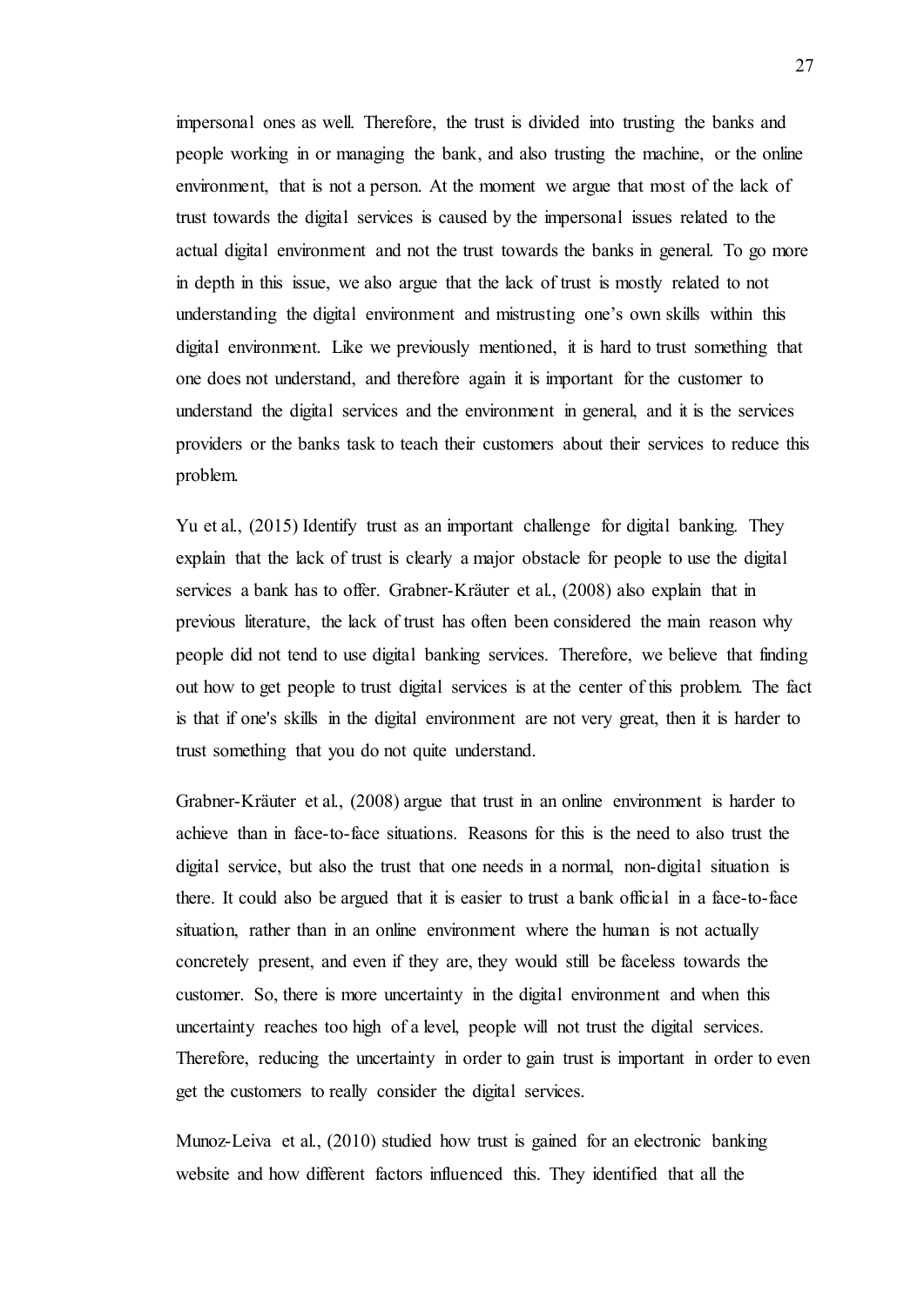impersonal ones as well. Therefore, the trust is divided into trusting the banks and people working in or managing the bank, and also trusting the machine, or the online environment, that is not a person. At the moment we argue that most of the lack of trust towards the digital services is caused by the impersonal issues related to the actual digital environment and not the trust towards the banks in general. To go more in depth in this issue, we also argue that the lack of trust is mostly related to not understanding the digital environment and mistrusting one's own skills within this digital environment. Like we previously mentioned, it is hard to trust something that one does not understand, and therefore again it is important for the customer to understand the digital services and the environment in general, and it is the services providers or the banks task to teach their customers about their services to reduce this problem.

Yu et al., (2015) Identify trust as an important challenge for digital banking. They explain that the lack of trust is clearly a major obstacle for people to use the digital services a bank has to offer. Grabner-Kräuter et al., (2008) also explain that in previous literature, the lack of trust has often been considered the main reason why people did not tend to use digital banking services. Therefore, we believe that finding out how to get people to trust digital services is at the center of this problem. The fact is that if one's skills in the digital environment are not very great, then it is harder to trust something that you do not quite understand.

Grabner-Kräuter et al., (2008) argue that trust in an online environment is harder to achieve than in face-to-face situations. Reasons for this is the need to also trust the digital service, but also the trust that one needs in a normal, non-digital situation is there. It could also be argued that it is easier to trust a bank official in a face-to-face situation, rather than in an online environment where the human is not actually concretely present, and even if they are, they would still be faceless towards the customer. So, there is more uncertainty in the digital environment and when this uncertainty reaches too high of a level, people will not trust the digital services. Therefore, reducing the uncertainty in order to gain trust is important in order to even get the customers to really consider the digital services.

Munoz-Leiva et al., (2010) studied how trust is gained for an electronic banking website and how different factors influenced this. They identified that all the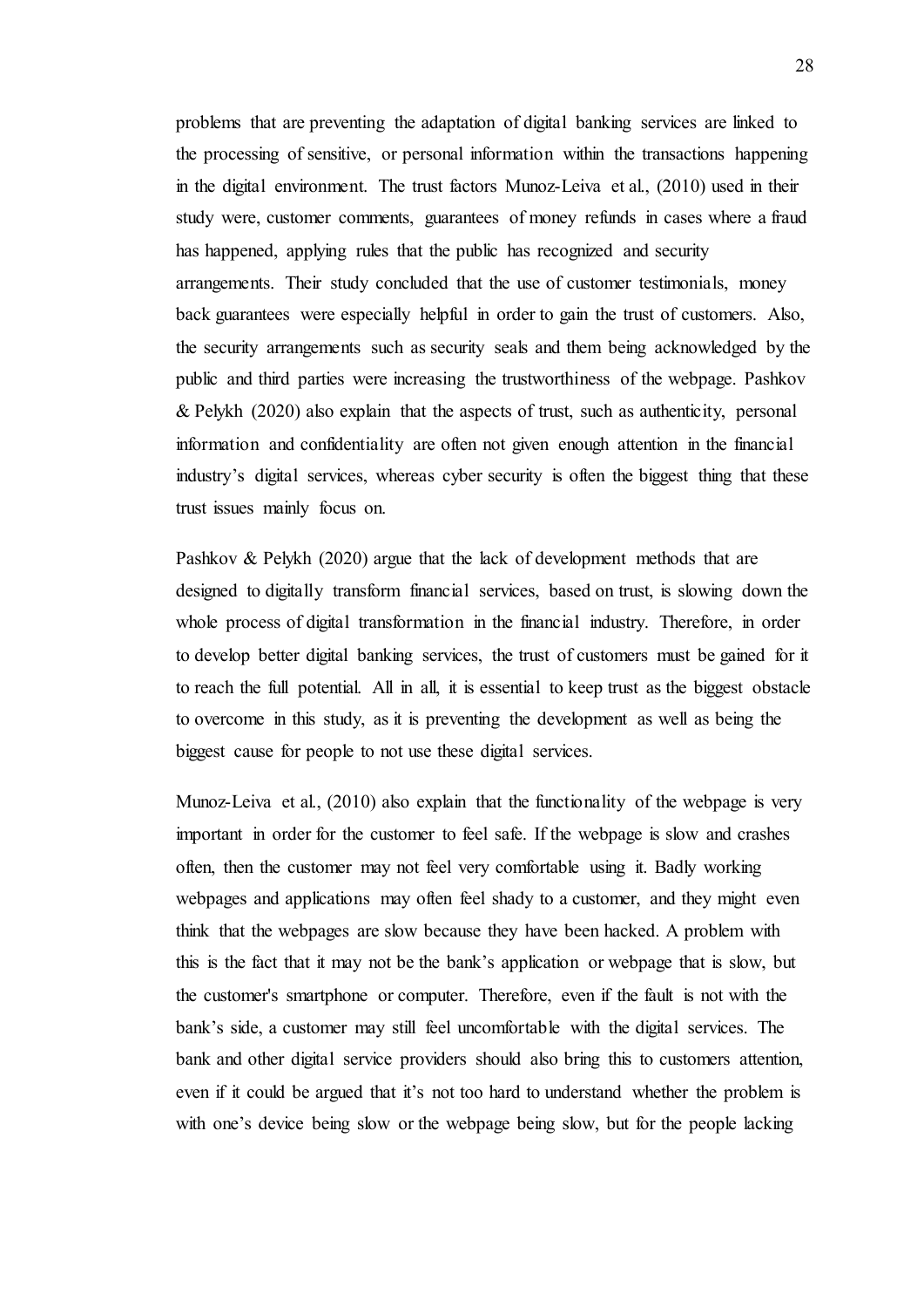problems that are preventing the adaptation of digital banking services are linked to the processing of sensitive, or personal information within the transactions happening in the digital environment. The trust factors Munoz-Leiva et al., (2010) used in their study were, customer comments, guarantees of money refunds in cases where a fraud has happened, applying rules that the public has recognized and security arrangements. Their study concluded that the use of customer testimonials, money back guarantees were especially helpful in order to gain the trust of customers. Also, the security arrangements such as security seals and them being acknowledged by the public and third parties were increasing the trustworthiness of the webpage. Pashkov & Pelykh (2020) also explain that the aspects of trust, such as authenticity, personal information and confidentiality are often not given enough attention in the financial industry's digital services, whereas cyber security is often the biggest thing that these trust issues mainly focus on.

Pashkov & Pelykh (2020) argue that the lack of development methods that are designed to digitally transform financial services, based on trust, is slowing down the whole process of digital transformation in the financial industry. Therefore, in order to develop better digital banking services, the trust of customers must be gained for it to reach the full potential. All in all, it is essential to keep trust as the biggest obstacle to overcome in this study, as it is preventing the development as well as being the biggest cause for people to not use these digital services.

Munoz-Leiva et al., (2010) also explain that the functionality of the webpage is very important in order for the customer to feel safe. If the webpage is slow and crashes often, then the customer may not feel very comfortable using it. Badly working webpages and applications may often feel shady to a customer, and they might even think that the webpages are slow because they have been hacked. A problem with this is the fact that it may not be the bank's application or webpage that is slow, but the customer's smartphone or computer. Therefore, even if the fault is not with the bank's side, a customer may still feel uncomfortable with the digital services. The bank and other digital service providers should also bring this to customers attention, even if it could be argued that it's not too hard to understand whether the problem is with one's device being slow or the webpage being slow, but for the people lacking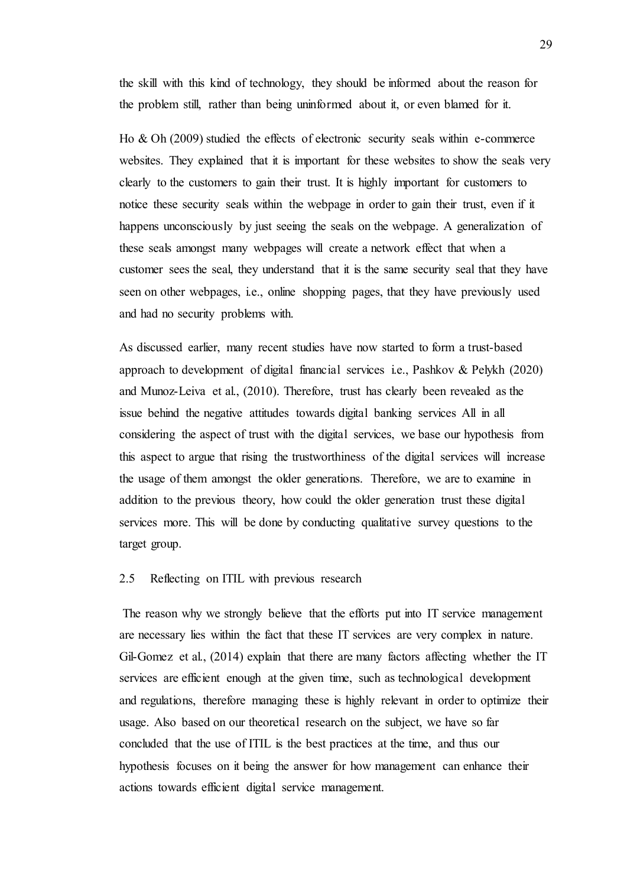the skill with this kind of technology, they should be informed about the reason for the problem still, rather than being uninformed about it, or even blamed for it.

Ho & Oh (2009) studied the effects of electronic security seals within e-commerce websites. They explained that it is important for these websites to show the seals very clearly to the customers to gain their trust. It is highly important for customers to notice these security seals within the webpage in order to gain their trust, even if it happens unconsciously by just seeing the seals on the webpage. A generalization of these seals amongst many webpages will create a network effect that when a customer sees the seal, they understand that it is the same security seal that they have seen on other webpages, i.e., online shopping pages, that they have previously used and had no security problems with.

As discussed earlier, many recent studies have now started to form a trust-based approach to development of digital financial services i.e., Pashkov & Pelykh (2020) and Munoz-Leiva et al., (2010). Therefore, trust has clearly been revealed as the issue behind the negative attitudes towards digital banking services All in all considering the aspect of trust with the digital services, we base our hypothesis from this aspect to argue that rising the trustworthiness of the digital services will increase the usage of them amongst the older generations. Therefore, we are to examine in addition to the previous theory, how could the older generation trust these digital services more. This will be done by conducting qualitative survey questions to the target group.

### 2.5 Reflecting on ITIL with previous research

The reason why we strongly believe that the efforts put into IT service management are necessary lies within the fact that these IT services are very complex in nature. Gil-Gomez et al., (2014) explain that there are many factors affecting whether the IT services are efficient enough at the given time, such as technological development and regulations, therefore managing these is highly relevant in order to optimize their usage. Also based on our theoretical research on the subject, we have so far concluded that the use of ITIL is the best practices at the time, and thus our hypothesis focuses on it being the answer for how management can enhance their actions towards efficient digital service management.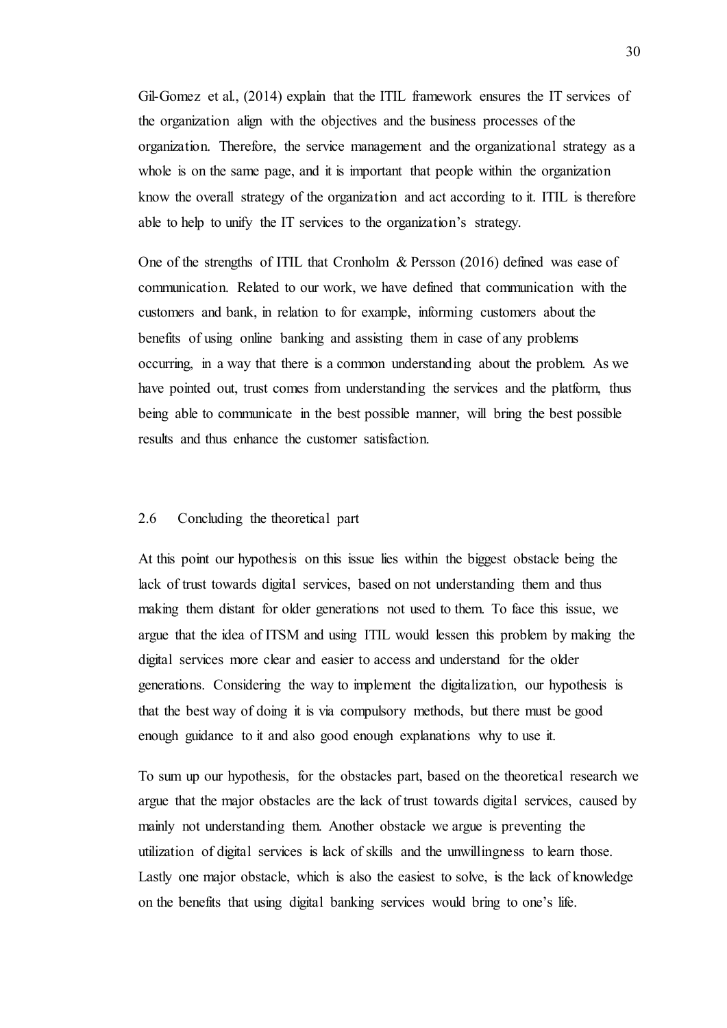Gil-Gomez et al., (2014) explain that the ITIL framework ensures the IT services of the organization align with the objectives and the business processes of the organization. Therefore, the service management and the organizational strategy as a whole is on the same page, and it is important that people within the organization know the overall strategy of the organization and act according to it. ITIL is therefore able to help to unify the IT services to the organization's strategy.

One of the strengths of ITIL that Cronholm & Persson (2016) defined was ease of communication. Related to our work, we have defined that communication with the customers and bank, in relation to for example, informing customers about the benefits of using online banking and assisting them in case of any problems occurring, in a way that there is a common understanding about the problem. As we have pointed out, trust comes from understanding the services and the platform, thus being able to communicate in the best possible manner, will bring the best possible results and thus enhance the customer satisfaction.

## 2.6 Concluding the theoretical part

At this point our hypothesis on this issue lies within the biggest obstacle being the lack of trust towards digital services, based on not understanding them and thus making them distant for older generations not used to them. To face this issue, we argue that the idea of ITSM and using ITIL would lessen this problem by making the digital services more clear and easier to access and understand for the older generations. Considering the way to implement the digitalization, our hypothesis is that the best way of doing it is via compulsory methods, but there must be good enough guidance to it and also good enough explanations why to use it.

To sum up our hypothesis, for the obstacles part, based on the theoretical research we argue that the major obstacles are the lack of trust towards digital services, caused by mainly not understanding them. Another obstacle we argue is preventing the utilization of digital services is lack of skills and the unwillingness to learn those. Lastly one major obstacle, which is also the easiest to solve, is the lack of knowledge on the benefits that using digital banking services would bring to one's life.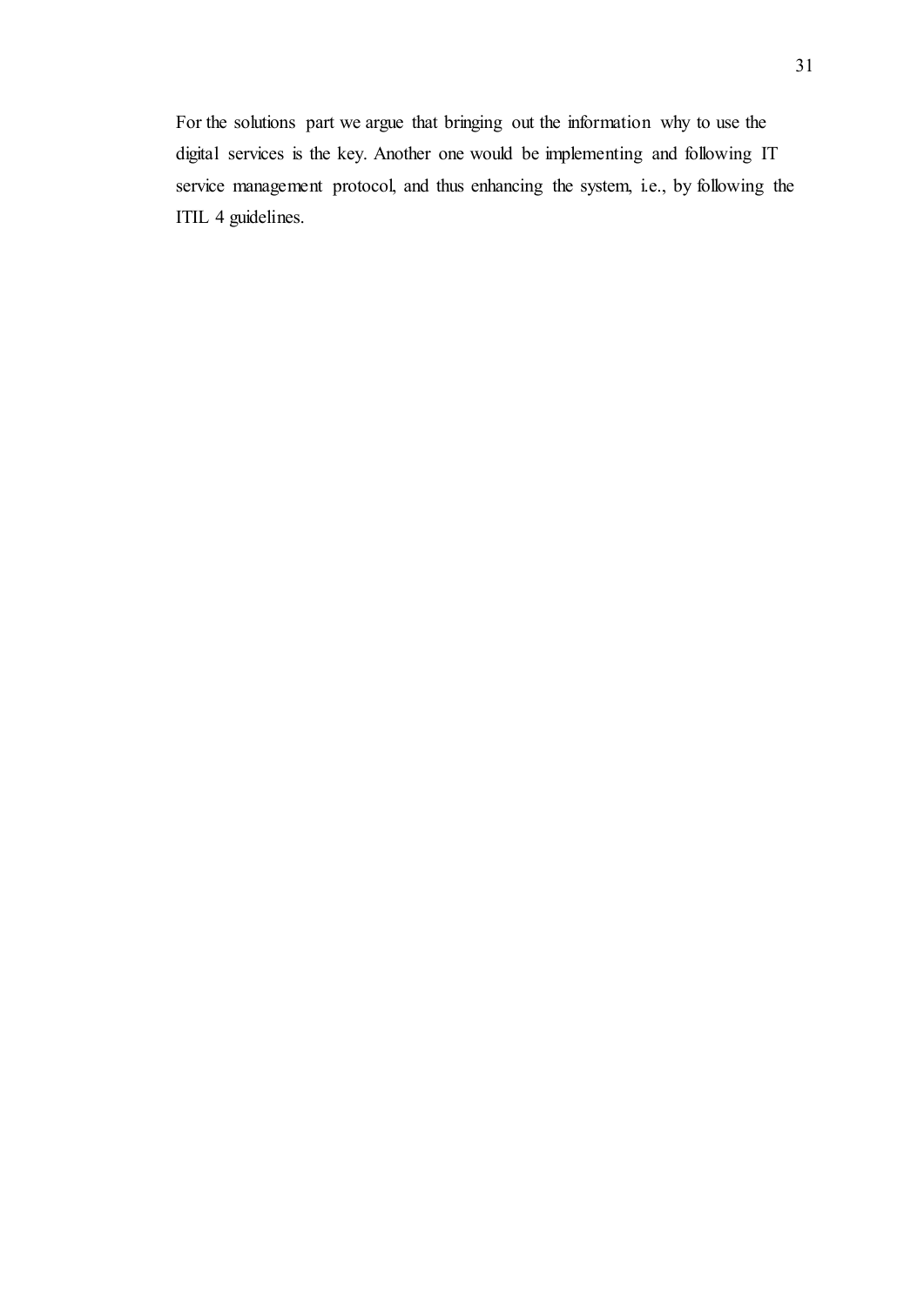For the solutions part we argue that bringing out the information why to use the digital services is the key. Another one would be implementing and following IT service management protocol, and thus enhancing the system, i.e., by following the ITIL 4 guidelines.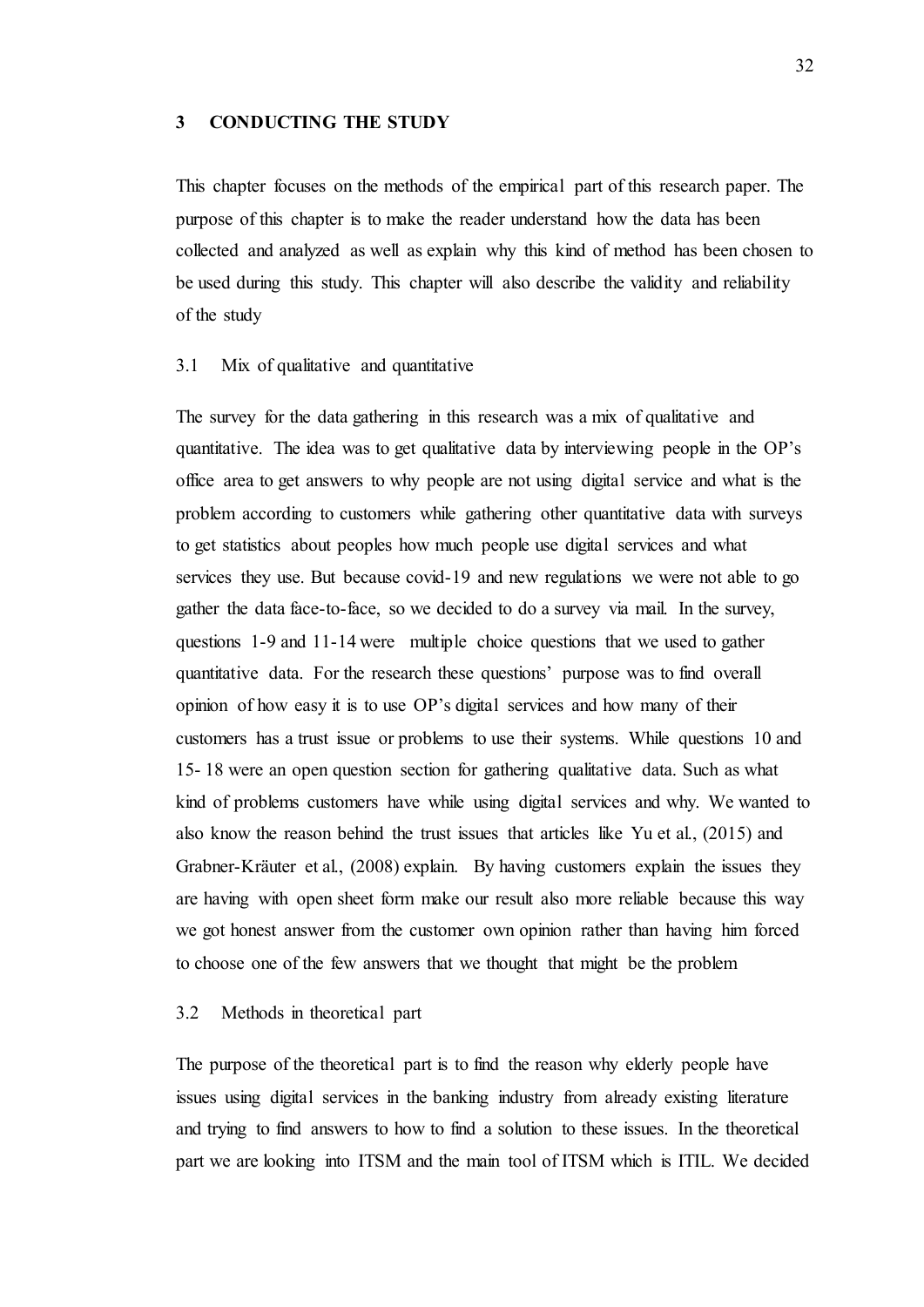# 3 CONDUCTING THE STUDY

This chapter focuses on the methods of the empirical part of this research paper. The purpose of this chapter is to make the reader understand how the data has been collected and analyzed as well as explain why this kind of method has been chosen to be used during this study. This chapter will also describe the validity and reliability of the study

## 3.1 Mix of qualitative and quantitative

The survey for the data gathering in this research was a mix of qualitative and quantitative. The idea was to get qualitative data by interviewing people in the OP's office area to get answers to why people are not using digital service and what is the problem according to customers while gathering other quantitative data with surveys to get statistics about peoples how much people use digital services and what services they use. But because covid-19 and new regulations we were not able to go gather the data face-to-face, so we decided to do a survey via mail. In the survey, questions 1-9 and 11-14 were multiple choice questions that we used to gather quantitative data. For the research these questions' purpose was to find overall opinion of how easy it is to use OP's digital services and how many of their customers has a trust issue or problems to use their systems. While questions 10 and 15- 18 were an open question section for gathering qualitative data. Such as what kind of problems customers have while using digital services and why. We wanted to also know the reason behind the trust issues that articles like Yu et al., (2015) and Grabner-Kräuter et al., (2008) explain. By having customers explain the issues they are having with open sheet form make our result also more reliable because this way we got honest answer from the customer own opinion rather than having him forced to choose one of the few answers that we thought that might be the problem

## 3.2 Methods in theoretical part

The purpose of the theoretical part is to find the reason why elderly people have issues using digital services in the banking industry from already existing literature and trying to find answers to how to find a solution to these issues. In the theoretical part we are looking into ITSM and the main tool of ITSM which is ITIL. We decided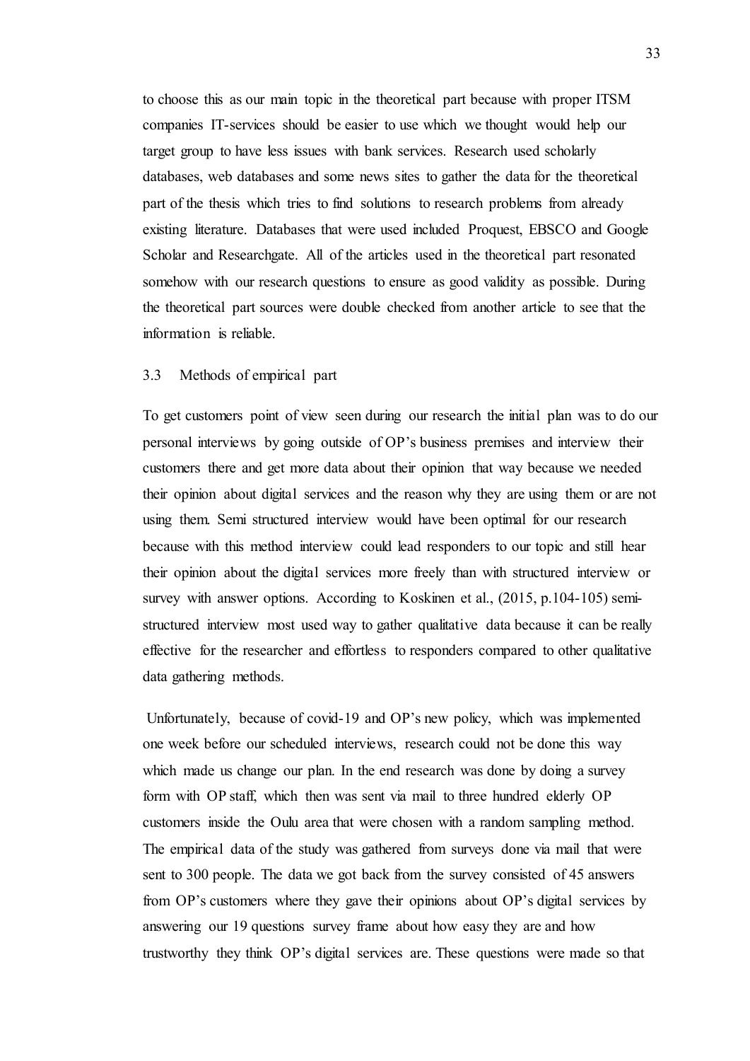to choose this as our main topic in the theoretical part because with proper ITSM companies IT-services should be easier to use which we thought would help our target group to have less issues with bank services. Research used scholarly databases, web databases and some news sites to gather the data for the theoretical part of the thesis which tries to find solutions to research problems from already existing literature. Databases that were used included Proquest, EBSCO and Google Scholar and Researchgate. All of the articles used in the theoretical part resonated somehow with our research questions to ensure as good validity as possible. During the theoretical part sources were double checked from another article to see that the information is reliable.

### 3.3 Methods of empirical part

To get customers point of view seen during our research the initial plan was to do our personal interviews by going outside of OP's business premises and interview their customers there and get more data about their opinion that way because we needed their opinion about digital services and the reason why they are using them or are not using them. Semi structured interview would have been optimal for our research because with this method interview could lead responders to our topic and still hear their opinion about the digital services more freely than with structured interview or survey with answer options. According to Koskinen et al., (2015, p.104-105) semi-structured interview most used way to gather qualitative data because it can be really effective for the researcher and effortless to responders compared to other qualitative data gathering methods.

Unfortunately, because of covid-19 and OP's new policy, which was implemented one week before our scheduled interviews, research could not be done this way which made us change our plan. In the end research was done by doing a survey form with OP staff, which then was sent via mail to three hundred elderly OP customers inside the Oulu area that were chosen with a random sampling method. The empirical data of the study was gathered from surveys done via mail that were sent to 300 people. The data we got back from the survey consisted of 45 answers from OP's customers where they gave their opinions about OP's digital services by answering our 19 questions survey frame about how easy they are and how trustworthy they think OP's digital services are. These questions were made so that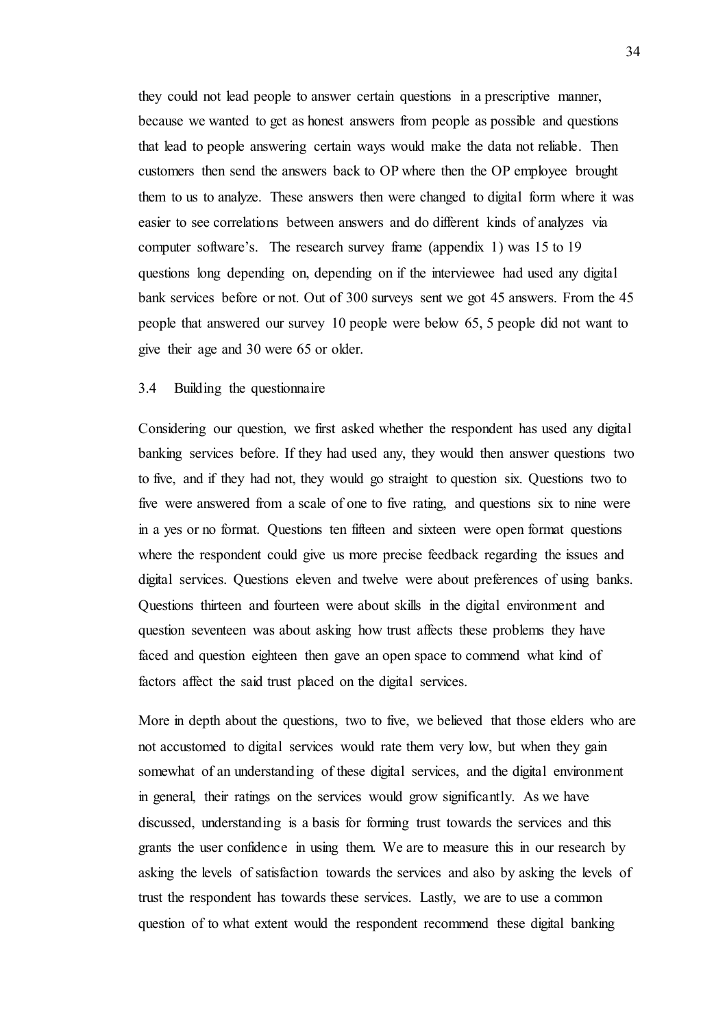they could not lead people to answer certain questions in a prescriptive manner, because we wanted to get as honest answers from people as possible and questions that lead to people answering certain ways would make the data not reliable. Then customers then send the answers back to OP where then the OP employee brought them to us to analyze. These answers then were changed to digital form where it was easier to see correlations between answers and do different kinds of analyzes via computer software's. The research survey frame (appendix 1) was 15 to 19 questions long depending on, depending on if the interviewee had used any digital bank services before or not. Out of 300 surveys sent we got 45 answers. From the 45 people that answered our survey 10 people were below 65, 5 people did not want to give their age and 30 were 65 or older.

### 3.4 Building the questionnaire

Considering our question, we first asked whether the respondent has used any digital banking services before. If they had used any, they would then answer questions two to five, and if they had not, they would go straight to question six. Questions two to five were answered from a scale of one to five rating, and questions six to nine were in a yes or no format. Questions ten fifteen and sixteen were open format questions where the respondent could give us more precise feedback regarding the issues and digital services. Questions eleven and twelve were about preferences of using banks. Questions thirteen and fourteen were about skills in the digital environment and question seventeen was about asking how trust affects these problems they have faced and question eighteen then gave an open space to commend what kind of factors affect the said trust placed on the digital services.

More in depth about the questions, two to five, we believed that those elders who are not accustomed to digital services would rate them very low, but when they gain somewhat of an understanding of these digital services, and the digital environment in general, their ratings on the services would grow significantly. As we have discussed, understanding is a basis for forming trust towards the services and this grants the user confidence in using them. We are to measure this in our research by asking the levels of satisfaction towards the services and also by asking the levels of trust the respondent has towards these services. Lastly, we are to use a common question of to what extent would the respondent recommend these digital banking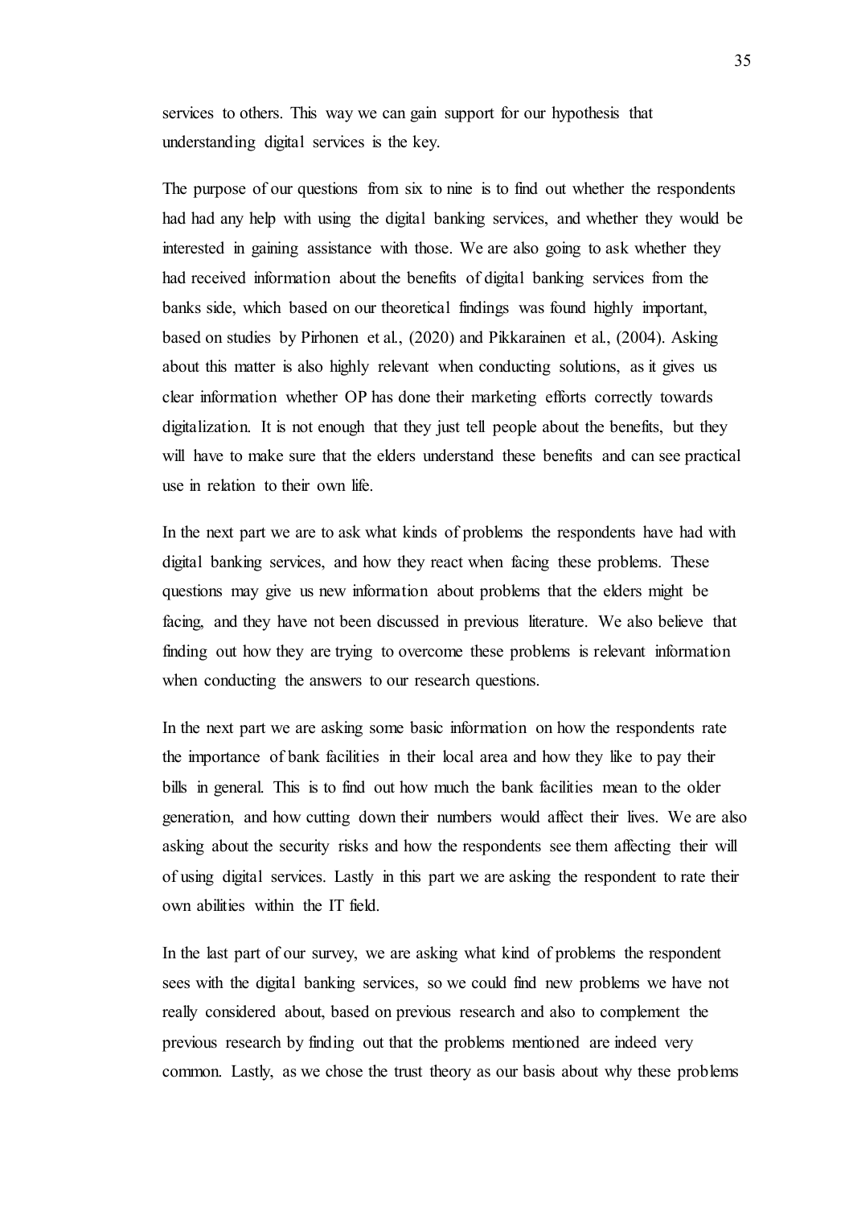services to others. This way we can gain support for our hypothesis that understanding digital services is the key.

The purpose of our questions from six to nine is to find out whether the respondents had had any help with using the digital banking services, and whether they would be interested in gaining assistance with those. We are also going to ask whether they had received information about the benefits of digital banking services from the banks side, which based on our theoretical findings was found highly important, based on studies by Pirhonen et al., (2020) and Pikkarainen et al., (2004). Asking about this matter is also highly relevant when conducting solutions, as it gives us clear information whether OP has done their marketing efforts correctly towards digitalization. It is not enough that they just tell people about the benefits, but they will have to make sure that the elders understand these benefits and can see practical use in relation to their own life.

In the next part we are to ask what kinds of problems the respondents have had with digital banking services, and how they react when facing these problems. These questions may give us new information about problems that the elders might be facing, and they have not been discussed in previous literature. We also believe that finding out how they are trying to overcome these problems is relevant information when conducting the answers to our research questions.

In the next part we are asking some basic information on how the respondents rate the importance of bank facilities in their local area and how they like to pay their bills in general. This is to find out how much the bank facilities mean to the older generation, and how cutting down their numbers would affect their lives. We are also asking about the security risks and how the respondents see them affecting their will of using digital services. Lastly in this part we are asking the respondent to rate their own abilities within the IT field.

In the last part of our survey, we are asking what kind of problems the respondent sees with the digital banking services, so we could find new problems we have not really considered about, based on previous research and also to complement the previous research by finding out that the problems mentioned are indeed very common. Lastly, as we chose the trust theory as our basis about why these problems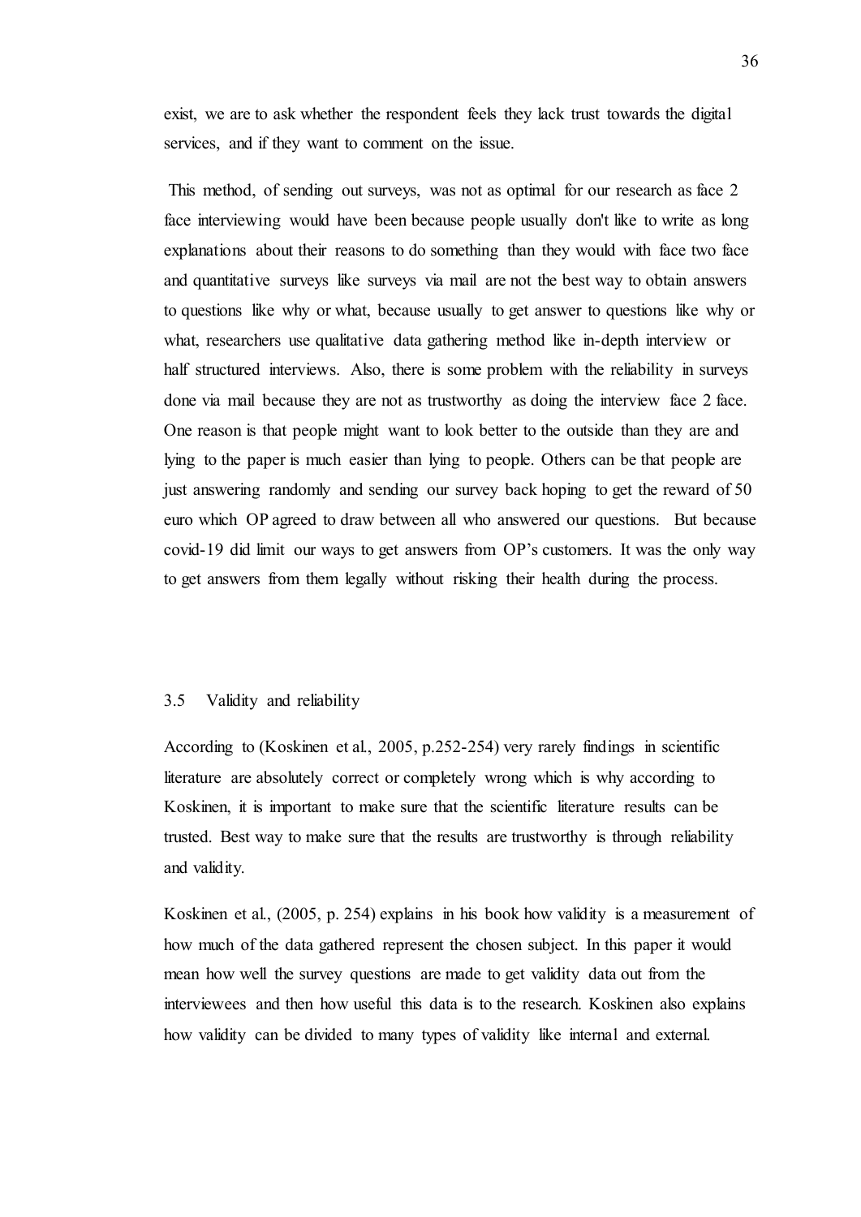exist, we are to ask whether the respondent feels they lack trust towards the digital services, and if they want to comment on the issue.

This method, of sending out surveys, was not as optimal for our research as face 2 face interviewing would have been because people usually don't like to write as long explanations about their reasons to do something than they would with face two face and quantitative surveys like surveys via mail are not the best way to obtain answers to questions like why or what, because usually to get answer to questions like why or what, researchers use qualitative data gathering method like in-depth interview or half structured interviews. Also, there is some problem with the reliability in surveys done via mail because they are not as trustworthy as doing the interview face 2 face. One reason is that people might want to look better to the outside than they are and lying to the paper is much easier than lying to people. Others can be that people are just answering randomly and sending our survey back hoping to get the reward of 50 euro which OP agreed to draw between all who answered our questions. But because covid-19 did limit our ways to get answers from OP's customers. It was the only way to get answers from them legally without risking their health during the process.

## 3.5 Validity and reliability

According to (Koskinen et al., 2005, p.252-254) very rarely findings in scientific literature are absolutely correct or completely wrong which is why according to Koskinen, it is important to make sure that the scientific literature results can be trusted. Best way to make sure that the results are trustworthy is through reliability and validity.

Koskinen et al., (2005, p. 254) explains in his book how validity is a measurement of how much of the data gathered represent the chosen subject. In this paper it would mean how well the survey questions are made to get validity data out from the interviewees and then how useful this data is to the research. Koskinen also explains how validity can be divided to many types of validity like internal and external.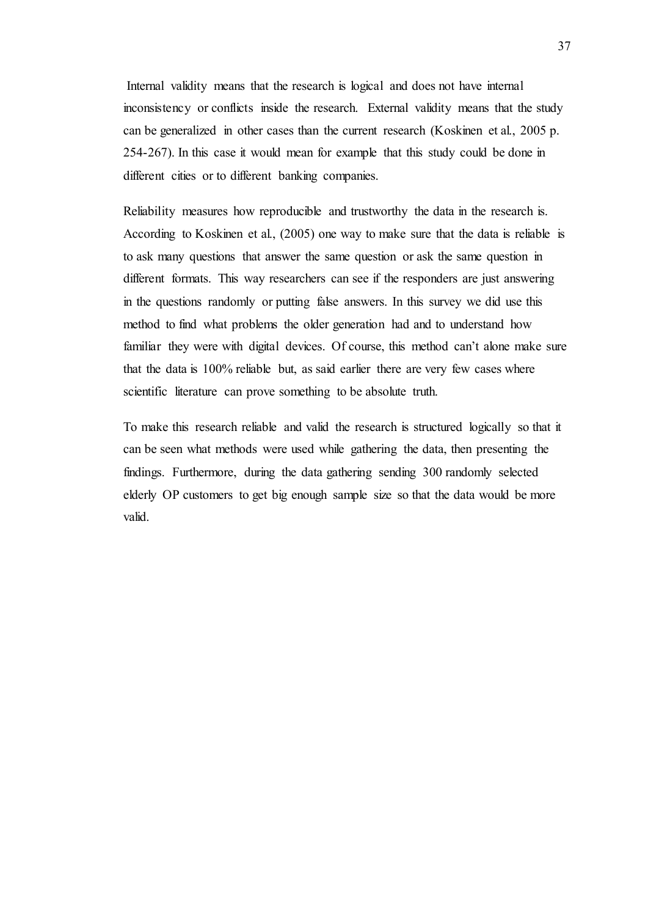Internal validity means that the research is logical and does not have internal inconsistency or conflicts inside the research. External validity means that the study can be generalized in other cases than the current research (Koskinen et al., 2005 p. 254-267). In this case it would mean for example that this study could be done in different cities or to different banking companies.

Reliability measures how reproducible and trustworthy the data in the research is. According to Koskinen et al., (2005) one way to make sure that the data is reliable is to ask many questions that answer the same question or ask the same question in different formats. This way researchers can see if the responders are just answering in the questions randomly or putting false answers. In this survey we did use this method to find what problems the older generation had and to understand how familiar they were with digital devices. Of course, this method can't alone make sure that the data is 100% reliable but, as said earlier there are very few cases where scientific literature can prove something to be absolute truth.

To make this research reliable and valid the research is structured logically so that it can be seen what methods were used while gathering the data, then presenting the findings. Furthermore, during the data gathering sending 300 randomly selected elderly OP customers to get big enough sample size so that the data would be more valid.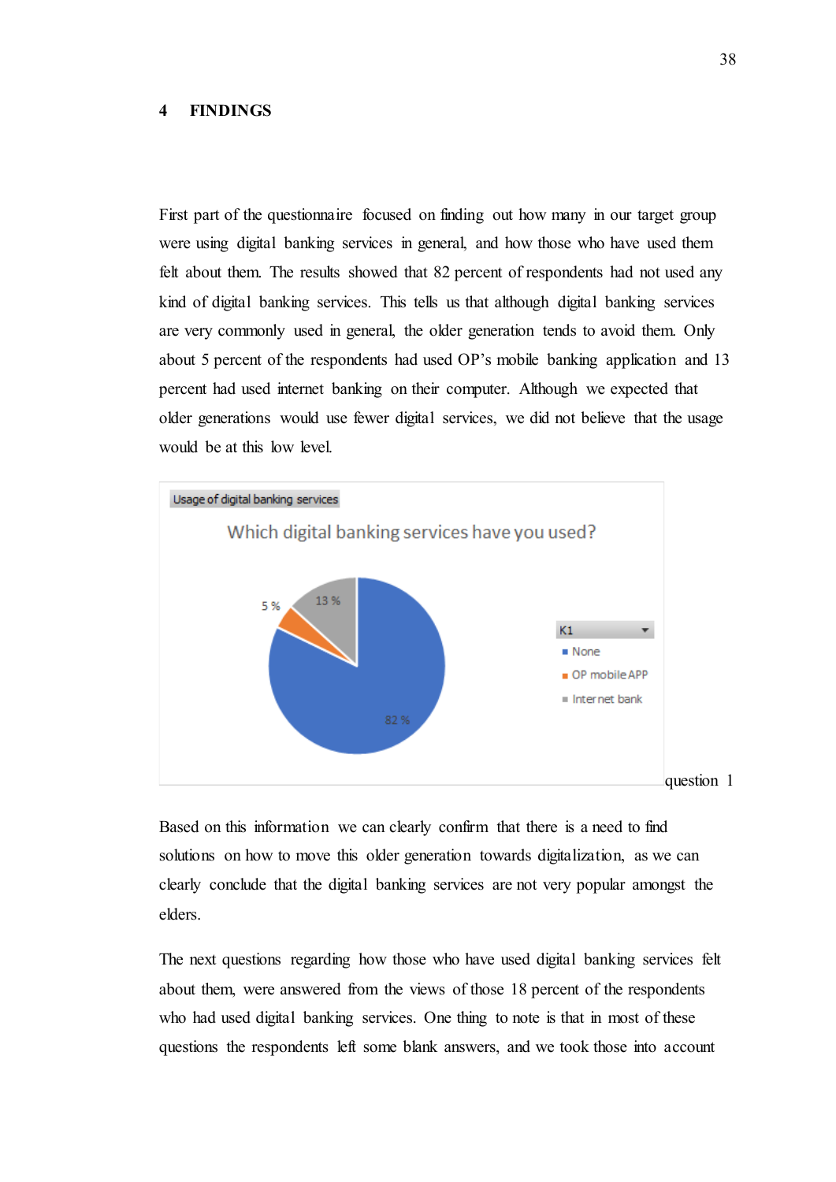# 4 FINDINGS

First part of the questionnaire focused on finding out how many in our target group were using digital banking services in general, and how those who have used them felt about them. The results showed that 82 percent of respondents had not used any kind of digital banking services. This tells us that although digital banking services are very commonly used in general, the older generation tends to avoid them. Only about 5 percent of the respondents had used OP's mobile banking application and 13 percent had used internet banking on their computer. Although we expected that older generations would use fewer digital services, we did not believe that the usage would be at this low level.

Usage of digital banking services

Which digital banking services have you used?

K1
- None: 82 %
- OP mobile APP: 5 %
- Internet bank: 13 %

question 1

Based on this information we can clearly confirm that there is a need to find solutions on how to move this older generation towards digitalization, as we can clearly conclude that the digital banking services are not very popular amongst the elders.

The next questions regarding how those who have used digital banking services felt about them, were answered from the views of those 18 percent of the respondents who had used digital banking services. One thing to note is that in most of these questions the respondents left some blank answers, and we took those into account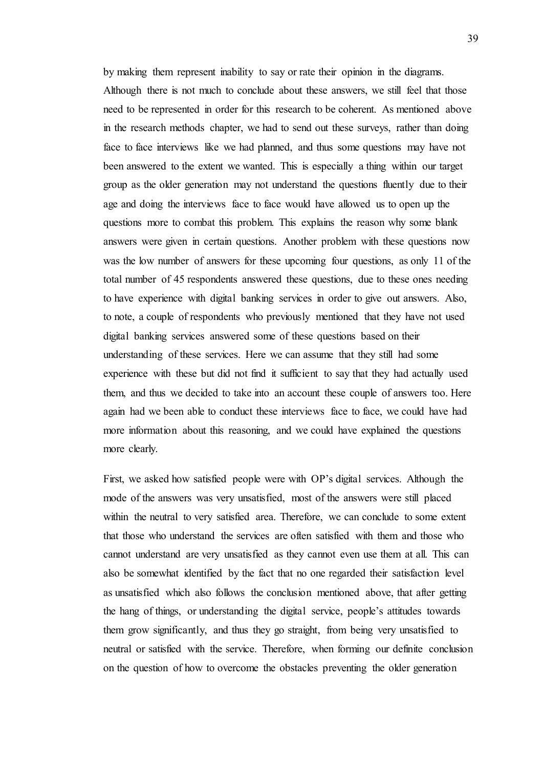by making them represent inability to say or rate their opinion in the diagrams. Although there is not much to conclude about these answers, we still feel that those need to be represented in order for this research to be coherent. As mentioned above in the research methods chapter, we had to send out these surveys, rather than doing face to face interviews like we had planned, and thus some questions may have not been answered to the extent we wanted. This is especially a thing within our target group as the older generation may not understand the questions fluently due to their age and doing the interviews face to face would have allowed us to open up the questions more to combat this problem. This explains the reason why some blank answers were given in certain questions. Another problem with these questions now was the low number of answers for these upcoming four questions, as only 11 of the total number of 45 respondents answered these questions, due to these ones needing to have experience with digital banking services in order to give out answers. Also, to note, a couple of respondents who previously mentioned that they have not used digital banking services answered some of these questions based on their understanding of these services. Here we can assume that they still had some experience with these but did not find it sufficient to say that they had actually used them, and thus we decided to take into an account these couple of answers too. Here again had we been able to conduct these interviews face to face, we could have had more information about this reasoning, and we could have explained the questions more clearly.

First, we asked how satisfied people were with OP's digital services. Although the mode of the answers was very unsatisfied, most of the answers were still placed within the neutral to very satisfied area. Therefore, we can conclude to some extent that those who understand the services are often satisfied with them and those who cannot understand are very unsatisfied as they cannot even use them at all. This can also be somewhat identified by the fact that no one regarded their satisfaction level as unsatisfied which also follows the conclusion mentioned above, that after getting the hang of things, or understanding the digital service, people's attitudes towards them grow significantly, and thus they go straight, from being very unsatisfied to neutral or satisfied with the service. Therefore, when forming our definite conclusion on the question of how to overcome the obstacles preventing the older generation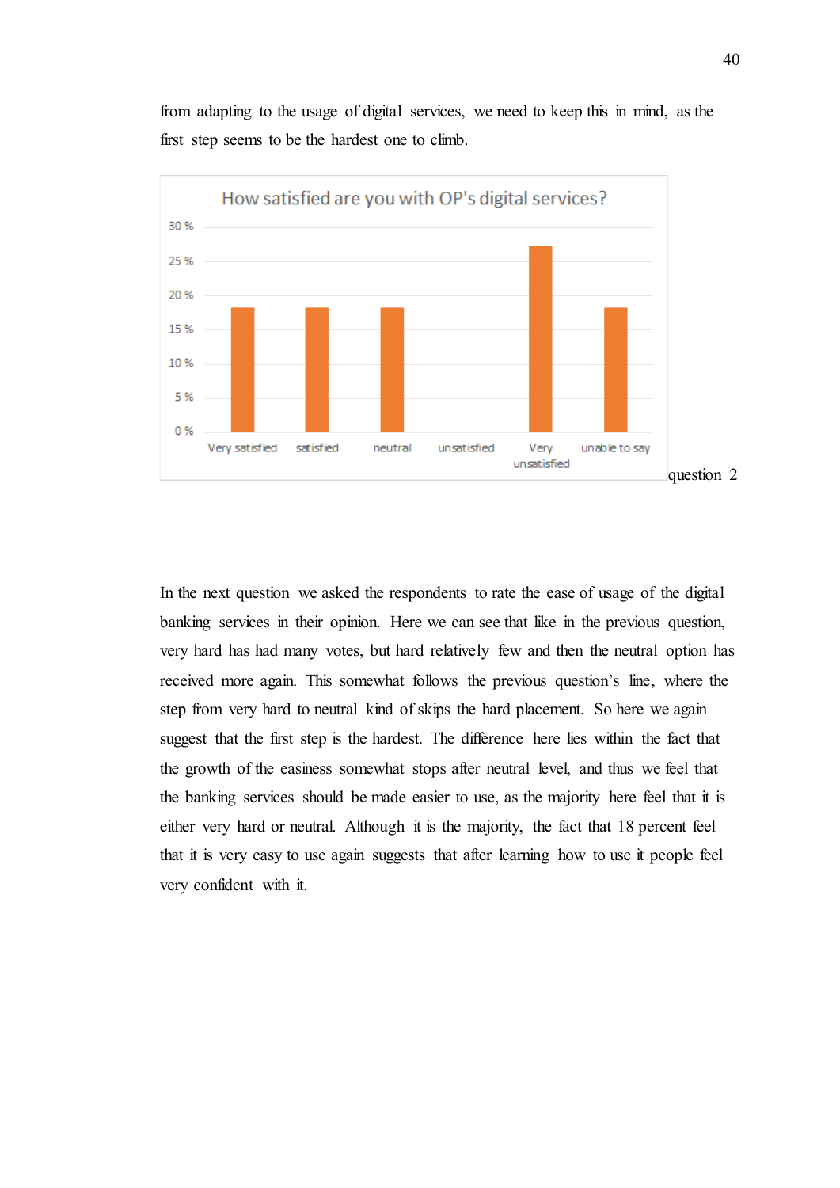from adapting to the usage of digital services, we need to keep this in mind, as the first step seems to be the hardest one to climb.

question 2

In the next question we asked the respondents to rate the ease of usage of the digital banking services in their opinion. Here we can see that like in the previous question, very hard has had many votes, but hard relatively few and then the neutral option has received more again. This somewhat follows the previous question's line, where the step from very hard to neutral kind of skips the hard placement. So here we again suggest that the first step is the hardest. The difference here lies within the fact that the growth of the easiness somewhat stops after neutral level, and thus we feel that the banking services should be made easier to use, as the majority here feel that it is either very hard or neutral. Although it is the majority, the fact that 18 percent feel that it is very easy to use again suggests that after learning how to use it people feel very confident with it.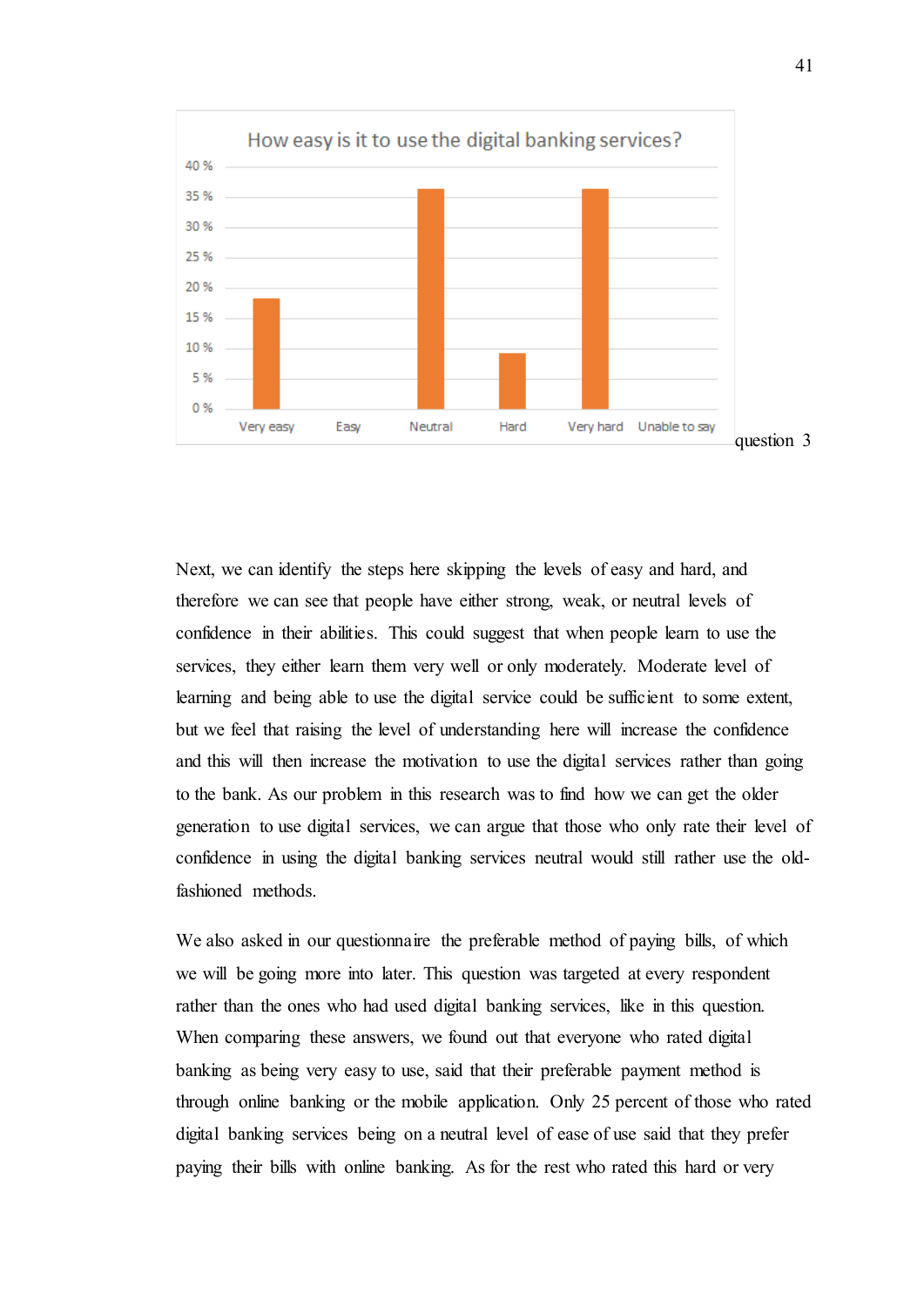How easy is it to use the digital banking services?

| | Very easy | Easy | Neutral | Hard | Very hard | Unable to say |
|---|---|---|---|---|---|---|
| % | ~18 % | 0 % | ~36 % | ~9 % | ~36 % | 0 % |

question 3

Next, we can identify the steps here skipping the levels of easy and hard, and therefore we can see that people have either strong, weak, or neutral levels of confidence in their abilities. This could suggest that when people learn to use the services, they either learn them very well or only moderately. Moderate level of learning and being able to use the digital service could be sufficient to some extent, but we feel that raising the level of understanding here will increase the confidence and this will then increase the motivation to use the digital services rather than going to the bank. As our problem in this research was to find how we can get the older generation to use digital services, we can argue that those who only rate their level of confidence in using the digital banking services neutral would still rather use the old-fashioned methods.

We also asked in our questionnaire the preferable method of paying bills, of which we will be going more into later. This question was targeted at every respondent rather than the ones who had used digital banking services, like in this question. When comparing these answers, we found out that everyone who rated digital banking as being very easy to use, said that their preferable payment method is through online banking or the mobile application. Only 25 percent of those who rated digital banking services being on a neutral level of ease of use said that they prefer paying their bills with online banking. As for the rest who rated this hard or very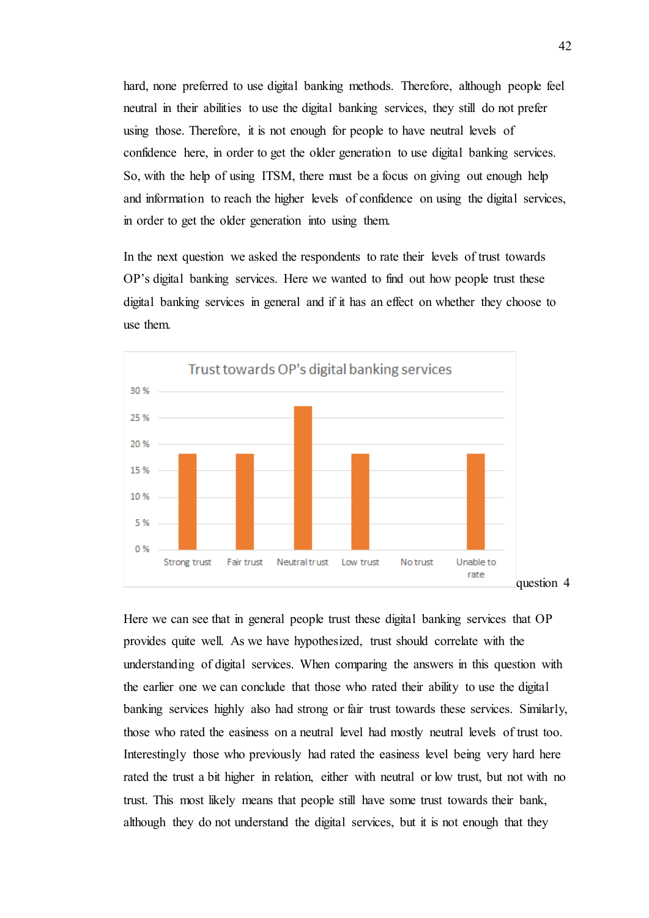hard, none preferred to use digital banking methods. Therefore, although people feel neutral in their abilities to use the digital banking services, they still do not prefer using those. Therefore, it is not enough for people to have neutral levels of confidence here, in order to get the older generation to use digital banking services. So, with the help of using ITSM, there must be a focus on giving out enough help and information to reach the higher levels of confidence on using the digital services, in order to get the older generation into using them.

In the next question we asked the respondents to rate their levels of trust towards OP's digital banking services. Here we wanted to find out how people trust these digital banking services in general and if it has an effect on whether they choose to use them.

Trust towards OP's digital banking services

| | Strong trust | Fair trust | Neutral trust | Low trust | No trust | Unable to rate |
|---|---|---|---|---|---|---|
| % | ~18 % | ~18 % | ~27 % | ~18 % | 0 % | ~18 % |

question 4

Here we can see that in general people trust these digital banking services that OP provides quite well. As we have hypothesized, trust should correlate with the understanding of digital services. When comparing the answers in this question with the earlier one we can conclude that those who rated their ability to use the digital banking services highly also had strong or fair trust towards these services. Similarly, those who rated the easiness on a neutral level had mostly neutral levels of trust too. Interestingly those who previously had rated the easiness level being very hard here rated the trust a bit higher in relation, either with neutral or low trust, but not with no trust. This most likely means that people still have some trust towards their bank, although they do not understand the digital services, but it is not enough that they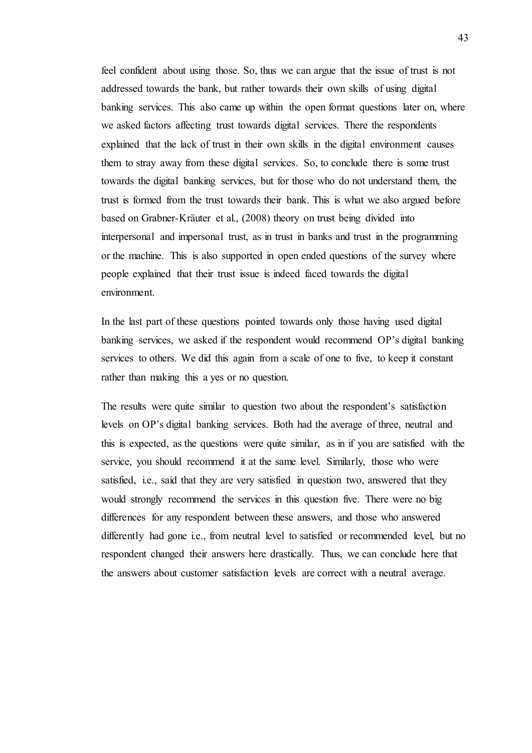feel confident about using those. So, thus we can argue that the issue of trust is not addressed towards the bank, but rather towards their own skills of using digital banking services. This also came up within the open format questions later on, where we asked factors affecting trust towards digital services. There the respondents explained that the lack of trust in their own skills in the digital environment causes them to stray away from these digital services. So, to conclude there is some trust towards the digital banking services, but for those who do not understand them, the trust is formed from the trust towards their bank. This is what we also argued before based on Grabner-Kräuter et al., (2008) theory on trust being divided into interpersonal and impersonal trust, as in trust in banks and trust in the programming or the machine. This is also supported in open ended questions of the survey where people explained that their trust issue is indeed faced towards the digital environment.

In the last part of these questions pointed towards only those having used digital banking services, we asked if the respondent would recommend OP's digital banking services to others. We did this again from a scale of one to five, to keep it constant rather than making this a yes or no question.

The results were quite similar to question two about the respondent's satisfaction levels on OP's digital banking services. Both had the average of three, neutral and this is expected, as the questions were quite similar, as in if you are satisfied with the service, you should recommend it at the same level. Similarly, those who were satisfied, i.e., said that they are very satisfied in question two, answered that they would strongly recommend the services in this question five. There were no big differences for any respondent between these answers, and those who answered differently had gone i.e., from neutral level to satisfied or recommended level, but no respondent changed their answers here drastically. Thus, we can conclude here that the answers about customer satisfaction levels are correct with a neutral average.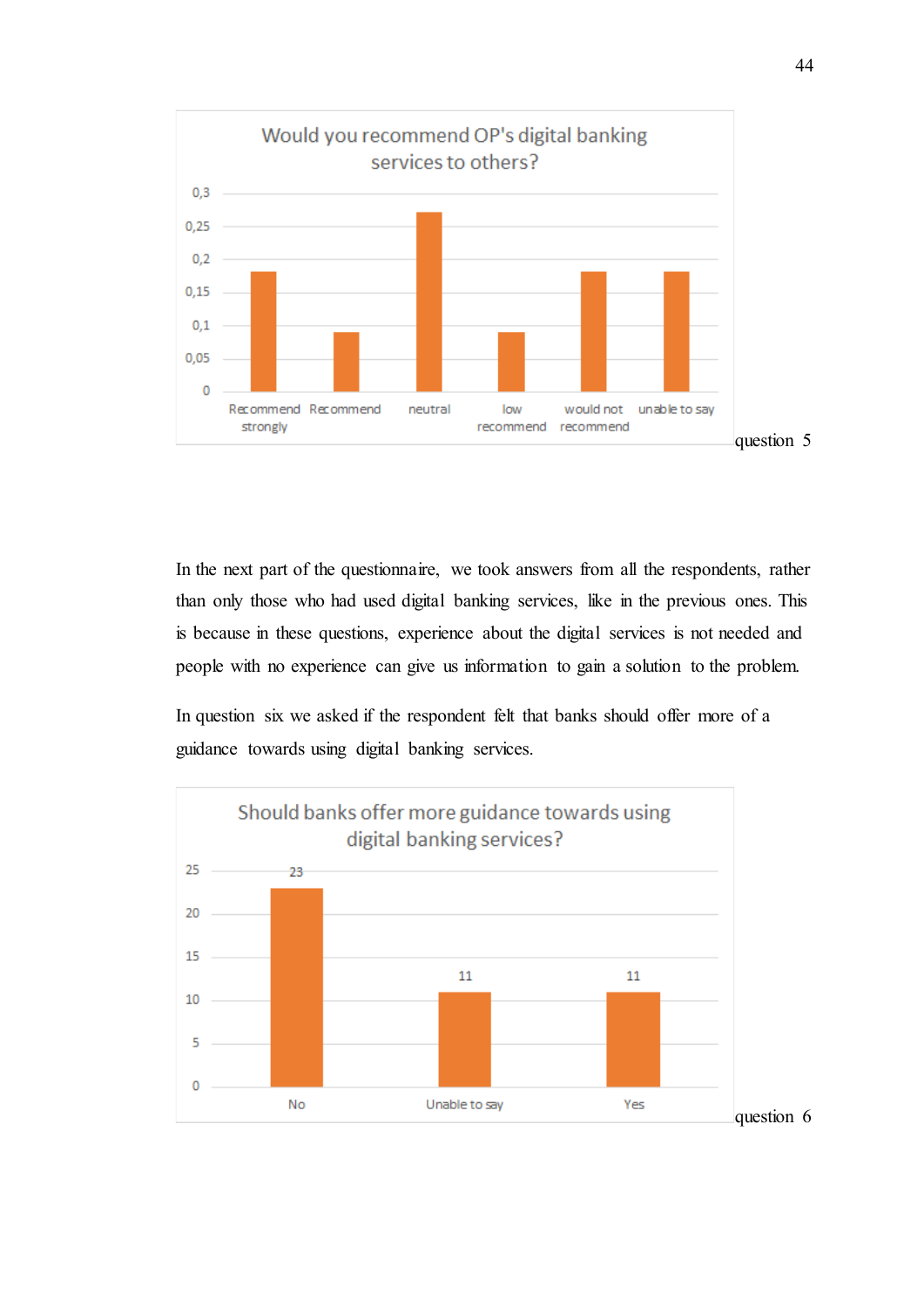**Would you recommend OP's digital banking services to others?**

| Response | Share |
|---|---|
| Recommend strongly | 0,18 |
| Recommend | 0,09 |
| neutral | 0,27 |
| low recommend | 0,09 |
| would not recommend | 0,18 |
| unable to say | 0,18 |

question 5

In the next part of the questionnaire, we took answers from all the respondents, rather than only those who had used digital banking services, like in the previous ones. This is because in these questions, experience about the digital services is not needed and people with no experience can give us information to gain a solution to the problem.

In question six we asked if the respondent felt that banks should offer more of a guidance towards using digital banking services.

**Should banks offer more guidance towards using digital banking services?**

| Response | Count |
|---|---|
| No | 23 |
| Unable to say | 11 |
| Yes | 11 |

question 6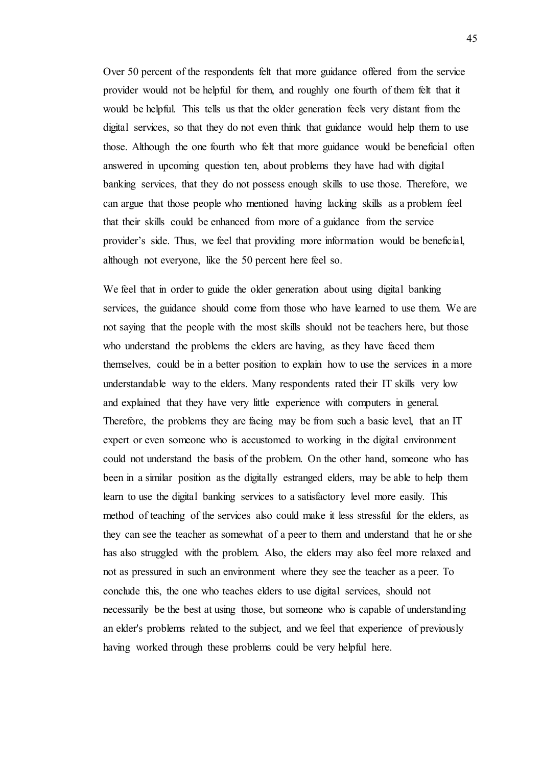Over 50 percent of the respondents felt that more guidance offered from the service provider would not be helpful for them, and roughly one fourth of them felt that it would be helpful. This tells us that the older generation feels very distant from the digital services, so that they do not even think that guidance would help them to use those. Although the one fourth who felt that more guidance would be beneficial often answered in upcoming question ten, about problems they have had with digital banking services, that they do not possess enough skills to use those. Therefore, we can argue that those people who mentioned having lacking skills as a problem feel that their skills could be enhanced from more of a guidance from the service provider's side. Thus, we feel that providing more information would be beneficial, although not everyone, like the 50 percent here feel so.

We feel that in order to guide the older generation about using digital banking services, the guidance should come from those who have learned to use them. We are not saying that the people with the most skills should not be teachers here, but those who understand the problems the elders are having, as they have faced them themselves, could be in a better position to explain how to use the services in a more understandable way to the elders. Many respondents rated their IT skills very low and explained that they have very little experience with computers in general. Therefore, the problems they are facing may be from such a basic level, that an IT expert or even someone who is accustomed to working in the digital environment could not understand the basis of the problem. On the other hand, someone who has been in a similar position as the digitally estranged elders, may be able to help them learn to use the digital banking services to a satisfactory level more easily. This method of teaching of the services also could make it less stressful for the elders, as they can see the teacher as somewhat of a peer to them and understand that he or she has also struggled with the problem. Also, the elders may also feel more relaxed and not as pressured in such an environment where they see the teacher as a peer. To conclude this, the one who teaches elders to use digital services, should not necessarily be the best at using those, but someone who is capable of understanding an elder's problems related to the subject, and we feel that experience of previously having worked through these problems could be very helpful here.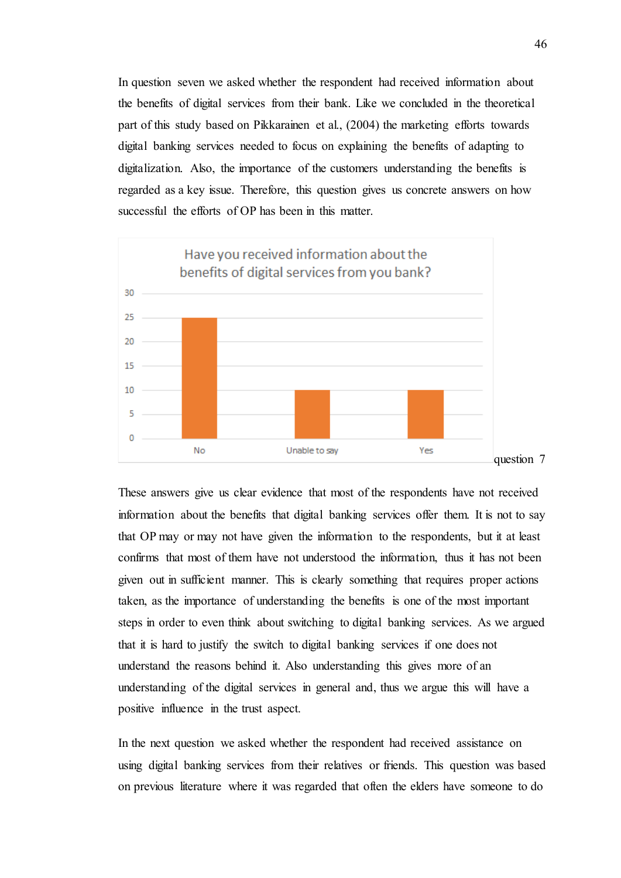In question seven we asked whether the respondent had received information about the benefits of digital services from their bank. Like we concluded in the theoretical part of this study based on Pikkarainen et al., (2004) the marketing efforts towards digital banking services needed to focus on explaining the benefits of adapting to digitalization. Also, the importance of the customers understanding the benefits is regarded as a key issue. Therefore, this question gives us concrete answers on how successful the efforts of OP has been in this matter.

Have you received information about the benefits of digital services from you bank?

| Answer | Count |
|---|---|
| No | 25 |
| Unable to say | 10 |
| Yes | 10 |

question 7

These answers give us clear evidence that most of the respondents have not received information about the benefits that digital banking services offer them. It is not to say that OP may or may not have given the information to the respondents, but it at least confirms that most of them have not understood the information, thus it has not been given out in sufficient manner. This is clearly something that requires proper actions taken, as the importance of understanding the benefits is one of the most important steps in order to even think about switching to digital banking services. As we argued that it is hard to justify the switch to digital banking services if one does not understand the reasons behind it. Also understanding this gives more of an understanding of the digital services in general and, thus we argue this will have a positive influence in the trust aspect.

In the next question we asked whether the respondent had received assistance on using digital banking services from their relatives or friends. This question was based on previous literature where it was regarded that often the elders have someone to do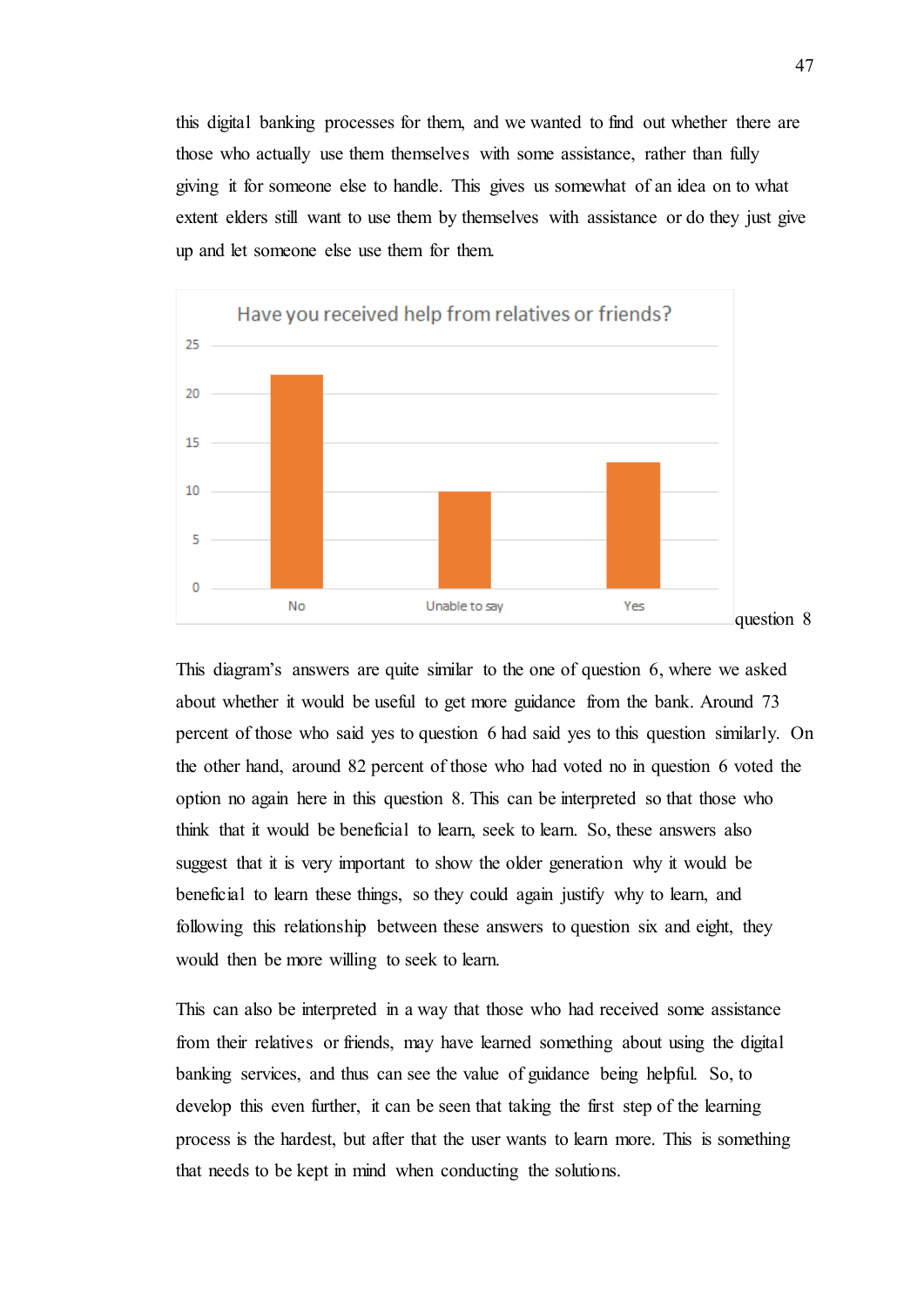this digital banking processes for them, and we wanted to find out whether there are those who actually use them themselves with some assistance, rather than fully giving it for someone else to handle. This gives us somewhat of an idea on to what extent elders still want to use them by themselves with assistance or do they just give up and let someone else use them for them.

question 8

This diagram's answers are quite similar to the one of question 6, where we asked about whether it would be useful to get more guidance from the bank. Around 73 percent of those who said yes to question 6 had said yes to this question similarly. On the other hand, around 82 percent of those who had voted no in question 6 voted the option no again here in this question 8. This can be interpreted so that those who think that it would be beneficial to learn, seek to learn. So, these answers also suggest that it is very important to show the older generation why it would be beneficial to learn these things, so they could again justify why to learn, and following this relationship between these answers to question six and eight, they would then be more willing to seek to learn.

This can also be interpreted in a way that those who had received some assistance from their relatives or friends, may have learned something about using the digital banking services, and thus can see the value of guidance being helpful. So, to develop this even further, it can be seen that taking the first step of the learning process is the hardest, but after that the user wants to learn more. This is something that needs to be kept in mind when conducting the solutions.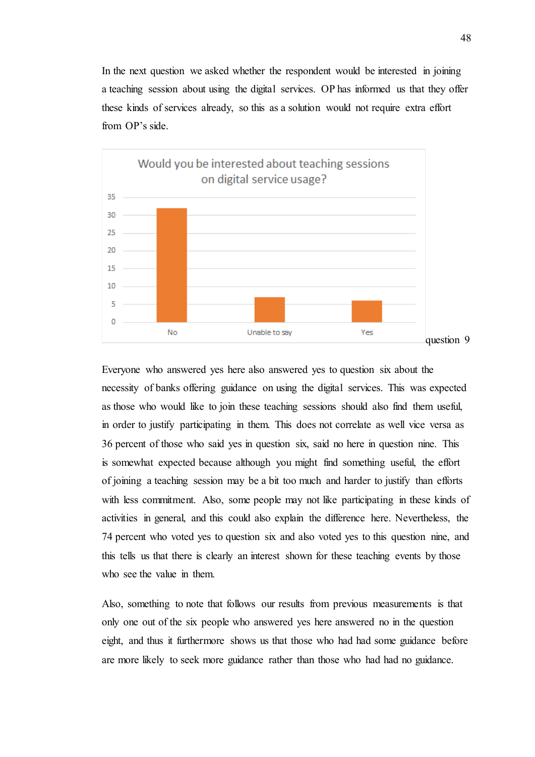In the next question we asked whether the respondent would be interested in joining a teaching session about using the digital services. OP has informed us that they offer these kinds of services already, so this as a solution would not require extra effort from OP's side.

Would you be interested about teaching sessions on digital service usage?

question 9

Everyone who answered yes here also answered yes to question six about the necessity of banks offering guidance on using the digital services. This was expected as those who would like to join these teaching sessions should also find them useful, in order to justify participating in them. This does not correlate as well vice versa as 36 percent of those who said yes in question six, said no here in question nine. This is somewhat expected because although you might find something useful, the effort of joining a teaching session may be a bit too much and harder to justify than efforts with less commitment. Also, some people may not like participating in these kinds of activities in general, and this could also explain the difference here. Nevertheless, the 74 percent who voted yes to question six and also voted yes to this question nine, and this tells us that there is clearly an interest shown for these teaching events by those who see the value in them.

Also, something to note that follows our results from previous measurements is that only one out of the six people who answered yes here answered no in the question eight, and thus it furthermore shows us that those who had had some guidance before are more likely to seek more guidance rather than those who had had no guidance.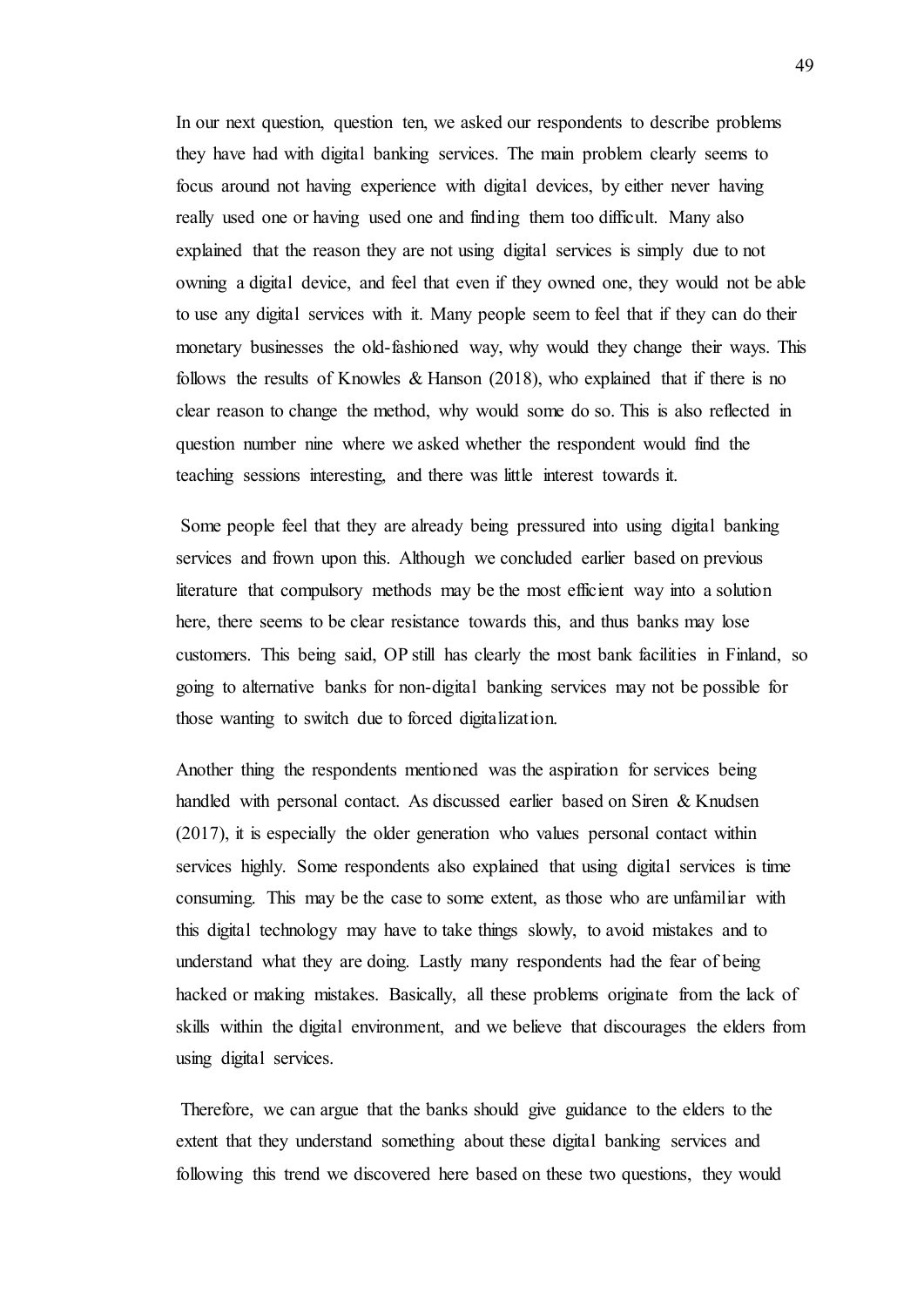In our next question, question ten, we asked our respondents to describe problems they have had with digital banking services. The main problem clearly seems to focus around not having experience with digital devices, by either never having really used one or having used one and finding them too difficult. Many also explained that the reason they are not using digital services is simply due to not owning a digital device, and feel that even if they owned one, they would not be able to use any digital services with it. Many people seem to feel that if they can do their monetary businesses the old-fashioned way, why would they change their ways. This follows the results of Knowles & Hanson (2018), who explained that if there is no clear reason to change the method, why would some do so. This is also reflected in question number nine where we asked whether the respondent would find the teaching sessions interesting, and there was little interest towards it.

Some people feel that they are already being pressured into using digital banking services and frown upon this. Although we concluded earlier based on previous literature that compulsory methods may be the most efficient way into a solution here, there seems to be clear resistance towards this, and thus banks may lose customers. This being said, OP still has clearly the most bank facilities in Finland, so going to alternative banks for non-digital banking services may not be possible for those wanting to switch due to forced digitalization.

Another thing the respondents mentioned was the aspiration for services being handled with personal contact. As discussed earlier based on Siren & Knudsen (2017), it is especially the older generation who values personal contact within services highly. Some respondents also explained that using digital services is time consuming. This may be the case to some extent, as those who are unfamiliar with this digital technology may have to take things slowly, to avoid mistakes and to understand what they are doing. Lastly many respondents had the fear of being hacked or making mistakes. Basically, all these problems originate from the lack of skills within the digital environment, and we believe that discourages the elders from using digital services.

Therefore, we can argue that the banks should give guidance to the elders to the extent that they understand something about these digital banking services and following this trend we discovered here based on these two questions, they would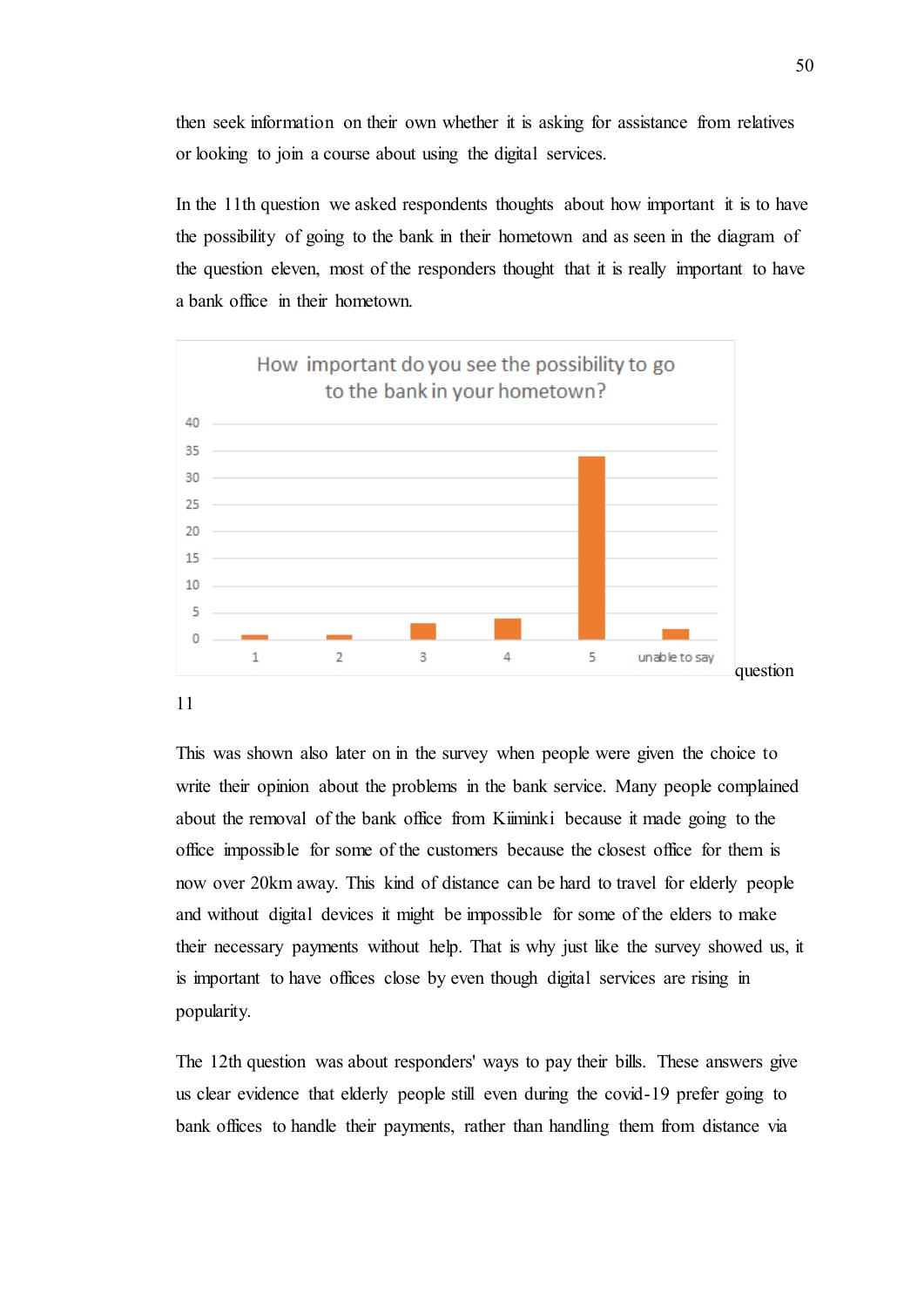then seek information on their own whether it is asking for assistance from relatives or looking to join a course about using the digital services.

In the 11th question we asked respondents thoughts about how important it is to have the possibility of going to the bank in their hometown and as seen in the diagram of the question eleven, most of the responders thought that it is really important to have a bank office in their hometown.

question 11

This was shown also later on in the survey when people were given the choice to write their opinion about the problems in the bank service. Many people complained about the removal of the bank office from Kiiminki because it made going to the office impossible for some of the customers because the closest office for them is now over 20km away. This kind of distance can be hard to travel for elderly people and without digital devices it might be impossible for some of the elders to make their necessary payments without help. That is why just like the survey showed us, it is important to have offices close by even though digital services are rising in popularity.

The 12th question was about responders' ways to pay their bills. These answers give us clear evidence that elderly people still even during the covid-19 prefer going to bank offices to handle their payments, rather than handling them from distance via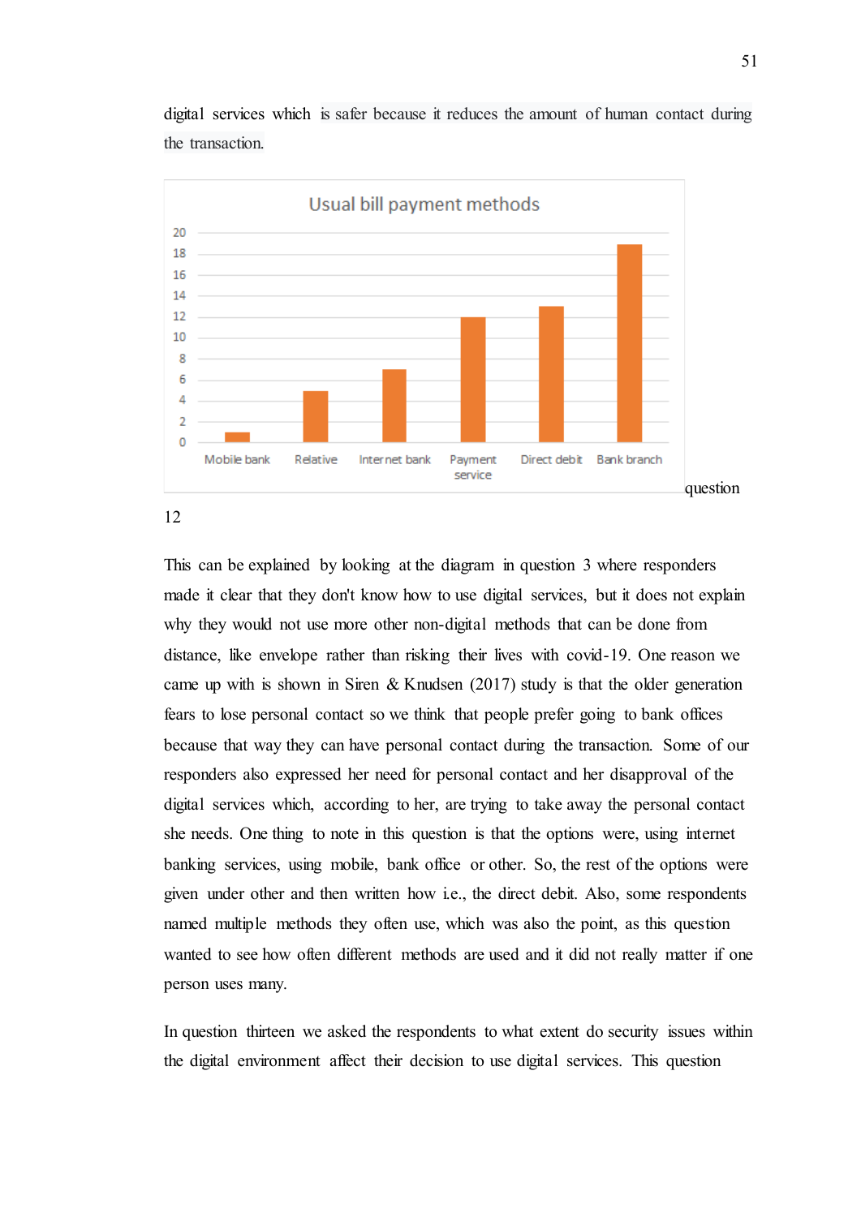digital services which is safer because it reduces the amount of human contact during the transaction.

question 12

This can be explained by looking at the diagram in question 3 where responders made it clear that they don't know how to use digital services, but it does not explain why they would not use more other non-digital methods that can be done from distance, like envelope rather than risking their lives with covid-19. One reason we came up with is shown in Siren & Knudsen (2017) study is that the older generation fears to lose personal contact so we think that people prefer going to bank offices because that way they can have personal contact during the transaction. Some of our responders also expressed her need for personal contact and her disapproval of the digital services which, according to her, are trying to take away the personal contact she needs. One thing to note in this question is that the options were, using internet banking services, using mobile, bank office or other. So, the rest of the options were given under other and then written how i.e., the direct debit. Also, some respondents named multiple methods they often use, which was also the point, as this question wanted to see how often different methods are used and it did not really matter if one person uses many.

In question thirteen we asked the respondents to what extent do security issues within the digital environment affect their decision to use digital services. This question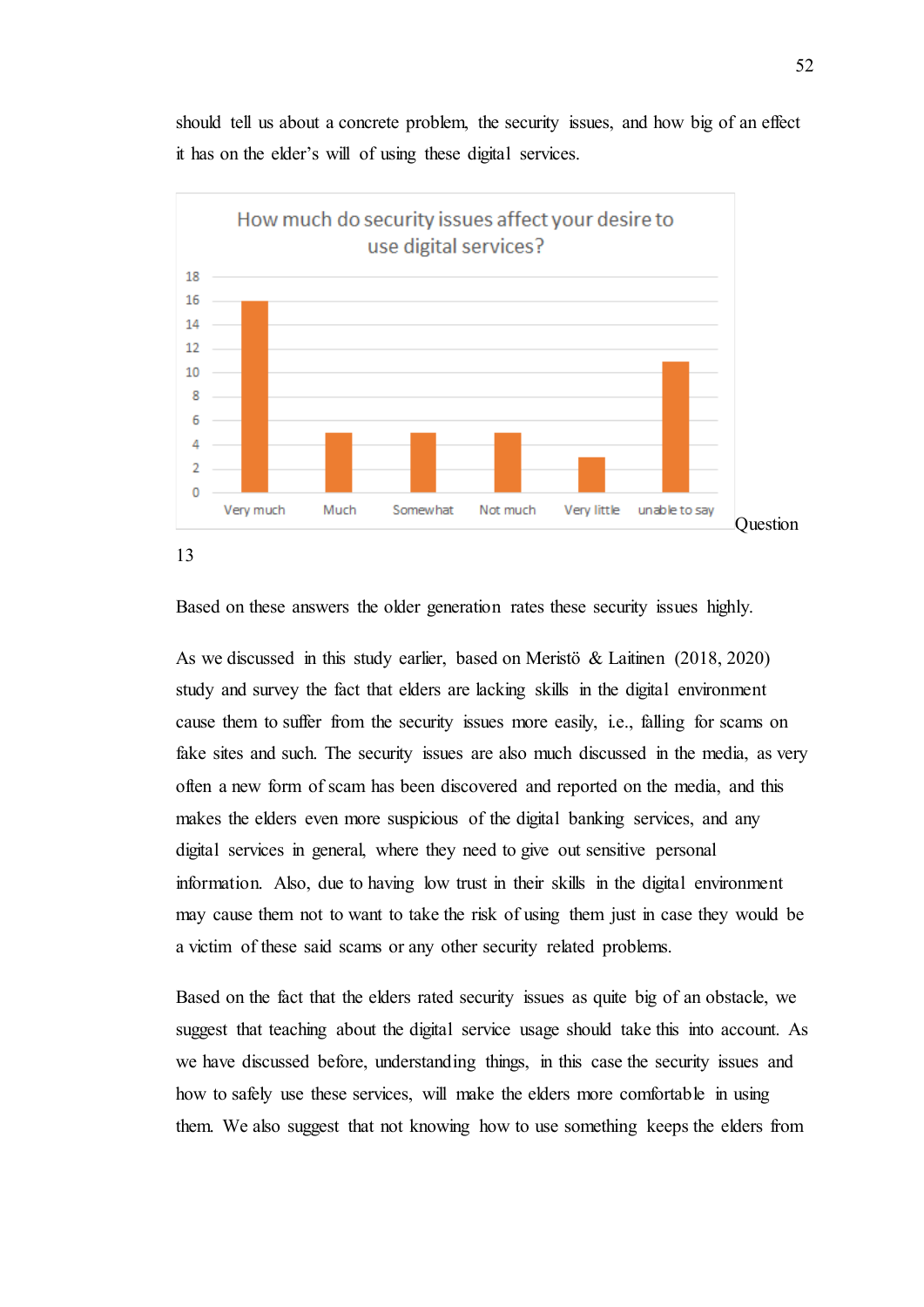should tell us about a concrete problem, the security issues, and how big of an effect it has on the elder's will of using these digital services.

**How much do security issues affect your desire to use digital services?**

| Very much | Much | Somewhat | Not much | Very little | unable to say |
|---|---|---|---|---|---|
| 16 | 5 | 5 | 5 | 3 | 11 |

Question 13

Based on these answers the older generation rates these security issues highly.

As we discussed in this study earlier, based on Meristö & Laitinen (2018, 2020) study and survey the fact that elders are lacking skills in the digital environment cause them to suffer from the security issues more easily, i.e., falling for scams on fake sites and such. The security issues are also much discussed in the media, as very often a new form of scam has been discovered and reported on the media, and this makes the elders even more suspicious of the digital banking services, and any digital services in general, where they need to give out sensitive personal information. Also, due to having low trust in their skills in the digital environment may cause them not to want to take the risk of using them just in case they would be a victim of these said scams or any other security related problems.

Based on the fact that the elders rated security issues as quite big of an obstacle, we suggest that teaching about the digital service usage should take this into account. As we have discussed before, understanding things, in this case the security issues and how to safely use these services, will make the elders more comfortable in using them. We also suggest that not knowing how to use something keeps the elders from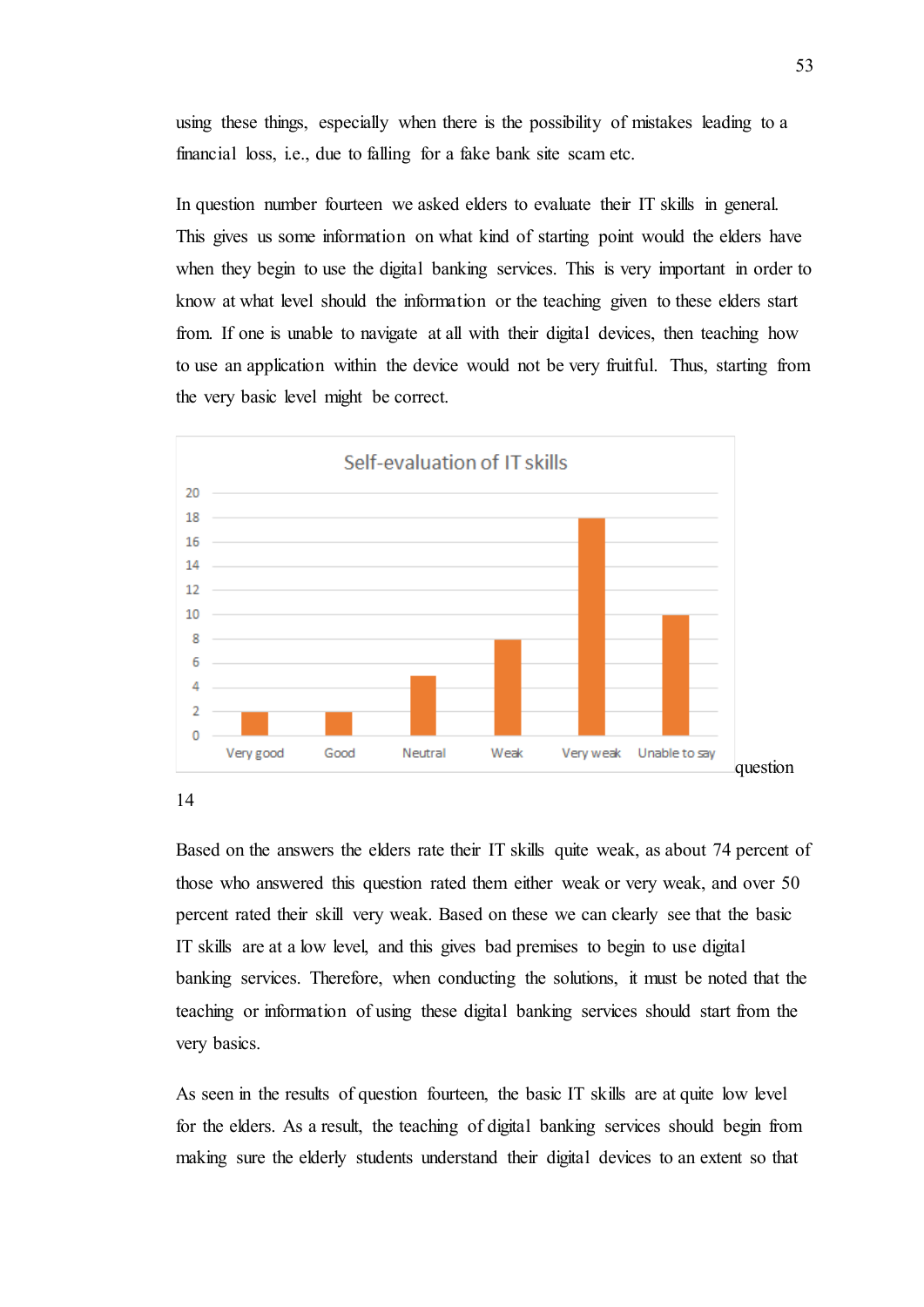using these things, especially when there is the possibility of mistakes leading to a financial loss, i.e., due to falling for a fake bank site scam etc.

In question number fourteen we asked elders to evaluate their IT skills in general. This gives us some information on what kind of starting point would the elders have when they begin to use the digital banking services. This is very important in order to know at what level should the information or the teaching given to these elders start from. If one is unable to navigate at all with their digital devices, then teaching how to use an application within the device would not be very fruitful. Thus, starting from the very basic level might be correct.

**Self-evaluation of IT skills**

| Very good | Good | Neutral | Weak | Very weak | Unable to say |
|---|---|---|---|---|---|
| 2 | 2 | 5 | 8 | 18 | 10 |

question 14

Based on the answers the elders rate their IT skills quite weak, as about 74 percent of those who answered this question rated them either weak or very weak, and over 50 percent rated their skill very weak. Based on these we can clearly see that the basic IT skills are at a low level, and this gives bad premises to begin to use digital banking services. Therefore, when conducting the solutions, it must be noted that the teaching or information of using these digital banking services should start from the very basics.

As seen in the results of question fourteen, the basic IT skills are at quite low level for the elders. As a result, the teaching of digital banking services should begin from making sure the elderly students understand their digital devices to an extent so that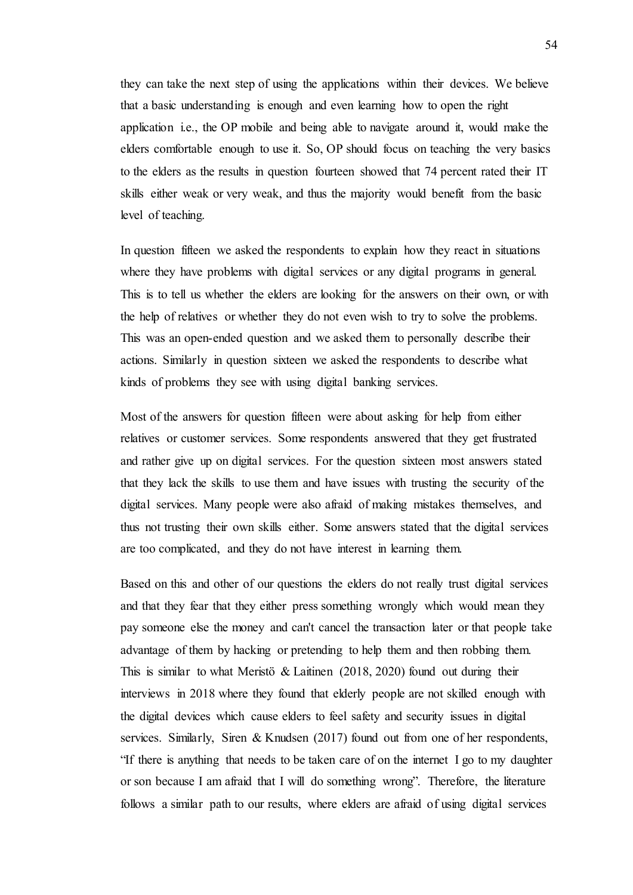they can take the next step of using the applications within their devices. We believe that a basic understanding is enough and even learning how to open the right application i.e., the OP mobile and being able to navigate around it, would make the elders comfortable enough to use it. So, OP should focus on teaching the very basics to the elders as the results in question fourteen showed that 74 percent rated their IT skills either weak or very weak, and thus the majority would benefit from the basic level of teaching.

In question fifteen we asked the respondents to explain how they react in situations where they have problems with digital services or any digital programs in general. This is to tell us whether the elders are looking for the answers on their own, or with the help of relatives or whether they do not even wish to try to solve the problems. This was an open-ended question and we asked them to personally describe their actions. Similarly in question sixteen we asked the respondents to describe what kinds of problems they see with using digital banking services.

Most of the answers for question fifteen were about asking for help from either relatives or customer services. Some respondents answered that they get frustrated and rather give up on digital services. For the question sixteen most answers stated that they lack the skills to use them and have issues with trusting the security of the digital services. Many people were also afraid of making mistakes themselves, and thus not trusting their own skills either. Some answers stated that the digital services are too complicated, and they do not have interest in learning them.

Based on this and other of our questions the elders do not really trust digital services and that they fear that they either press something wrongly which would mean they pay someone else the money and can't cancel the transaction later or that people take advantage of them by hacking or pretending to help them and then robbing them. This is similar to what Meristö & Laitinen (2018, 2020) found out during their interviews in 2018 where they found that elderly people are not skilled enough with the digital devices which cause elders to feel safety and security issues in digital services. Similarly, Siren & Knudsen (2017) found out from one of her respondents, "If there is anything that needs to be taken care of on the internet I go to my daughter or son because I am afraid that I will do something wrong". Therefore, the literature follows a similar path to our results, where elders are afraid of using digital services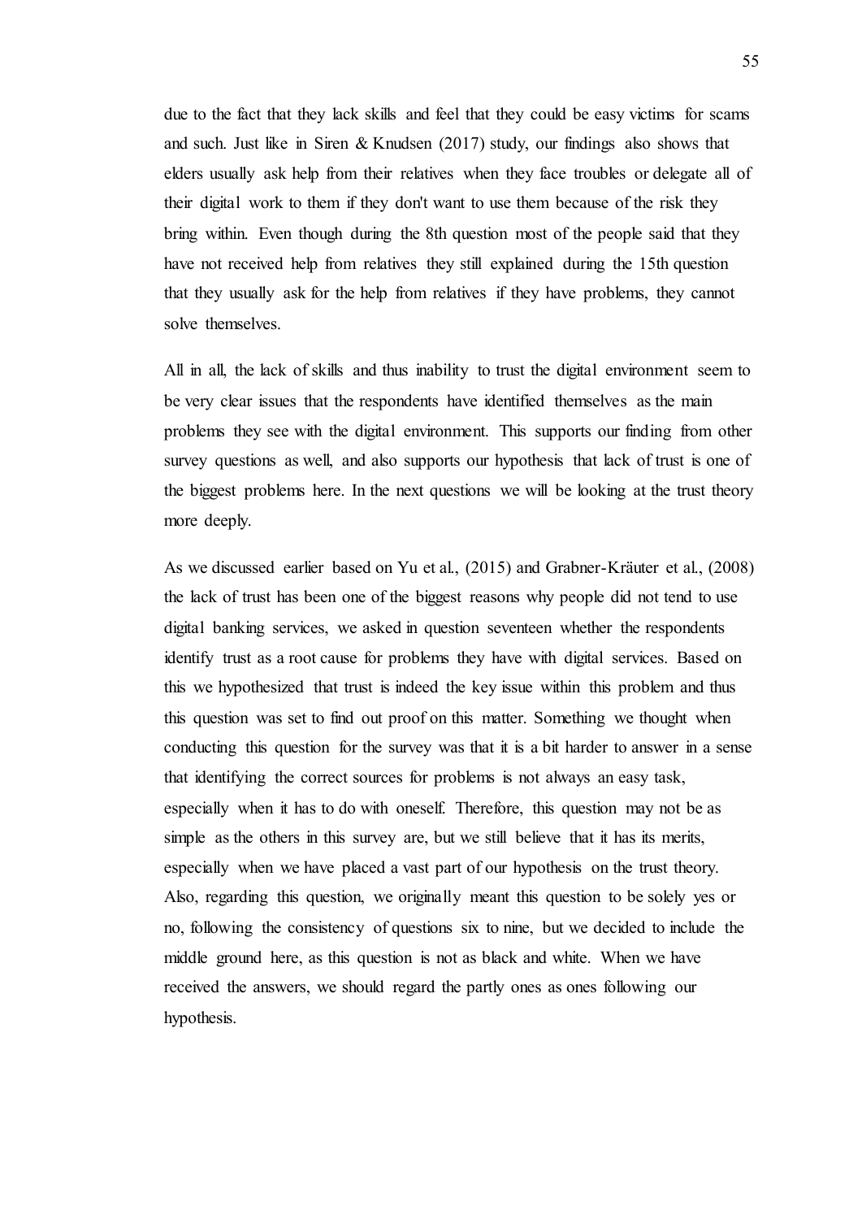due to the fact that they lack skills and feel that they could be easy victims for scams and such. Just like in Siren & Knudsen (2017) study, our findings also shows that elders usually ask help from their relatives when they face troubles or delegate all of their digital work to them if they don't want to use them because of the risk they bring within. Even though during the 8th question most of the people said that they have not received help from relatives they still explained during the 15th question that they usually ask for the help from relatives if they have problems, they cannot solve themselves.

All in all, the lack of skills and thus inability to trust the digital environment seem to be very clear issues that the respondents have identified themselves as the main problems they see with the digital environment. This supports our finding from other survey questions as well, and also supports our hypothesis that lack of trust is one of the biggest problems here. In the next questions we will be looking at the trust theory more deeply.

As we discussed earlier based on Yu et al., (2015) and Grabner-Kräuter et al., (2008) the lack of trust has been one of the biggest reasons why people did not tend to use digital banking services, we asked in question seventeen whether the respondents identify trust as a root cause for problems they have with digital services. Based on this we hypothesized that trust is indeed the key issue within this problem and thus this question was set to find out proof on this matter. Something we thought when conducting this question for the survey was that it is a bit harder to answer in a sense that identifying the correct sources for problems is not always an easy task, especially when it has to do with oneself. Therefore, this question may not be as simple as the others in this survey are, but we still believe that it has its merits, especially when we have placed a vast part of our hypothesis on the trust theory. Also, regarding this question, we originally meant this question to be solely yes or no, following the consistency of questions six to nine, but we decided to include the middle ground here, as this question is not as black and white. When we have received the answers, we should regard the partly ones as ones following our hypothesis.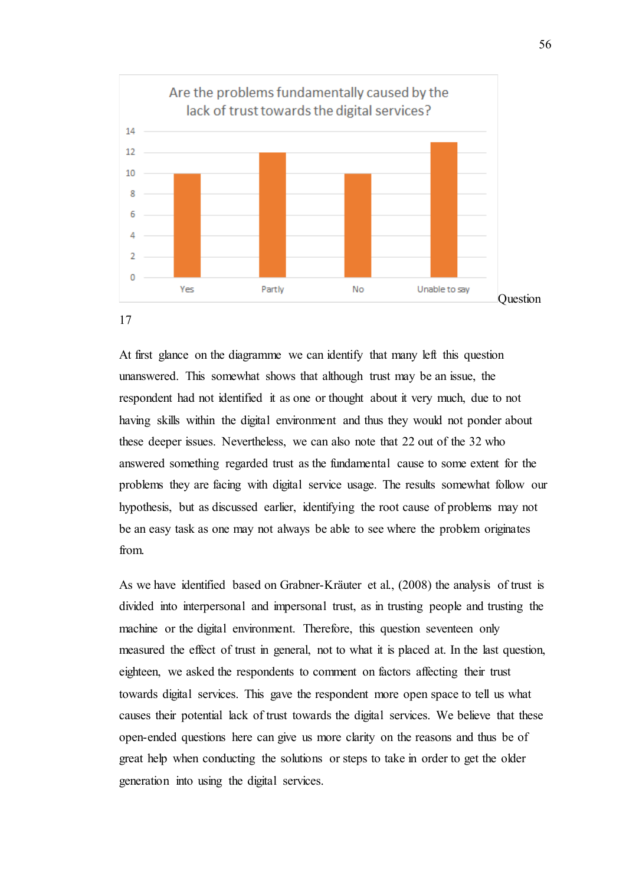**Are the problems fundamentally caused by the lack of trust towards the digital services?**

| Answer | Count |
|---|---|
| Yes | 10 |
| Partly | 12 |
| No | 10 |
| Unable to say | 13 |

Question 17

At first glance on the diagramme we can identify that many left this question unanswered. This somewhat shows that although trust may be an issue, the respondent had not identified it as one or thought about it very much, due to not having skills within the digital environment and thus they would not ponder about these deeper issues. Nevertheless, we can also note that 22 out of the 32 who answered something regarded trust as the fundamental cause to some extent for the problems they are facing with digital service usage. The results somewhat follow our hypothesis, but as discussed earlier, identifying the root cause of problems may not be an easy task as one may not always be able to see where the problem originates from.

As we have identified based on Grabner-Kräuter et al., (2008) the analysis of trust is divided into interpersonal and impersonal trust, as in trusting people and trusting the machine or the digital environment. Therefore, this question seventeen only measured the effect of trust in general, not to what it is placed at. In the last question, eighteen, we asked the respondents to comment on factors affecting their trust towards digital services. This gave the respondent more open space to tell us what causes their potential lack of trust towards the digital services. We believe that these open-ended questions here can give us more clarity on the reasons and thus be of great help when conducting the solutions or steps to take in order to get the older generation into using the digital services.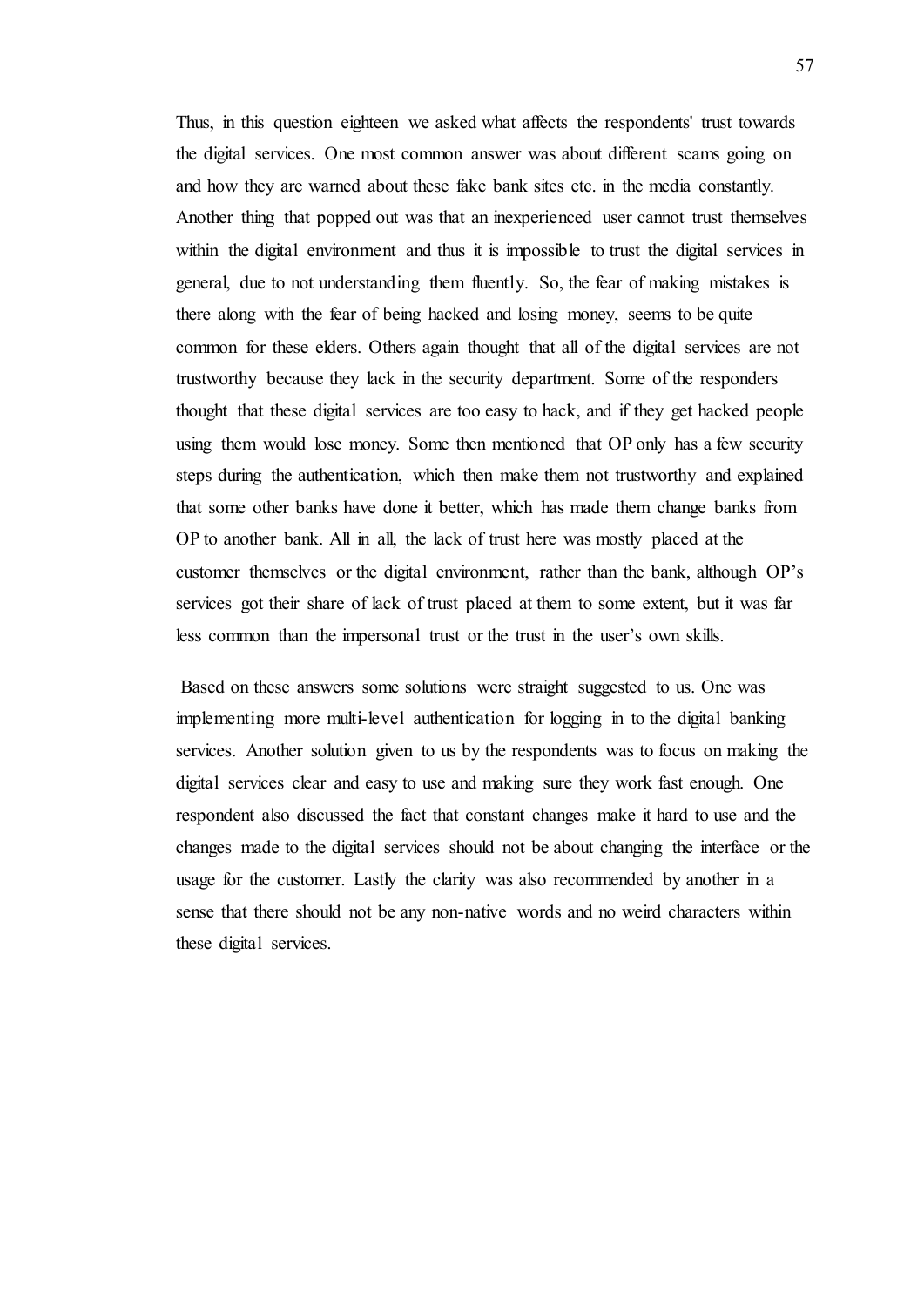Thus, in this question eighteen we asked what affects the respondents' trust towards the digital services. One most common answer was about different scams going on and how they are warned about these fake bank sites etc. in the media constantly. Another thing that popped out was that an inexperienced user cannot trust themselves within the digital environment and thus it is impossible to trust the digital services in general, due to not understanding them fluently. So, the fear of making mistakes is there along with the fear of being hacked and losing money, seems to be quite common for these elders. Others again thought that all of the digital services are not trustworthy because they lack in the security department. Some of the responders thought that these digital services are too easy to hack, and if they get hacked people using them would lose money. Some then mentioned that OP only has a few security steps during the authentication, which then make them not trustworthy and explained that some other banks have done it better, which has made them change banks from OP to another bank. All in all, the lack of trust here was mostly placed at the customer themselves or the digital environment, rather than the bank, although OP's services got their share of lack of trust placed at them to some extent, but it was far less common than the impersonal trust or the trust in the user's own skills.

Based on these answers some solutions were straight suggested to us. One was implementing more multi-level authentication for logging in to the digital banking services. Another solution given to us by the respondents was to focus on making the digital services clear and easy to use and making sure they work fast enough. One respondent also discussed the fact that constant changes make it hard to use and the changes made to the digital services should not be about changing the interface or the usage for the customer. Lastly the clarity was also recommended by another in a sense that there should not be any non-native words and no weird characters within these digital services.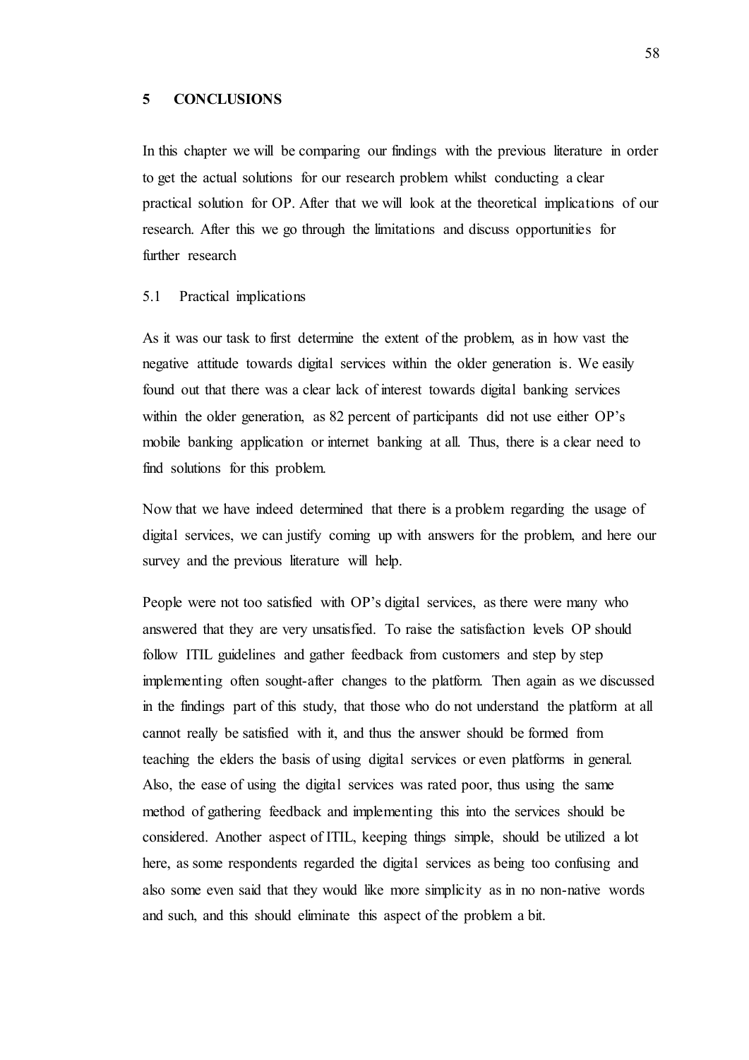# 5 CONCLUSIONS

In this chapter we will be comparing our findings with the previous literature in order to get the actual solutions for our research problem whilst conducting a clear practical solution for OP. After that we will look at the theoretical implications of our research. After this we go through the limitations and discuss opportunities for further research

## 5.1 Practical implications

As it was our task to first determine the extent of the problem, as in how vast the negative attitude towards digital services within the older generation is. We easily found out that there was a clear lack of interest towards digital banking services within the older generation, as 82 percent of participants did not use either OP's mobile banking application or internet banking at all. Thus, there is a clear need to find solutions for this problem.

Now that we have indeed determined that there is a problem regarding the usage of digital services, we can justify coming up with answers for the problem, and here our survey and the previous literature will help.

People were not too satisfied with OP's digital services, as there were many who answered that they are very unsatisfied. To raise the satisfaction levels OP should follow ITIL guidelines and gather feedback from customers and step by step implementing often sought-after changes to the platform. Then again as we discussed in the findings part of this study, that those who do not understand the platform at all cannot really be satisfied with it, and thus the answer should be formed from teaching the elders the basis of using digital services or even platforms in general. Also, the ease of using the digital services was rated poor, thus using the same method of gathering feedback and implementing this into the services should be considered. Another aspect of ITIL, keeping things simple, should be utilized a lot here, as some respondents regarded the digital services as being too confusing and also some even said that they would like more simplicity as in no non-native words and such, and this should eliminate this aspect of the problem a bit.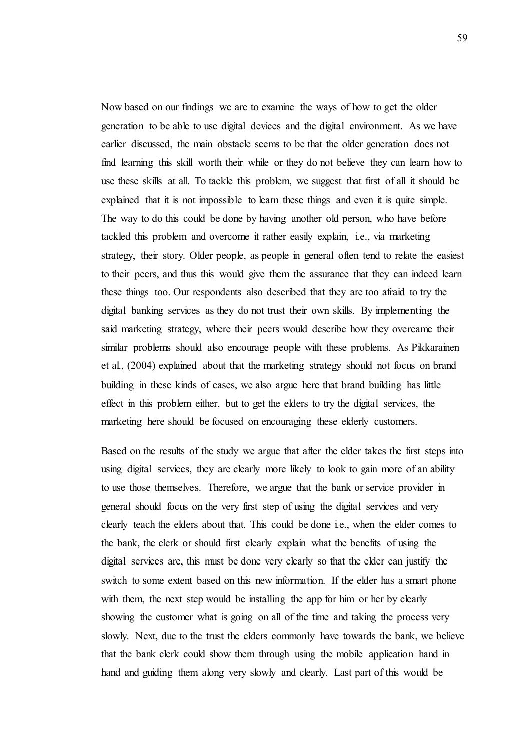Now based on our findings we are to examine the ways of how to get the older generation to be able to use digital devices and the digital environment. As we have earlier discussed, the main obstacle seems to be that the older generation does not find learning this skill worth their while or they do not believe they can learn how to use these skills at all. To tackle this problem, we suggest that first of all it should be explained that it is not impossible to learn these things and even it is quite simple. The way to do this could be done by having another old person, who have before tackled this problem and overcome it rather easily explain, i.e., via marketing strategy, their story. Older people, as people in general often tend to relate the easiest to their peers, and thus this would give them the assurance that they can indeed learn these things too. Our respondents also described that they are too afraid to try the digital banking services as they do not trust their own skills. By implementing the said marketing strategy, where their peers would describe how they overcame their similar problems should also encourage people with these problems. As Pikkarainen et al., (2004) explained about that the marketing strategy should not focus on brand building in these kinds of cases, we also argue here that brand building has little effect in this problem either, but to get the elders to try the digital services, the marketing here should be focused on encouraging these elderly customers.

Based on the results of the study we argue that after the elder takes the first steps into using digital services, they are clearly more likely to look to gain more of an ability to use those themselves. Therefore, we argue that the bank or service provider in general should focus on the very first step of using the digital services and very clearly teach the elders about that. This could be done i.e., when the elder comes to the bank, the clerk or should first clearly explain what the benefits of using the digital services are, this must be done very clearly so that the elder can justify the switch to some extent based on this new information. If the elder has a smart phone with them, the next step would be installing the app for him or her by clearly showing the customer what is going on all of the time and taking the process very slowly. Next, due to the trust the elders commonly have towards the bank, we believe that the bank clerk could show them through using the mobile application hand in hand and guiding them along very slowly and clearly. Last part of this would be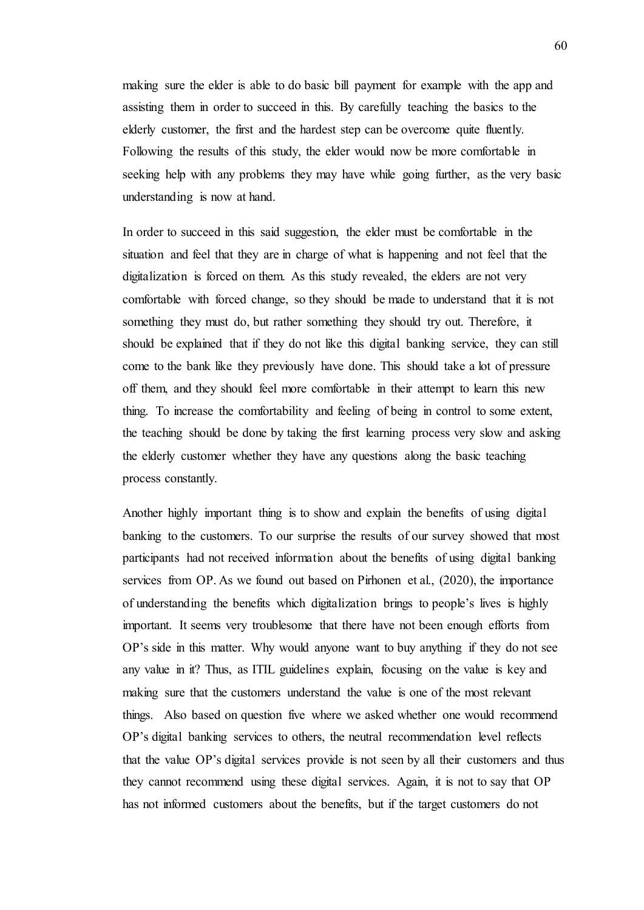making sure the elder is able to do basic bill payment for example with the app and assisting them in order to succeed in this. By carefully teaching the basics to the elderly customer, the first and the hardest step can be overcome quite fluently. Following the results of this study, the elder would now be more comfortable in seeking help with any problems they may have while going further, as the very basic understanding is now at hand.

In order to succeed in this said suggestion, the elder must be comfortable in the situation and feel that they are in charge of what is happening and not feel that the digitalization is forced on them. As this study revealed, the elders are not very comfortable with forced change, so they should be made to understand that it is not something they must do, but rather something they should try out. Therefore, it should be explained that if they do not like this digital banking service, they can still come to the bank like they previously have done. This should take a lot of pressure off them, and they should feel more comfortable in their attempt to learn this new thing. To increase the comfortability and feeling of being in control to some extent, the teaching should be done by taking the first learning process very slow and asking the elderly customer whether they have any questions along the basic teaching process constantly.

Another highly important thing is to show and explain the benefits of using digital banking to the customers. To our surprise the results of our survey showed that most participants had not received information about the benefits of using digital banking services from OP. As we found out based on Pirhonen et al., (2020), the importance of understanding the benefits which digitalization brings to people's lives is highly important. It seems very troublesome that there have not been enough efforts from OP's side in this matter. Why would anyone want to buy anything if they do not see any value in it? Thus, as ITIL guidelines explain, focusing on the value is key and making sure that the customers understand the value is one of the most relevant things. Also based on question five where we asked whether one would recommend OP's digital banking services to others, the neutral recommendation level reflects that the value OP's digital services provide is not seen by all their customers and thus they cannot recommend using these digital services. Again, it is not to say that OP has not informed customers about the benefits, but if the target customers do not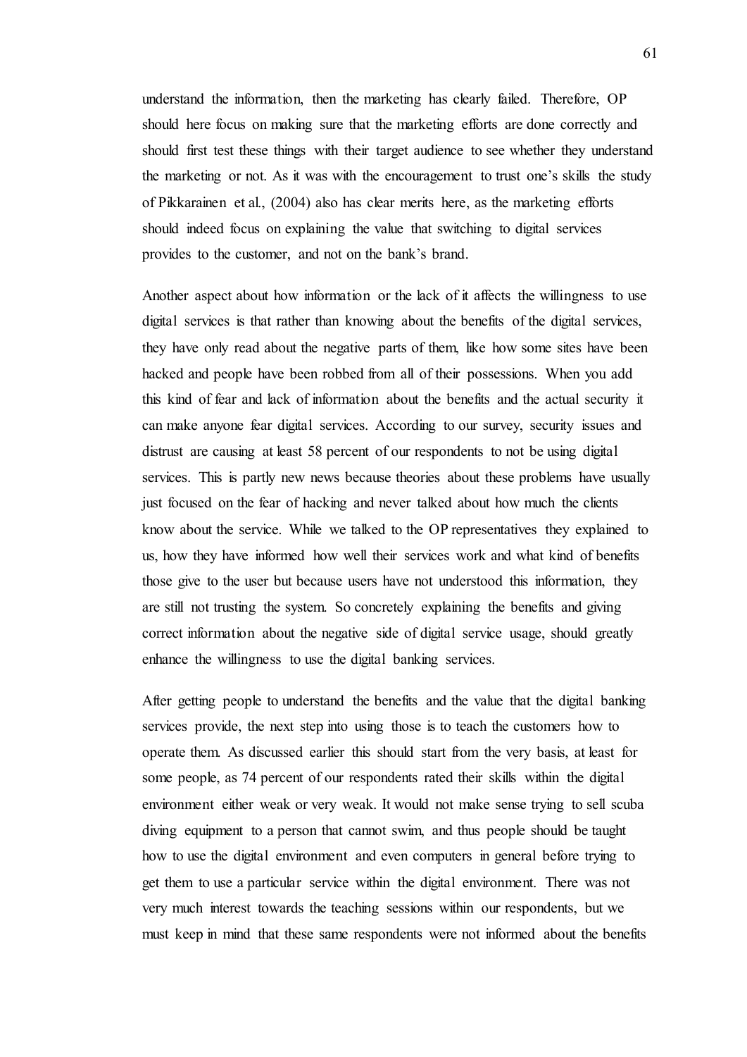understand the information, then the marketing has clearly failed. Therefore, OP should here focus on making sure that the marketing efforts are done correctly and should first test these things with their target audience to see whether they understand the marketing or not. As it was with the encouragement to trust one's skills the study of Pikkarainen et al., (2004) also has clear merits here, as the marketing efforts should indeed focus on explaining the value that switching to digital services provides to the customer, and not on the bank's brand.

Another aspect about how information or the lack of it affects the willingness to use digital services is that rather than knowing about the benefits of the digital services, they have only read about the negative parts of them, like how some sites have been hacked and people have been robbed from all of their possessions. When you add this kind of fear and lack of information about the benefits and the actual security it can make anyone fear digital services. According to our survey, security issues and distrust are causing at least 58 percent of our respondents to not be using digital services. This is partly new news because theories about these problems have usually just focused on the fear of hacking and never talked about how much the clients know about the service. While we talked to the OP representatives they explained to us, how they have informed how well their services work and what kind of benefits those give to the user but because users have not understood this information, they are still not trusting the system. So concretely explaining the benefits and giving correct information about the negative side of digital service usage, should greatly enhance the willingness to use the digital banking services.

After getting people to understand the benefits and the value that the digital banking services provide, the next step into using those is to teach the customers how to operate them. As discussed earlier this should start from the very basis, at least for some people, as 74 percent of our respondents rated their skills within the digital environment either weak or very weak. It would not make sense trying to sell scuba diving equipment to a person that cannot swim, and thus people should be taught how to use the digital environment and even computers in general before trying to get them to use a particular service within the digital environment. There was not very much interest towards the teaching sessions within our respondents, but we must keep in mind that these same respondents were not informed about the benefits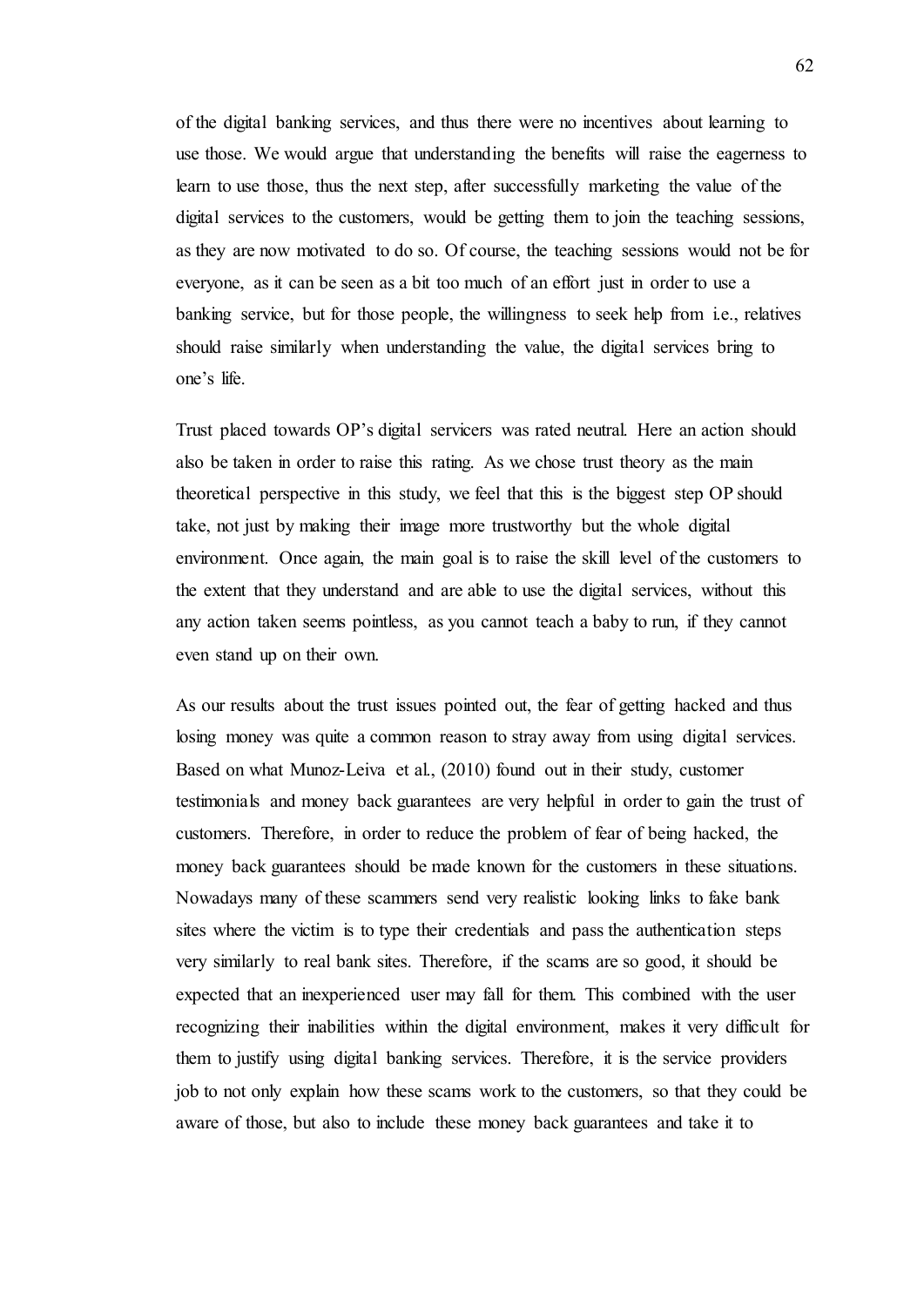of the digital banking services, and thus there were no incentives about learning to use those. We would argue that understanding the benefits will raise the eagerness to learn to use those, thus the next step, after successfully marketing the value of the digital services to the customers, would be getting them to join the teaching sessions, as they are now motivated to do so. Of course, the teaching sessions would not be for everyone, as it can be seen as a bit too much of an effort just in order to use a banking service, but for those people, the willingness to seek help from i.e., relatives should raise similarly when understanding the value, the digital services bring to one's life.

Trust placed towards OP's digital servicers was rated neutral. Here an action should also be taken in order to raise this rating. As we chose trust theory as the main theoretical perspective in this study, we feel that this is the biggest step OP should take, not just by making their image more trustworthy but the whole digital environment. Once again, the main goal is to raise the skill level of the customers to the extent that they understand and are able to use the digital services, without this any action taken seems pointless, as you cannot teach a baby to run, if they cannot even stand up on their own.

As our results about the trust issues pointed out, the fear of getting hacked and thus losing money was quite a common reason to stray away from using digital services. Based on what Munoz-Leiva et al., (2010) found out in their study, customer testimonials and money back guarantees are very helpful in order to gain the trust of customers. Therefore, in order to reduce the problem of fear of being hacked, the money back guarantees should be made known for the customers in these situations. Nowadays many of these scammers send very realistic looking links to fake bank sites where the victim is to type their credentials and pass the authentication steps very similarly to real bank sites. Therefore, if the scams are so good, it should be expected that an inexperienced user may fall for them. This combined with the user recognizing their inabilities within the digital environment, makes it very difficult for them to justify using digital banking services. Therefore, it is the service providers job to not only explain how these scams work to the customers, so that they could be aware of those, but also to include these money back guarantees and take it to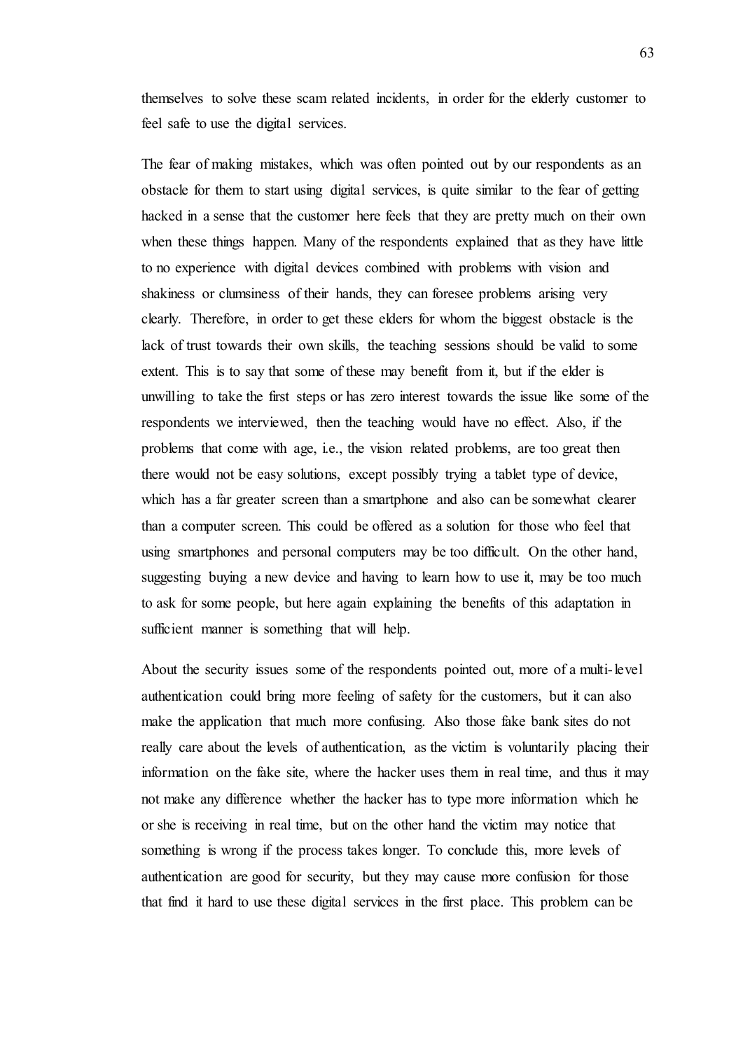themselves to solve these scam related incidents, in order for the elderly customer to feel safe to use the digital services.

The fear of making mistakes, which was often pointed out by our respondents as an obstacle for them to start using digital services, is quite similar to the fear of getting hacked in a sense that the customer here feels that they are pretty much on their own when these things happen. Many of the respondents explained that as they have little to no experience with digital devices combined with problems with vision and shakiness or clumsiness of their hands, they can foresee problems arising very clearly. Therefore, in order to get these elders for whom the biggest obstacle is the lack of trust towards their own skills, the teaching sessions should be valid to some extent. This is to say that some of these may benefit from it, but if the elder is unwilling to take the first steps or has zero interest towards the issue like some of the respondents we interviewed, then the teaching would have no effect. Also, if the problems that come with age, i.e., the vision related problems, are too great then there would not be easy solutions, except possibly trying a tablet type of device, which has a far greater screen than a smartphone and also can be somewhat clearer than a computer screen. This could be offered as a solution for those who feel that using smartphones and personal computers may be too difficult. On the other hand, suggesting buying a new device and having to learn how to use it, may be too much to ask for some people, but here again explaining the benefits of this adaptation in sufficient manner is something that will help.

About the security issues some of the respondents pointed out, more of a multi-level authentication could bring more feeling of safety for the customers, but it can also make the application that much more confusing. Also those fake bank sites do not really care about the levels of authentication, as the victim is voluntarily placing their information on the fake site, where the hacker uses them in real time, and thus it may not make any difference whether the hacker has to type more information which he or she is receiving in real time, but on the other hand the victim may notice that something is wrong if the process takes longer. To conclude this, more levels of authentication are good for security, but they may cause more confusion for those that find it hard to use these digital services in the first place. This problem can be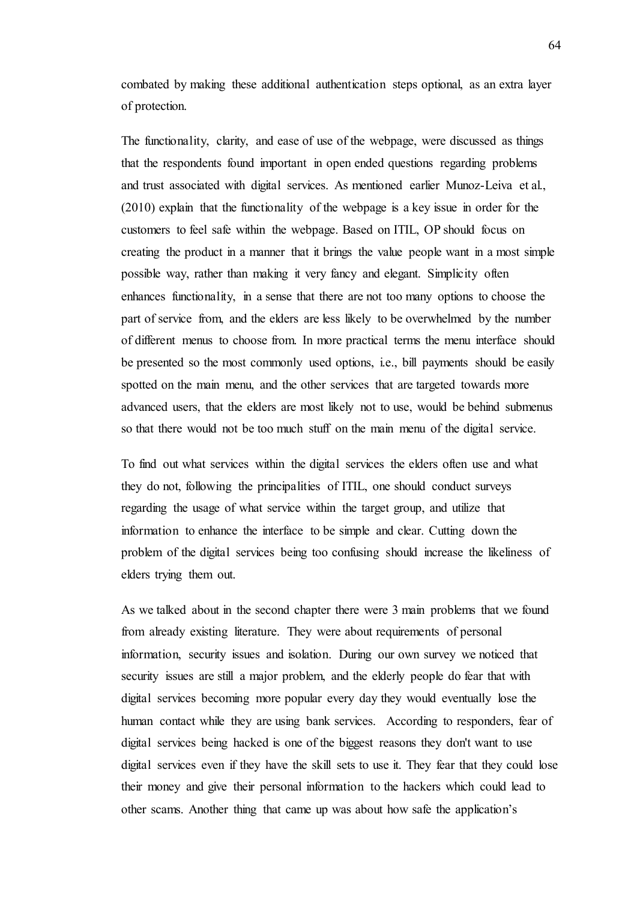combated by making these additional authentication steps optional, as an extra layer of protection.

The functionality, clarity, and ease of use of the webpage, were discussed as things that the respondents found important in open ended questions regarding problems and trust associated with digital services. As mentioned earlier Munoz-Leiva et al., (2010) explain that the functionality of the webpage is a key issue in order for the customers to feel safe within the webpage. Based on ITIL, OP should focus on creating the product in a manner that it brings the value people want in a most simple possible way, rather than making it very fancy and elegant. Simplicity often enhances functionality, in a sense that there are not too many options to choose the part of service from, and the elders are less likely to be overwhelmed by the number of different menus to choose from. In more practical terms the menu interface should be presented so the most commonly used options, i.e., bill payments should be easily spotted on the main menu, and the other services that are targeted towards more advanced users, that the elders are most likely not to use, would be behind submenus so that there would not be too much stuff on the main menu of the digital service.

To find out what services within the digital services the elders often use and what they do not, following the principalities of ITIL, one should conduct surveys regarding the usage of what service within the target group, and utilize that information to enhance the interface to be simple and clear. Cutting down the problem of the digital services being too confusing should increase the likeliness of elders trying them out.

As we talked about in the second chapter there were 3 main problems that we found from already existing literature. They were about requirements of personal information, security issues and isolation. During our own survey we noticed that security issues are still a major problem, and the elderly people do fear that with digital services becoming more popular every day they would eventually lose the human contact while they are using bank services. According to responders, fear of digital services being hacked is one of the biggest reasons they don't want to use digital services even if they have the skill sets to use it. They fear that they could lose their money and give their personal information to the hackers which could lead to other scams. Another thing that came up was about how safe the application's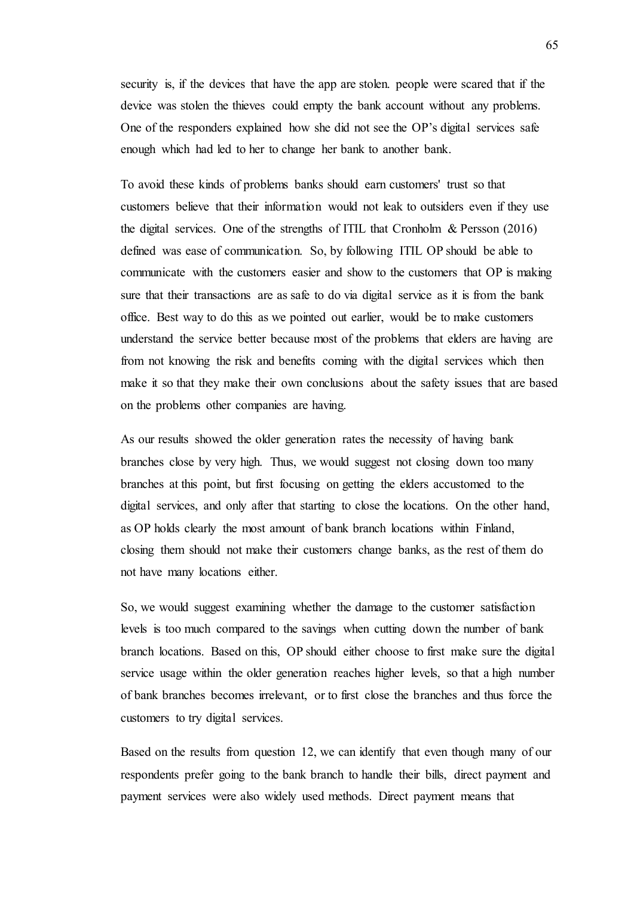security is, if the devices that have the app are stolen. people were scared that if the device was stolen the thieves could empty the bank account without any problems. One of the responders explained how she did not see the OP's digital services safe enough which had led to her to change her bank to another bank.

To avoid these kinds of problems banks should earn customers' trust so that customers believe that their information would not leak to outsiders even if they use the digital services. One of the strengths of ITIL that Cronholm & Persson (2016) defined was ease of communication. So, by following ITIL OP should be able to communicate with the customers easier and show to the customers that OP is making sure that their transactions are as safe to do via digital service as it is from the bank office. Best way to do this as we pointed out earlier, would be to make customers understand the service better because most of the problems that elders are having are from not knowing the risk and benefits coming with the digital services which then make it so that they make their own conclusions about the safety issues that are based on the problems other companies are having.

As our results showed the older generation rates the necessity of having bank branches close by very high. Thus, we would suggest not closing down too many branches at this point, but first focusing on getting the elders accustomed to the digital services, and only after that starting to close the locations. On the other hand, as OP holds clearly the most amount of bank branch locations within Finland, closing them should not make their customers change banks, as the rest of them do not have many locations either.

So, we would suggest examining whether the damage to the customer satisfaction levels is too much compared to the savings when cutting down the number of bank branch locations. Based on this, OP should either choose to first make sure the digital service usage within the older generation reaches higher levels, so that a high number of bank branches becomes irrelevant, or to first close the branches and thus force the customers to try digital services.

Based on the results from question 12, we can identify that even though many of our respondents prefer going to the bank branch to handle their bills, direct payment and payment services were also widely used methods. Direct payment means that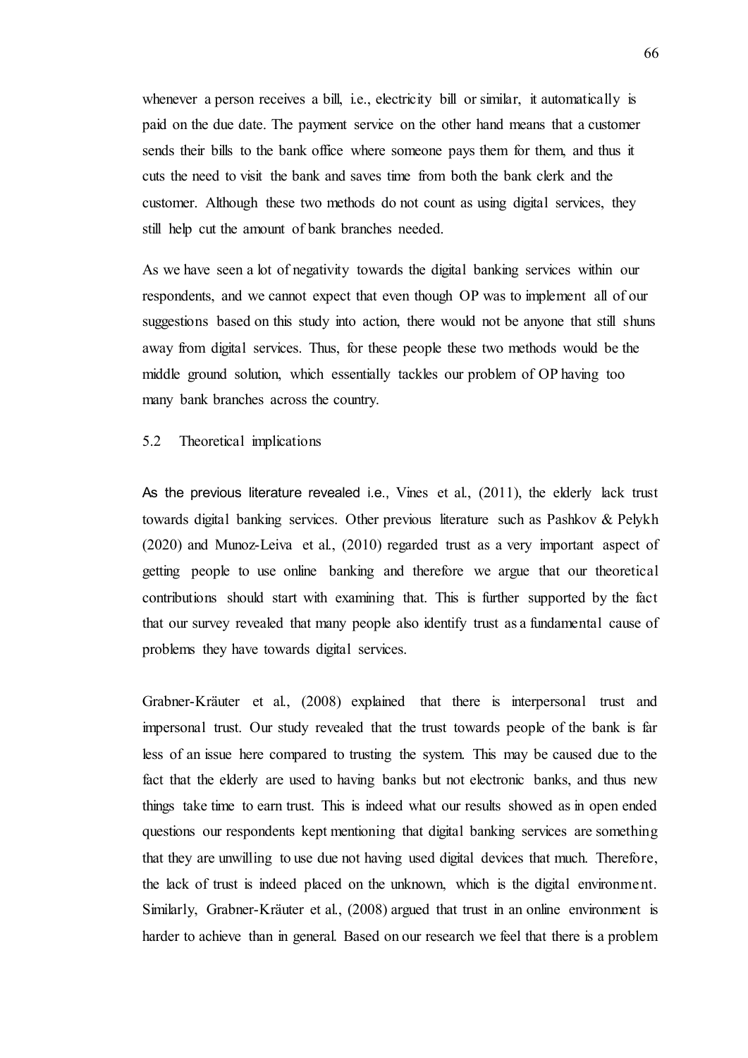whenever a person receives a bill, i.e., electricity bill or similar, it automatically is paid on the due date. The payment service on the other hand means that a customer sends their bills to the bank office where someone pays them for them, and thus it cuts the need to visit the bank and saves time from both the bank clerk and the customer. Although these two methods do not count as using digital services, they still help cut the amount of bank branches needed.

As we have seen a lot of negativity towards the digital banking services within our respondents, and we cannot expect that even though OP was to implement all of our suggestions based on this study into action, there would not be anyone that still shuns away from digital services. Thus, for these people these two methods would be the middle ground solution, which essentially tackles our problem of OP having too many bank branches across the country.

## 5.2 Theoretical implications

As the previous literature revealed i.e., Vines et al., (2011), the elderly lack trust towards digital banking services. Other previous literature such as Pashkov & Pelykh (2020) and Munoz-Leiva et al., (2010) regarded trust as a very important aspect of getting people to use online banking and therefore we argue that our theoretical contributions should start with examining that. This is further supported by the fact that our survey revealed that many people also identify trust as a fundamental cause of problems they have towards digital services.

Grabner-Kräuter et al., (2008) explained that there is interpersonal trust and impersonal trust. Our study revealed that the trust towards people of the bank is far less of an issue here compared to trusting the system. This may be caused due to the fact that the elderly are used to having banks but not electronic banks, and thus new things take time to earn trust. This is indeed what our results showed as in open ended questions our respondents kept mentioning that digital banking services are something that they are unwilling to use due not having used digital devices that much. Therefore, the lack of trust is indeed placed on the unknown, which is the digital environment. Similarly, Grabner-Kräuter et al., (2008) argued that trust in an online environment is harder to achieve than in general. Based on our research we feel that there is a problem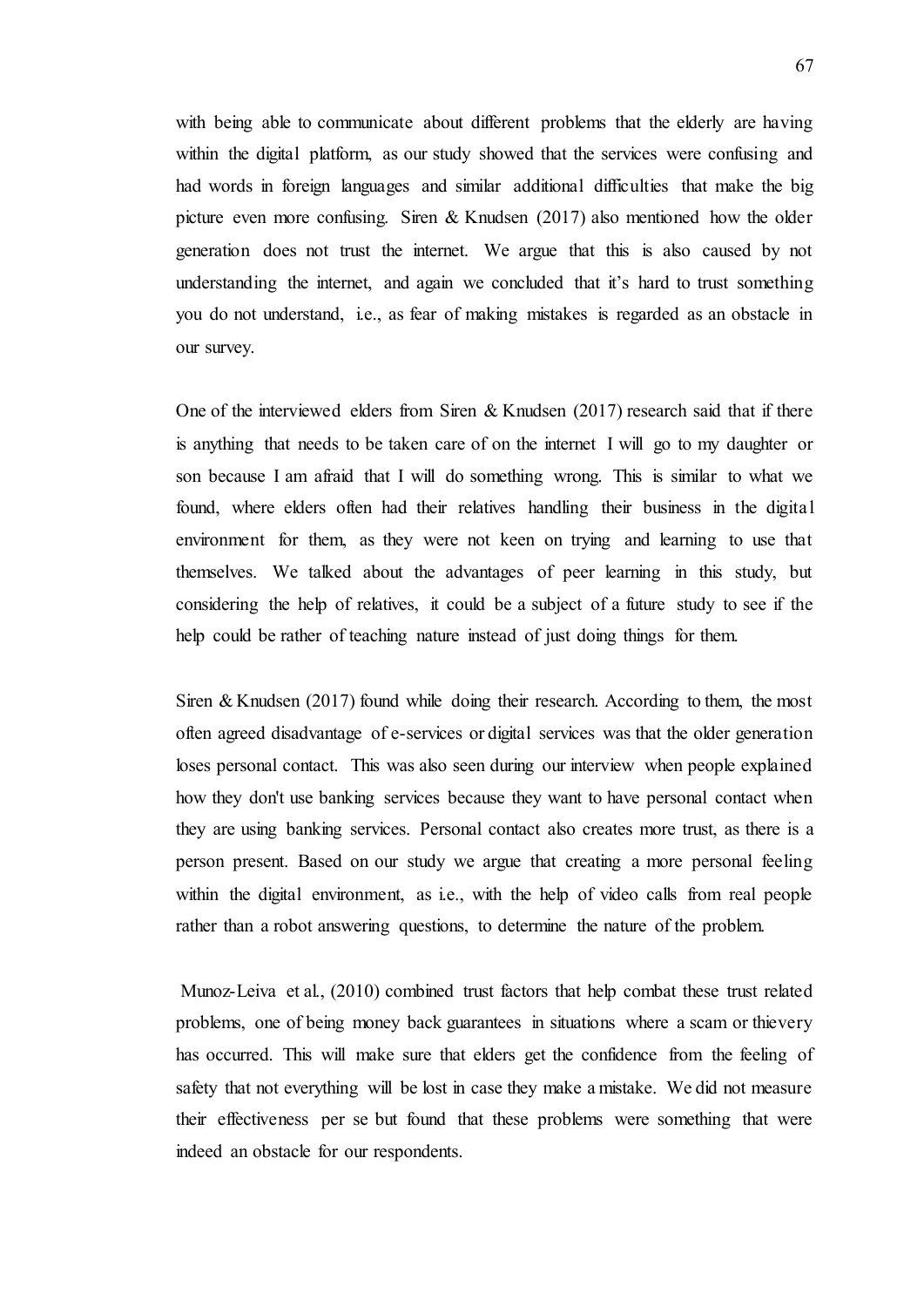with being able to communicate about different problems that the elderly are having within the digital platform, as our study showed that the services were confusing and had words in foreign languages and similar additional difficulties that make the big picture even more confusing. Siren & Knudsen (2017) also mentioned how the older generation does not trust the internet. We argue that this is also caused by not understanding the internet, and again we concluded that it's hard to trust something you do not understand, i.e., as fear of making mistakes is regarded as an obstacle in our survey.

One of the interviewed elders from Siren & Knudsen (2017) research said that if there is anything that needs to be taken care of on the internet I will go to my daughter or son because I am afraid that I will do something wrong. This is similar to what we found, where elders often had their relatives handling their business in the digital environment for them, as they were not keen on trying and learning to use that themselves. We talked about the advantages of peer learning in this study, but considering the help of relatives, it could be a subject of a future study to see if the help could be rather of teaching nature instead of just doing things for them.

Siren & Knudsen (2017) found while doing their research. According to them, the most often agreed disadvantage of e-services or digital services was that the older generation loses personal contact. This was also seen during our interview when people explained how they don't use banking services because they want to have personal contact when they are using banking services. Personal contact also creates more trust, as there is a person present. Based on our study we argue that creating a more personal feeling within the digital environment, as i.e., with the help of video calls from real people rather than a robot answering questions, to determine the nature of the problem.

Munoz-Leiva et al., (2010) combined trust factors that help combat these trust related problems, one of being money back guarantees in situations where a scam or thievery has occurred. This will make sure that elders get the confidence from the feeling of safety that not everything will be lost in case they make a mistake. We did not measure their effectiveness per se but found that these problems were something that were indeed an obstacle for our respondents.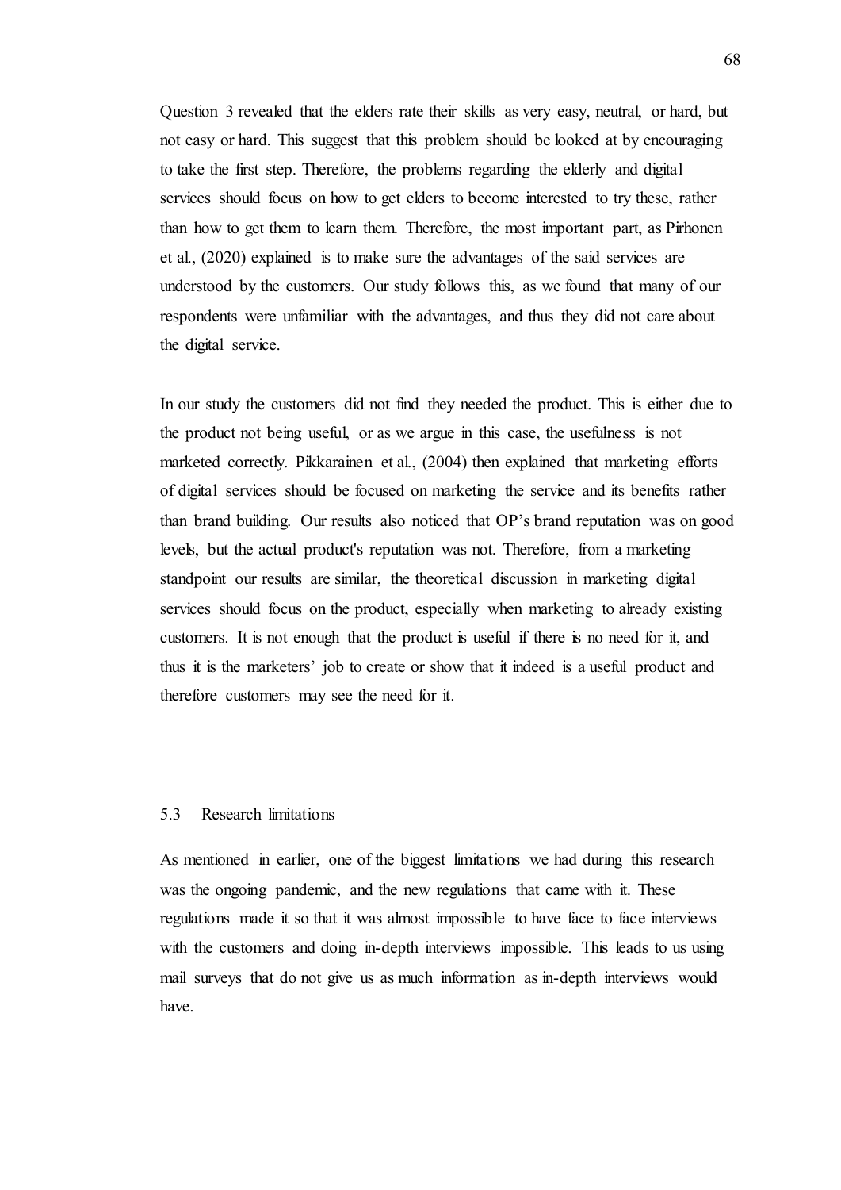Question 3 revealed that the elders rate their skills as very easy, neutral, or hard, but not easy or hard. This suggest that this problem should be looked at by encouraging to take the first step. Therefore, the problems regarding the elderly and digital services should focus on how to get elders to become interested to try these, rather than how to get them to learn them. Therefore, the most important part, as Pirhonen et al., (2020) explained is to make sure the advantages of the said services are understood by the customers. Our study follows this, as we found that many of our respondents were unfamiliar with the advantages, and thus they did not care about the digital service.

In our study the customers did not find they needed the product. This is either due to the product not being useful, or as we argue in this case, the usefulness is not marketed correctly. Pikkarainen et al., (2004) then explained that marketing efforts of digital services should be focused on marketing the service and its benefits rather than brand building. Our results also noticed that OP's brand reputation was on good levels, but the actual product's reputation was not. Therefore, from a marketing standpoint our results are similar, the theoretical discussion in marketing digital services should focus on the product, especially when marketing to already existing customers. It is not enough that the product is useful if there is no need for it, and thus it is the marketers' job to create or show that it indeed is a useful product and therefore customers may see the need for it.

### 5.3 Research limitations

As mentioned in earlier, one of the biggest limitations we had during this research was the ongoing pandemic, and the new regulations that came with it. These regulations made it so that it was almost impossible to have face to face interviews with the customers and doing in-depth interviews impossible. This leads to us using mail surveys that do not give us as much information as in-depth interviews would have.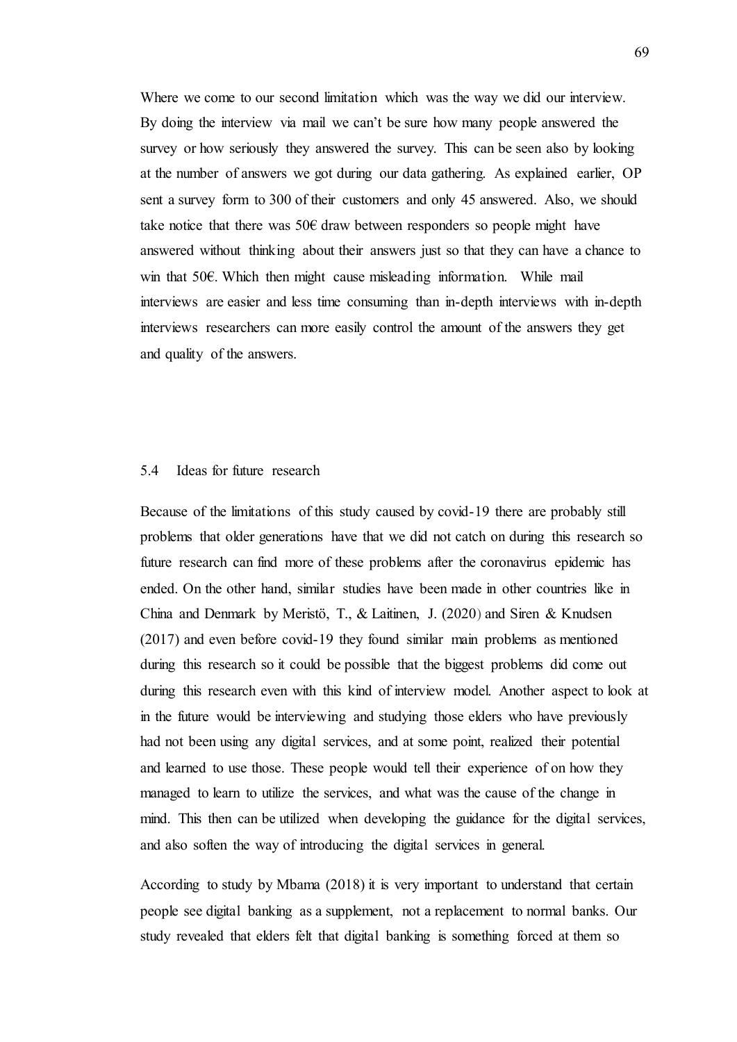Where we come to our second limitation which was the way we did our interview. By doing the interview via mail we can't be sure how many people answered the survey or how seriously they answered the survey. This can be seen also by looking at the number of answers we got during our data gathering. As explained earlier, OP sent a survey form to 300 of their customers and only 45 answered. Also, we should take notice that there was 50€ draw between responders so people might have answered without thinking about their answers just so that they can have a chance to win that 50€. Which then might cause misleading information. While mail interviews are easier and less time consuming than in-depth interviews with in-depth interviews researchers can more easily control the amount of the answers they get and quality of the answers.

## 5.4 Ideas for future research

Because of the limitations of this study caused by covid-19 there are probably still problems that older generations have that we did not catch on during this research so future research can find more of these problems after the coronavirus epidemic has ended. On the other hand, similar studies have been made in other countries like in China and Denmark by Meristö, T., & Laitinen, J. (2020) and Siren & Knudsen (2017) and even before covid-19 they found similar main problems as mentioned during this research so it could be possible that the biggest problems did come out during this research even with this kind of interview model. Another aspect to look at in the future would be interviewing and studying those elders who have previously had not been using any digital services, and at some point, realized their potential and learned to use those. These people would tell their experience of on how they managed to learn to utilize the services, and what was the cause of the change in mind. This then can be utilized when developing the guidance for the digital services, and also soften the way of introducing the digital services in general.

According to study by Mbama (2018) it is very important to understand that certain people see digital banking as a supplement, not a replacement to normal banks. Our study revealed that elders felt that digital banking is something forced at them so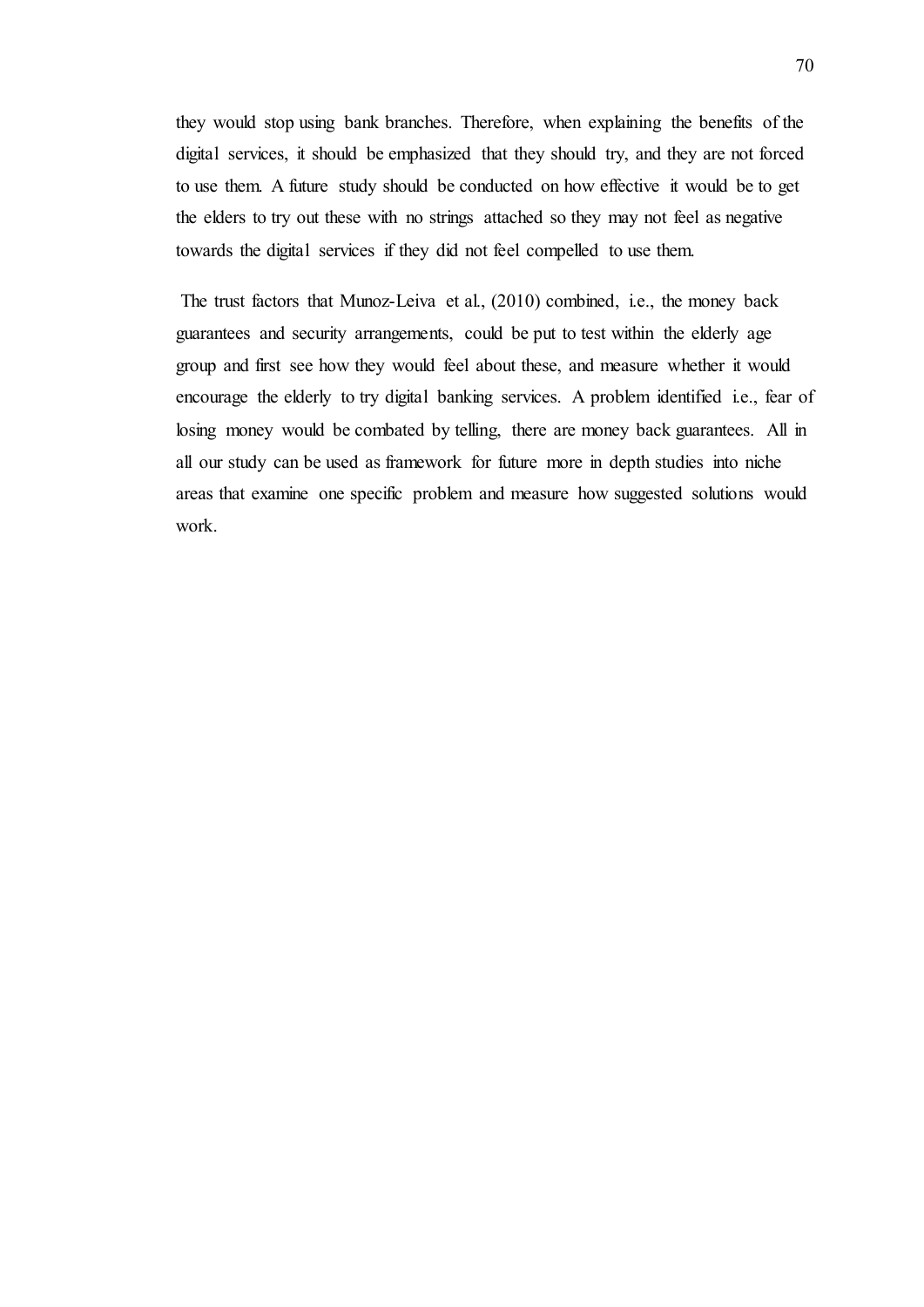they would stop using bank branches. Therefore, when explaining the benefits of the digital services, it should be emphasized that they should try, and they are not forced to use them. A future study should be conducted on how effective it would be to get the elders to try out these with no strings attached so they may not feel as negative towards the digital services if they did not feel compelled to use them.

The trust factors that Munoz-Leiva et al., (2010) combined, i.e., the money back guarantees and security arrangements, could be put to test within the elderly age group and first see how they would feel about these, and measure whether it would encourage the elderly to try digital banking services. A problem identified i.e., fear of losing money would be combated by telling, there are money back guarantees. All in all our study can be used as framework for future more in depth studies into niche areas that examine one specific problem and measure how suggested solutions would work.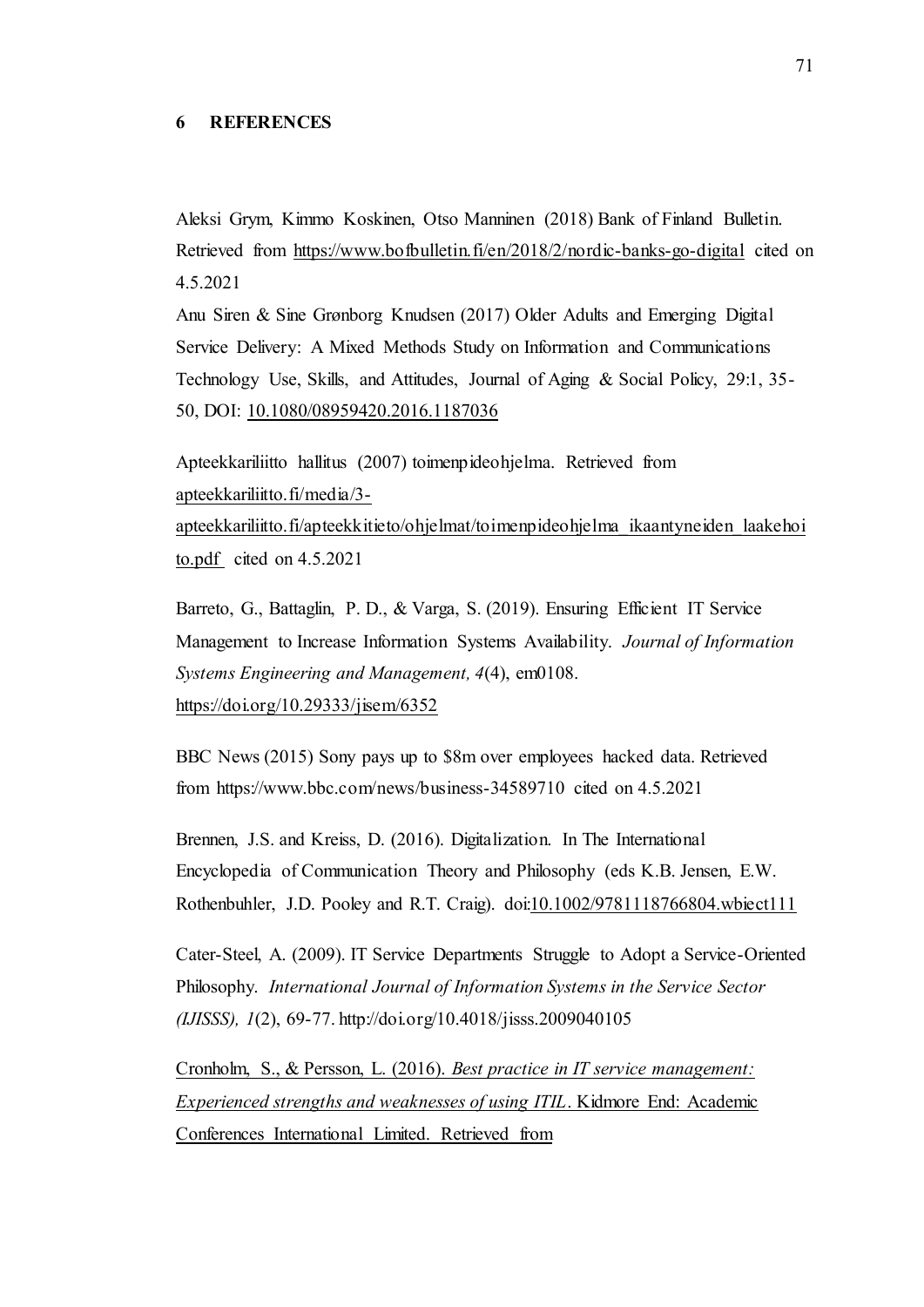# 6 REFERENCES

Aleksi Grym, Kimmo Koskinen, Otso Manninen (2018) Bank of Finland Bulletin. Retrieved from https://www.bofbulletin.fi/en/2018/2/nordic-banks-go-digital cited on 4.5.2021

Anu Siren & Sine Grønborg Knudsen (2017) Older Adults and Emerging Digital Service Delivery: A Mixed Methods Study on Information and Communications Technology Use, Skills, and Attitudes, Journal of Aging & Social Policy, 29:1, 35-50, DOI: 10.1080/08959420.2016.1187036

Apteekkariliitto hallitus (2007) toimenpideohjelma. Retrieved from apteekkariliitto.fi/media/3-apteekkariliitto.fi/apteekkitieto/ohjelmat/toimenpideohjelma_ikaantyneiden_laakehoito.pdf cited on 4.5.2021

Barreto, G., Battaglin, P. D., & Varga, S. (2019). Ensuring Efficient IT Service Management to Increase Information Systems Availability. *Journal of Information Systems Engineering and Management, 4*(4), em0108. https://doi.org/10.29333/jisem/6352

BBC News (2015) Sony pays up to $8m over employees hacked data. Retrieved from https://www.bbc.com/news/business-34589710 cited on 4.5.2021

Brennen, J.S. and Kreiss, D. (2016). Digitalization. In The International Encyclopedia of Communication Theory and Philosophy (eds K.B. Jensen, E.W. Rothenbuhler, J.D. Pooley and R.T. Craig). doi:10.1002/9781118766804.wbiect111

Cater-Steel, A. (2009). IT Service Departments Struggle to Adopt a Service-Oriented Philosophy. *International Journal of Information Systems in the Service Sector (IJISSS), 1*(2), 69-77. http://doi.org/10.4018/jisss.2009040105

Cronholm, S., & Persson, L. (2016). *Best practice in IT service management: Experienced strengths and weaknesses of using ITIL*. Kidmore End: Academic Conferences International Limited. Retrieved from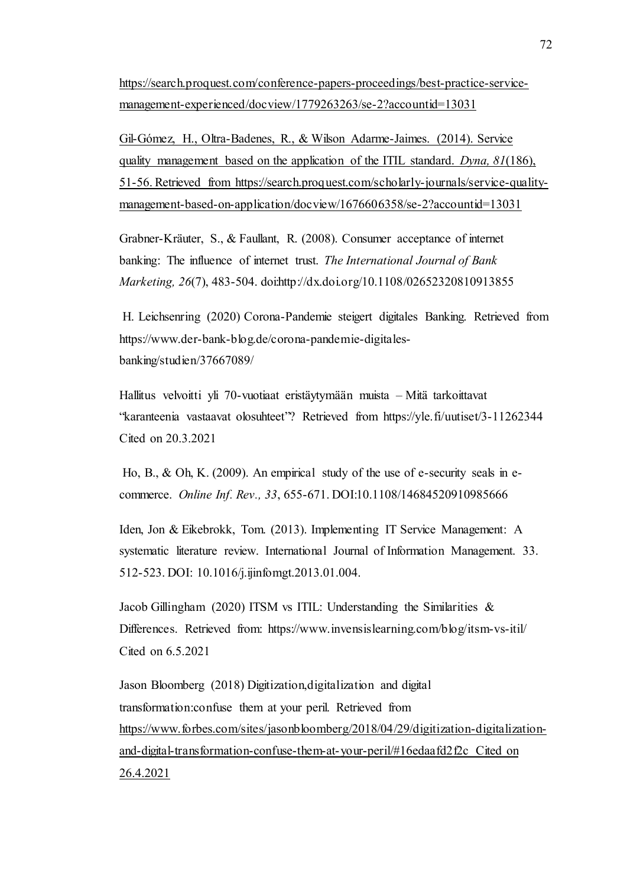https://search.proquest.com/conference-papers-proceedings/best-practice-service-management-experienced/docview/1779263263/se-2?accountid=13031

Gil-Gómez, H., Oltra-Badenes, R., & Wilson Adarme-Jaimes. (2014). Service quality management based on the application of the ITIL standard. *Dyna, 81*(186), 51-56. Retrieved from https://search.proquest.com/scholarly-journals/service-quality-management-based-on-application/docview/1676606358/se-2?accountid=13031

Grabner-Kräuter, S., & Faullant, R. (2008). Consumer acceptance of internet banking: The influence of internet trust. *The International Journal of Bank Marketing, 26*(7), 483-504. doi:http://dx.doi.org/10.1108/02652320810913855

H. Leichsenring (2020) Corona-Pandemie steigert digitales Banking. Retrieved from https://www.der-bank-blog.de/corona-pandemie-digitales-banking/studien/37667089/

Hallitus velvoitti yli 70-vuotiaat eristäytymään muista – Mitä tarkoittavat "karanteenia vastaavat olosuhteet"? Retrieved from https://yle.fi/uutiset/3-11262344 Cited on 20.3.2021

Ho, B., & Oh, K. (2009). An empirical study of the use of e-security seals in e-commerce. *Online Inf. Rev., 33*, 655-671. DOI:10.1108/14684520910985666

Iden, Jon & Eikebrokk, Tom. (2013). Implementing IT Service Management: A systematic literature review. International Journal of Information Management. 33. 512-523. DOI: 10.1016/j.ijinfomgt.2013.01.004.

Jacob Gillingham (2020) ITSM vs ITIL: Understanding the Similarities & Differences. Retrieved from: https://www.invensislearning.com/blog/itsm-vs-itil/ Cited on 6.5.2021

Jason Bloomberg (2018) Digitization,digitalization and digital transformation:confuse them at your peril. Retrieved from https://www.forbes.com/sites/jasonbloomberg/2018/04/29/digitization-digitalization-and-digital-transformation-confuse-them-at-your-peril/#16edaafd2f2c Cited on 26.4.2021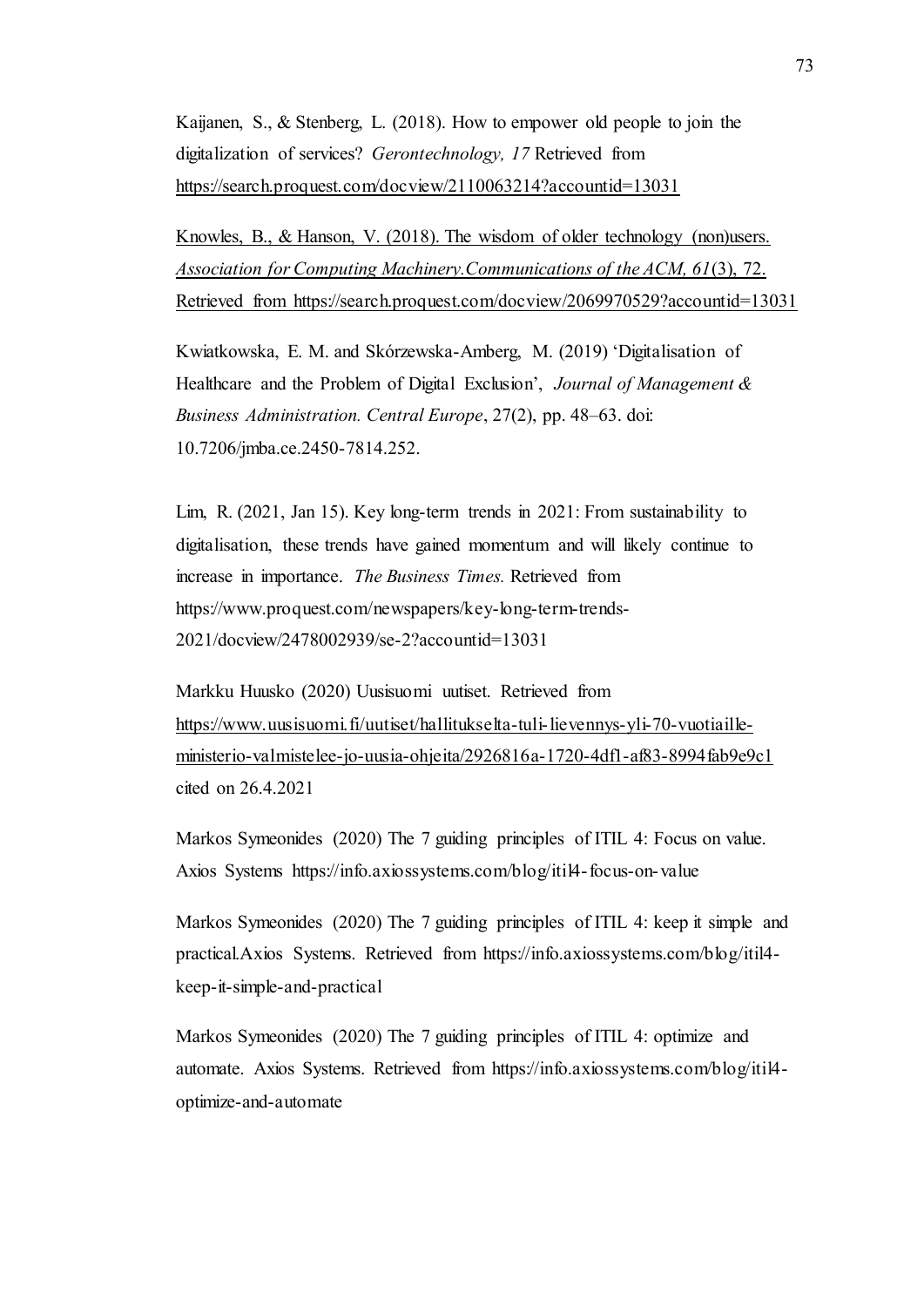Kaijanen, S., & Stenberg, L. (2018). How to empower old people to join the digitalization of services? *Gerontechnology, 17* Retrieved from https://search.proquest.com/docview/2110063214?accountid=13031

Knowles, B., & Hanson, V. (2018). The wisdom of older technology (non)users. *Association for Computing Machinery.Communications of the ACM, 61*(3), 72. Retrieved from https://search.proquest.com/docview/2069970529?accountid=13031

Kwiatkowska, E. M. and Skórzewska-Amberg, M. (2019) 'Digitalisation of Healthcare and the Problem of Digital Exclusion', *Journal of Management & Business Administration. Central Europe*, 27(2), pp. 48–63. doi: 10.7206/jmba.ce.2450-7814.252.

Lim, R. (2021, Jan 15). Key long-term trends in 2021: From sustainability to digitalisation, these trends have gained momentum and will likely continue to increase in importance. *The Business Times.* Retrieved from https://www.proquest.com/newspapers/key-long-term-trends-2021/docview/2478002939/se-2?accountid=13031

Markku Huusko (2020) Uusisuomi uutiset. Retrieved from https://www.uusisuomi.fi/uutiset/hallitukselta-tuli-lievennys-yli-70-vuotiaille-ministerio-valmistelee-jo-uusia-ohjeita/2926816a-1720-4df1-af83-8994fab9e9c1 cited on 26.4.2021

Markos Symeonides (2020) The 7 guiding principles of ITIL 4: Focus on value. Axios Systems https://info.axiossystems.com/blog/itil4-focus-on-value

Markos Symeonides (2020) The 7 guiding principles of ITIL 4: keep it simple and practical.Axios Systems. Retrieved from https://info.axiossystems.com/blog/itil4-keep-it-simple-and-practical

Markos Symeonides (2020) The 7 guiding principles of ITIL 4: optimize and automate. Axios Systems. Retrieved from https://info.axiossystems.com/blog/itil4-optimize-and-automate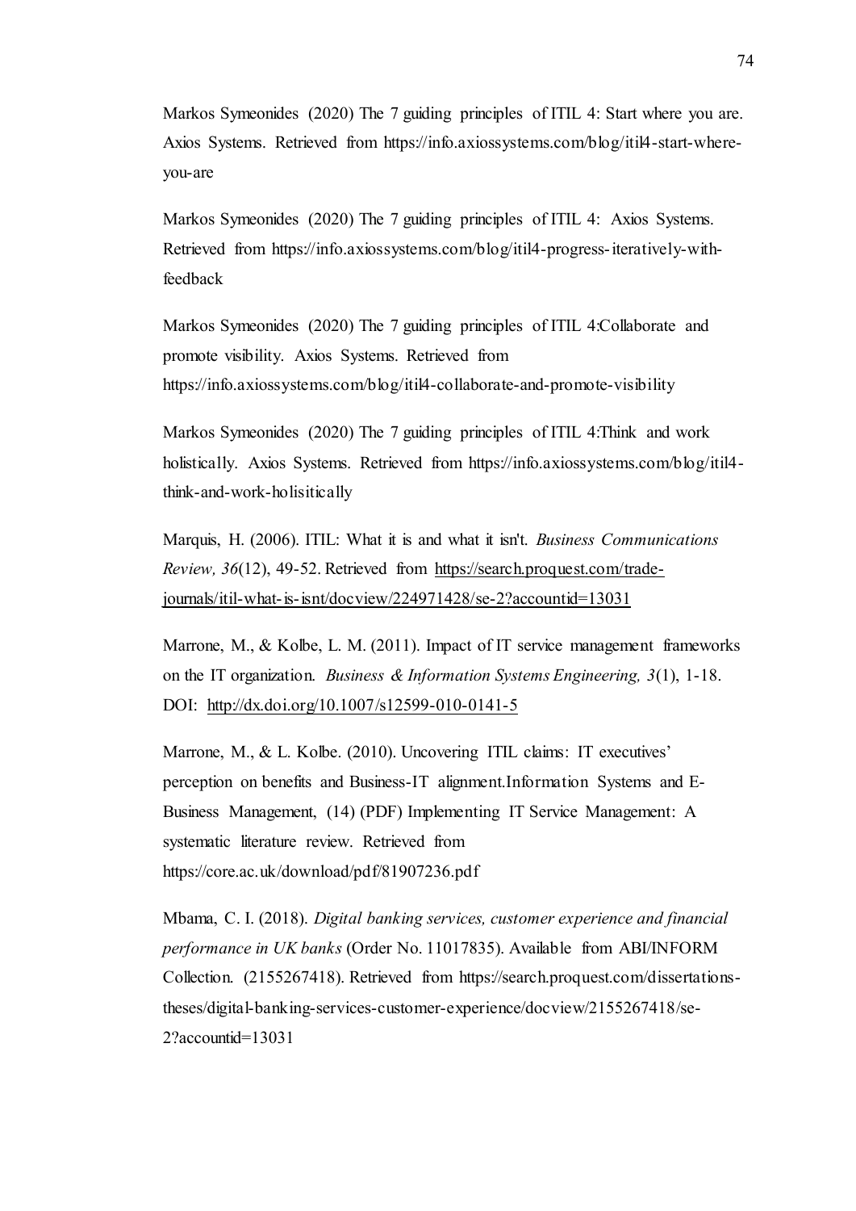Markos Symeonides (2020) The 7 guiding principles of ITIL 4: Start where you are. Axios Systems. Retrieved from https://info.axiossystems.com/blog/itil4-start-where-you-are

Markos Symeonides (2020) The 7 guiding principles of ITIL 4: Axios Systems. Retrieved from https://info.axiossystems.com/blog/itil4-progress-iteratively-with-feedback

Markos Symeonides (2020) The 7 guiding principles of ITIL 4:Collaborate and promote visibility. Axios Systems. Retrieved from https://info.axiossystems.com/blog/itil4-collaborate-and-promote-visibility

Markos Symeonides (2020) The 7 guiding principles of ITIL 4:Think and work holistically. Axios Systems. Retrieved from https://info.axiossystems.com/blog/itil4-think-and-work-holisitically

Marquis, H. (2006). ITIL: What it is and what it isn't. *Business Communications Review, 36*(12), 49-52. Retrieved from https://search.proquest.com/trade-journals/itil-what-is-isnt/docview/224971428/se-2?accountid=13031

Marrone, M., & Kolbe, L. M. (2011). Impact of IT service management frameworks on the IT organization. *Business & Information Systems Engineering, 3*(1), 1-18. DOI: http://dx.doi.org/10.1007/s12599-010-0141-5

Marrone, M., & L. Kolbe. (2010). Uncovering ITIL claims: IT executives' perception on benefits and Business-IT alignment.Information Systems and E-Business Management, (14) (PDF) Implementing IT Service Management: A systematic literature review. Retrieved from https://core.ac.uk/download/pdf/81907236.pdf

Mbama, C. I. (2018). *Digital banking services, customer experience and financial performance in UK banks* (Order No. 11017835). Available from ABI/INFORM Collection. (2155267418). Retrieved from https://search.proquest.com/dissertations-theses/digital-banking-services-customer-experience/docview/2155267418/se-2?accountid=13031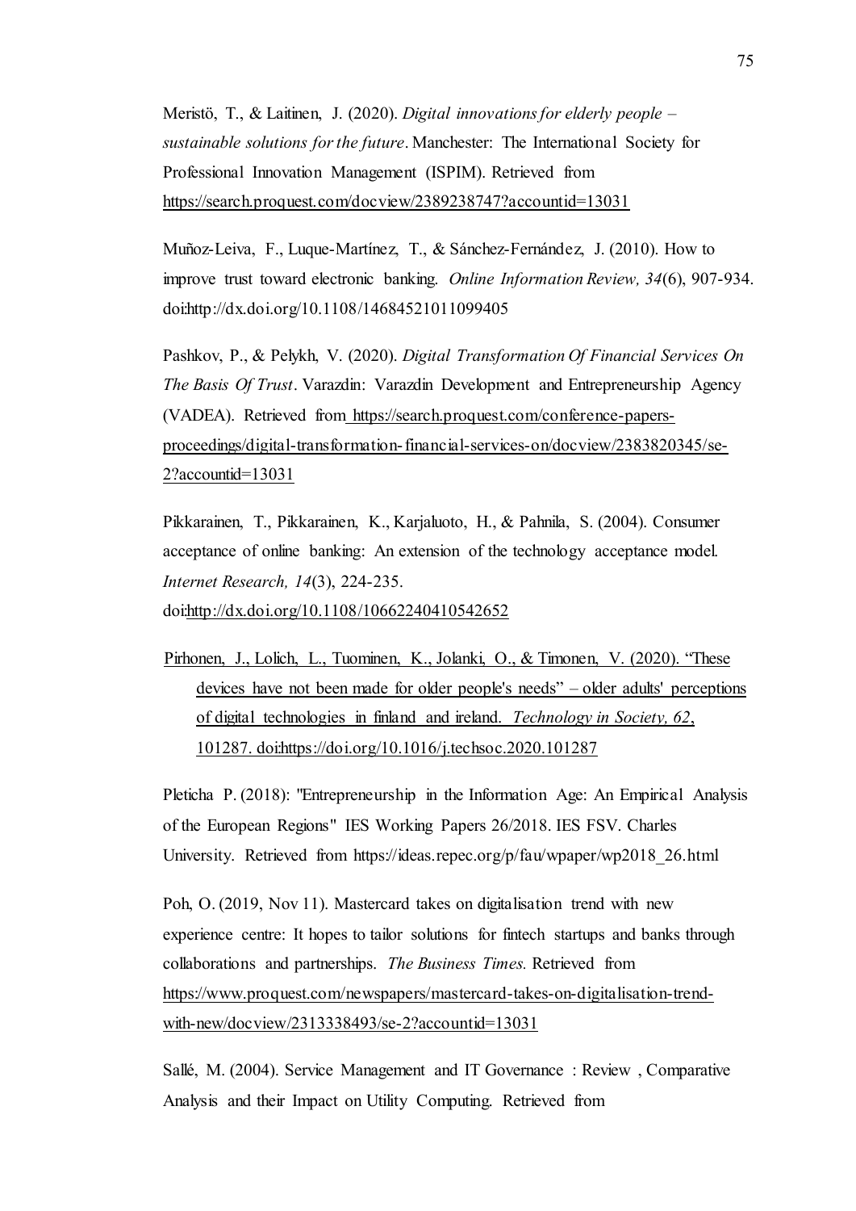Meristö, T., & Laitinen, J. (2020). *Digital innovations for elderly people – sustainable solutions for the future*. Manchester: The International Society for Professional Innovation Management (ISPIM). Retrieved from https://search.proquest.com/docview/2389238747?accountid=13031

Muñoz-Leiva, F., Luque-Martínez, T., & Sánchez-Fernández, J. (2010). How to improve trust toward electronic banking. *Online Information Review, 34*(6), 907-934. doi:http://dx.doi.org/10.1108/14684521011099405

Pashkov, P., & Pelykh, V. (2020). *Digital Transformation Of Financial Services On The Basis Of Trust*. Varazdin: Varazdin Development and Entrepreneurship Agency (VADEA). Retrieved from https://search.proquest.com/conference-papers-proceedings/digital-transformation-financial-services-on/docview/2383820345/se-2?accountid=13031

Pikkarainen, T., Pikkarainen, K., Karjaluoto, H., & Pahnila, S. (2004). Consumer acceptance of online banking: An extension of the technology acceptance model. *Internet Research, 14*(3), 224-235. doi:http://dx.doi.org/10.1108/10662240410542652

Pirhonen, J., Lolich, L., Tuominen, K., Jolanki, O., & Timonen, V. (2020). "These devices have not been made for older people's needs" – older adults' perceptions of digital technologies in finland and ireland. *Technology in Society, 62*, 101287. doi:https://doi.org/10.1016/j.techsoc.2020.101287

Pleticha P. (2018): "Entrepreneurship in the Information Age: An Empirical Analysis of the European Regions" IES Working Papers 26/2018. IES FSV. Charles University. Retrieved from https://ideas.repec.org/p/fau/wpaper/wp2018_26.html

Poh, O. (2019, Nov 11). Mastercard takes on digitalisation trend with new experience centre: It hopes to tailor solutions for fintech startups and banks through collaborations and partnerships. *The Business Times.* Retrieved from https://www.proquest.com/newspapers/mastercard-takes-on-digitalisation-trend-with-new/docview/2313338493/se-2?accountid=13031

Sallé, M. (2004). Service Management and IT Governance : Review , Comparative Analysis and their Impact on Utility Computing. Retrieved from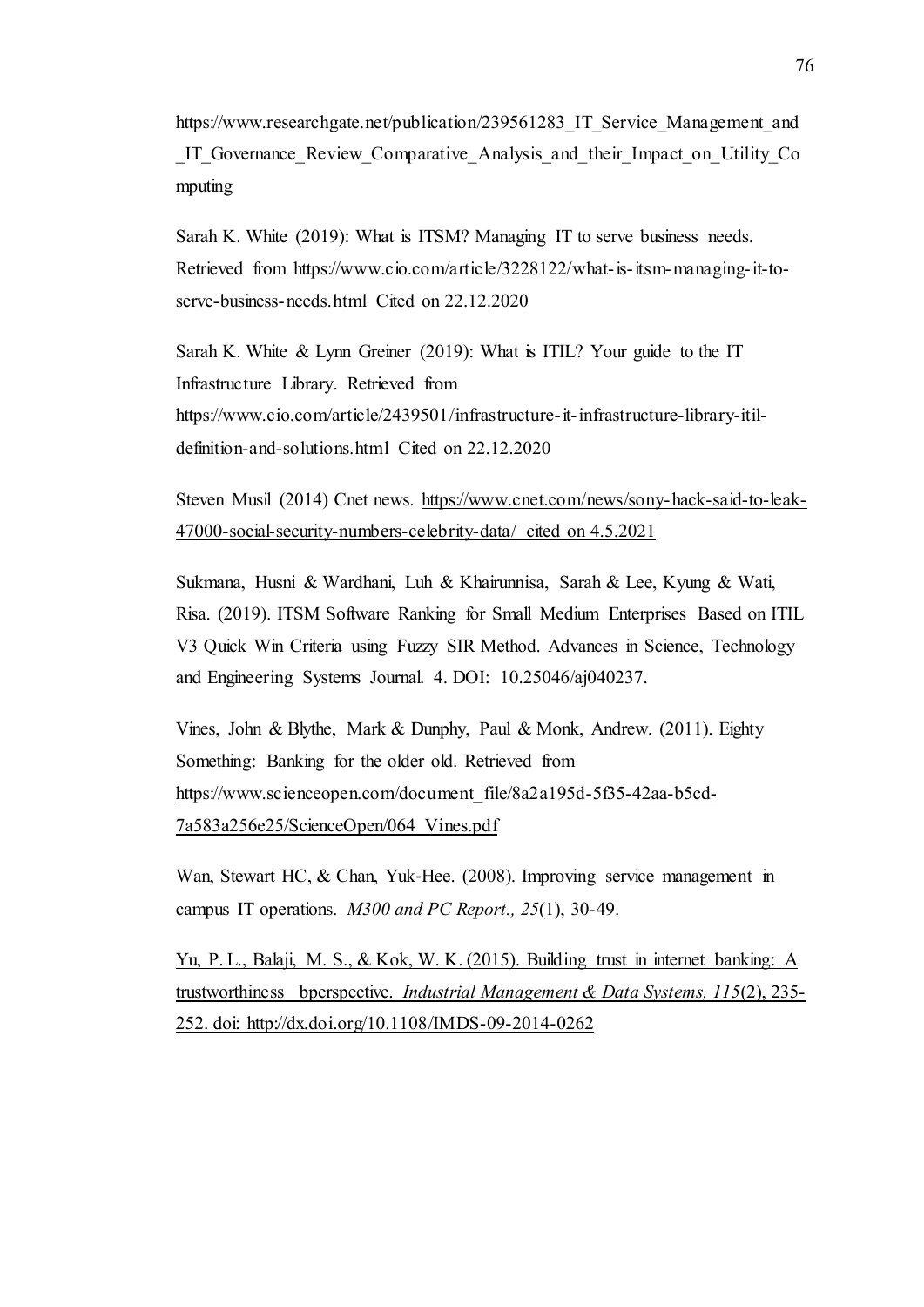https://www.researchgate.net/publication/239561283_IT_Service_Management_and_IT_Governance_Review_Comparative_Analysis_and_their_Impact_on_Utility_Computing

Sarah K. White (2019): What is ITSM? Managing IT to serve business needs. Retrieved from https://www.cio.com/article/3228122/what-is-itsm-managing-it-to-serve-business-needs.html Cited on 22.12.2020

Sarah K. White & Lynn Greiner (2019): What is ITIL? Your guide to the IT Infrastructure Library. Retrieved from https://www.cio.com/article/2439501/infrastructure-it-infrastructure-library-itil-definition-and-solutions.html Cited on 22.12.2020

Steven Musil (2014) Cnet news. https://www.cnet.com/news/sony-hack-said-to-leak-47000-social-security-numbers-celebrity-data/ cited on 4.5.2021

Sukmana, Husni & Wardhani, Luh & Khairunnisa, Sarah & Lee, Kyung & Wati, Risa. (2019). ITSM Software Ranking for Small Medium Enterprises Based on ITIL V3 Quick Win Criteria using Fuzzy SIR Method. Advances in Science, Technology and Engineering Systems Journal. 4. DOI: 10.25046/aj040237.

Vines, John & Blythe, Mark & Dunphy, Paul & Monk, Andrew. (2011). Eighty Something: Banking for the older old. Retrieved from https://www.scienceopen.com/document_file/8a2a195d-5f35-42aa-b5cd-7a583a256e25/ScienceOpen/064_Vines.pdf

Wan, Stewart HC, & Chan, Yuk-Hee. (2008). Improving service management in campus IT operations. *M300 and PC Report., 25*(1), 30-49.

Yu, P. L., Balaji, M. S., & Kok, W. K. (2015). Building trust in internet banking: A trustworthiness bperspective. *Industrial Management & Data Systems, 115*(2), 235-252. doi: http://dx.doi.org/10.1108/IMDS-09-2014-0262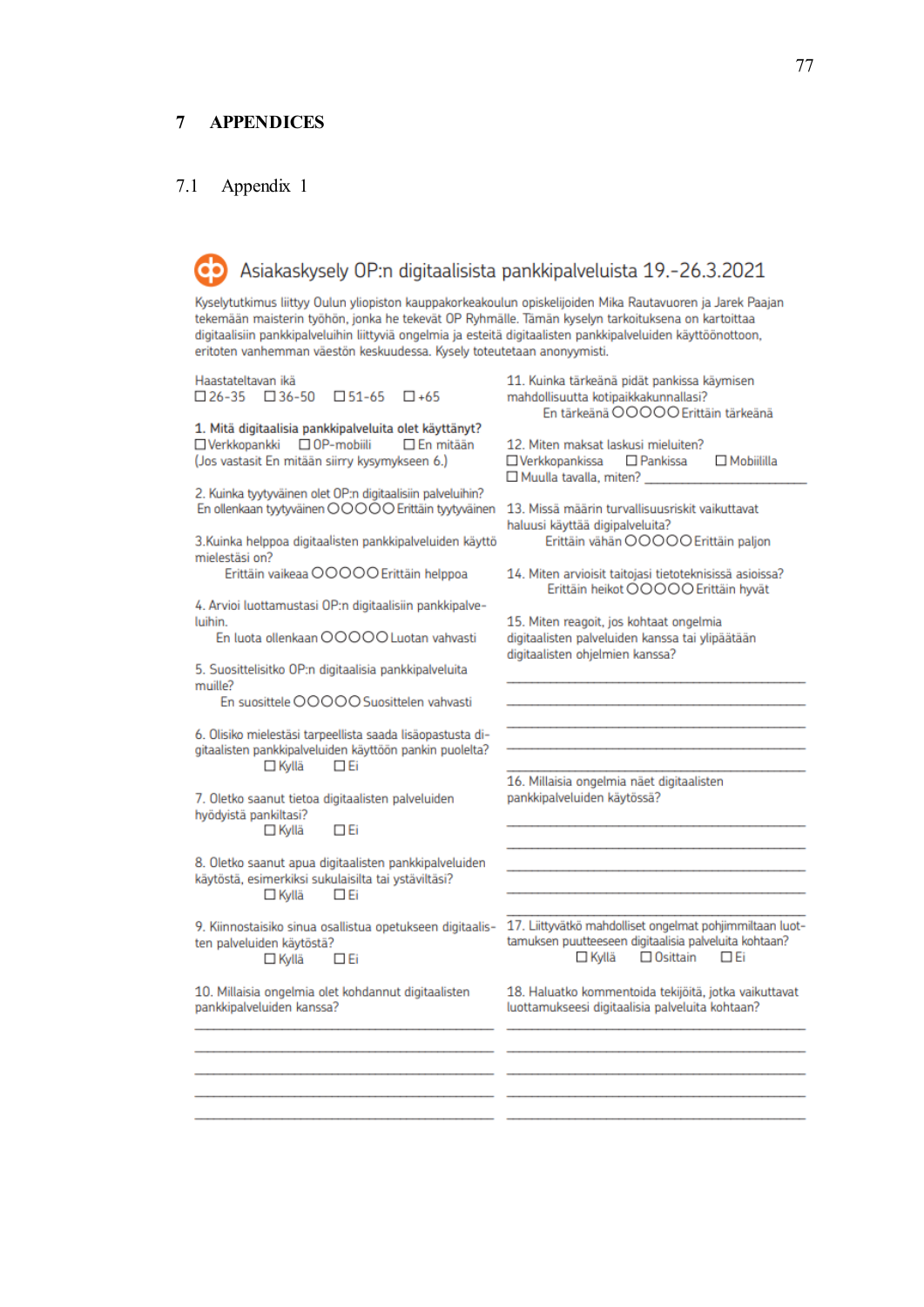# 7 APPENDICES

## 7.1 Appendix 1

### Asiakaskysely OP:n digitaalisista pankkipalveluista 19.-26.3.2021

Kyselytutkimus liittyy Oulun yliopiston kauppakorkeakoulun opiskelijoiden Mika Rautavuoren ja Jarek Paajan tekemään maisterin työhön, jonka he tekevät OP Ryhmälle. Tämän kyselyn tarkoituksena on kartoittaa digitaalisiin pankkipalveluihin liittyviä ongelmia ja esteitä digitaalisten pankkipalveluiden käyttöönotoon, eritoten vanhemman väestön keskuudessa. Kysely toteutetaan anonyymisti.

Haastateltavan ikä
☐ 26-35 ☐ 36-50 ☐ 51-65 ☐ +65

**1. Mitä digitaalisia pankkipalveluita olet käyttänyt?**
☐ Verkkopankki ☐ OP-mobiili ☐ En mitään
(Jos vastasit En mitään siirry kysymykseen 6.)

2. Kuinka tyytyväinen olet OP:n digitaalisiin palveluihin?
En ollenkaan tyytyväinen ○○○○○ Erittäin tyytyväinen

3.Kuinka helppoa digitaalisten pankkipalveluiden käyttö mielestäsi on?
Erittäin vaikeaa ○○○○○ Erittäin helppoa

4. Arvioi luottamustasi OP:n digitaalisiin pankkipalveluihin.
En luota ollenkaan ○○○○○ Luotan vahvasti

5. Suosittelisitko OP:n digitaalisia pankkipalveluita muille?
En suosittele ○○○○○ Suosittelen vahvasti

6. Olisiko mielestäsi tarpeellista saada lisäopastusta digitaalisten pankkipalveluiden käyttöön pankin puolelta?
☐ Kyllä ☐ Ei

7. Oletko saanut tietoa digitaalisten palveluiden hyödyistä pankiltasi?
☐ Kyllä ☐ Ei

8. Oletko saanut apua digitaalisten pankkipalveluiden käytöstä, esimerkiksi sukulaisilta tai ystäviltäsi?
☐ Kyllä ☐ Ei

9. Kiinnostaisiko sinua osallistua opetukseen digitaalisten palveluiden käytöstä?
☐ Kyllä ☐ Ei

10. Millaisia ongelmia olet kohdannut digitaalisten pankkipalveluiden kanssa?

\_\_\_\_\_\_\_\_\_\_\_\_\_\_\_\_\_\_\_\_\_\_\_\_\_\_\_\_\_\_\_\_\_\_\_\_\_\_\_\_
\_\_\_\_\_\_\_\_\_\_\_\_\_\_\_\_\_\_\_\_\_\_\_\_\_\_\_\_\_\_\_\_\_\_\_\_\_\_\_\_
\_\_\_\_\_\_\_\_\_\_\_\_\_\_\_\_\_\_\_\_\_\_\_\_\_\_\_\_\_\_\_\_\_\_\_\_\_\_\_\_
\_\_\_\_\_\_\_\_\_\_\_\_\_\_\_\_\_\_\_\_\_\_\_\_\_\_\_\_\_\_\_\_\_\_\_\_\_\_\_\_
\_\_\_\_\_\_\_\_\_\_\_\_\_\_\_\_\_\_\_\_\_\_\_\_\_\_\_\_\_\_\_\_\_\_\_\_\_\_\_\_

11. Kuinka tärkeänä pidät pankissa käymisen mahdollisuutta kotipaikkakunnallasi?
En tärkeänä ○○○○○ Erittäin tärkeänä

12. Miten maksat laskusi mieluiten?
☐ Verkkopankissa ☐ Pankissa ☐ Mobiililla
☐ Muulla tavalla, miten? \_\_\_\_\_\_\_\_\_\_\_\_\_\_\_\_\_\_\_\_

13. Missä määrin turvallisuusriskit vaikuttavat haluusi käyttää digipalveluita?
Erittäin vähän ○○○○○ Erittäin paljon

14. Miten arvioisit taitojasi tietoteknisissä asioissa?
Erittäin heikot ○○○○○ Erittäin hyvät

15. Miten reagoit, jos kohtaat ongelmia digitaalisten palveluiden kanssa tai ylipäätään digitaalisten ohjelmien kanssa?

\_\_\_\_\_\_\_\_\_\_\_\_\_\_\_\_\_\_\_\_\_\_\_\_\_\_\_\_\_\_\_\_\_\_\_\_\_\_\_\_
\_\_\_\_\_\_\_\_\_\_\_\_\_\_\_\_\_\_\_\_\_\_\_\_\_\_\_\_\_\_\_\_\_\_\_\_\_\_\_\_
\_\_\_\_\_\_\_\_\_\_\_\_\_\_\_\_\_\_\_\_\_\_\_\_\_\_\_\_\_\_\_\_\_\_\_\_\_\_\_\_
\_\_\_\_\_\_\_\_\_\_\_\_\_\_\_\_\_\_\_\_\_\_\_\_\_\_\_\_\_\_\_\_\_\_\_\_\_\_\_\_
\_\_\_\_\_\_\_\_\_\_\_\_\_\_\_\_\_\_\_\_\_\_\_\_\_\_\_\_\_\_\_\_\_\_\_\_\_\_\_\_

16. Millaisia ongelmia näet digitaalisten pankkipalveluiden käytössä?

\_\_\_\_\_\_\_\_\_\_\_\_\_\_\_\_\_\_\_\_\_\_\_\_\_\_\_\_\_\_\_\_\_\_\_\_\_\_\_\_
\_\_\_\_\_\_\_\_\_\_\_\_\_\_\_\_\_\_\_\_\_\_\_\_\_\_\_\_\_\_\_\_\_\_\_\_\_\_\_\_
\_\_\_\_\_\_\_\_\_\_\_\_\_\_\_\_\_\_\_\_\_\_\_\_\_\_\_\_\_\_\_\_\_\_\_\_\_\_\_\_
\_\_\_\_\_\_\_\_\_\_\_\_\_\_\_\_\_\_\_\_\_\_\_\_\_\_\_\_\_\_\_\_\_\_\_\_\_\_\_\_
\_\_\_\_\_\_\_\_\_\_\_\_\_\_\_\_\_\_\_\_\_\_\_\_\_\_\_\_\_\_\_\_\_\_\_\_\_\_\_\_

17. Liittyvätkö mahdolliset ongelmat pohjimmiltaan luottamuksen puutteeseen digitaalisia palveluita kohtaan?
☐ Kyllä ☐ Osittain ☐ Ei

18. Haluatko kommentoida tekijöitä, jotka vaikuttavat luottamukseesi digitaalisia palveluita kohtaan?

\_\_\_\_\_\_\_\_\_\_\_\_\_\_\_\_\_\_\_\_\_\_\_\_\_\_\_\_\_\_\_\_\_\_\_\_\_\_\_\_
\_\_\_\_\_\_\_\_\_\_\_\_\_\_\_\_\_\_\_\_\_\_\_\_\_\_\_\_\_\_\_\_\_\_\_\_\_\_\_\_
\_\_\_\_\_\_\_\_\_\_\_\_\_\_\_\_\_\_\_\_\_\_\_\_\_\_\_\_\_\_\_\_\_\_\_\_\_\_\_\_
\_\_\_\_\_\_\_\_\_\_\_\_\_\_\_\_\_\_\_\_\_\_\_\_\_\_\_\_\_\_\_\_\_\_\_\_\_\_\_\_
\_\_\_\_\_\_\_\_\_\_\_\_\_\_\_\_\_\_\_\_\_\_\_\_\_\_\_\_\_\_\_\_\_\_\_\_\_\_\_\_